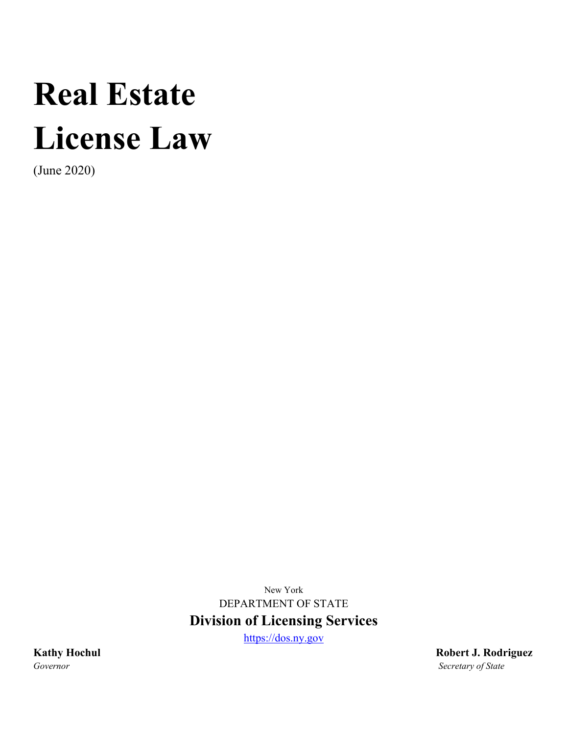# Real Estate License Law

(June 2020)

New York

DEPARTMENT OF STATE

**Division of Licensing Services**

https://dos.ny.gov

**Kathy Hochul**
*Governor*

**Robert J. Rodriguez**
*Secretary of State*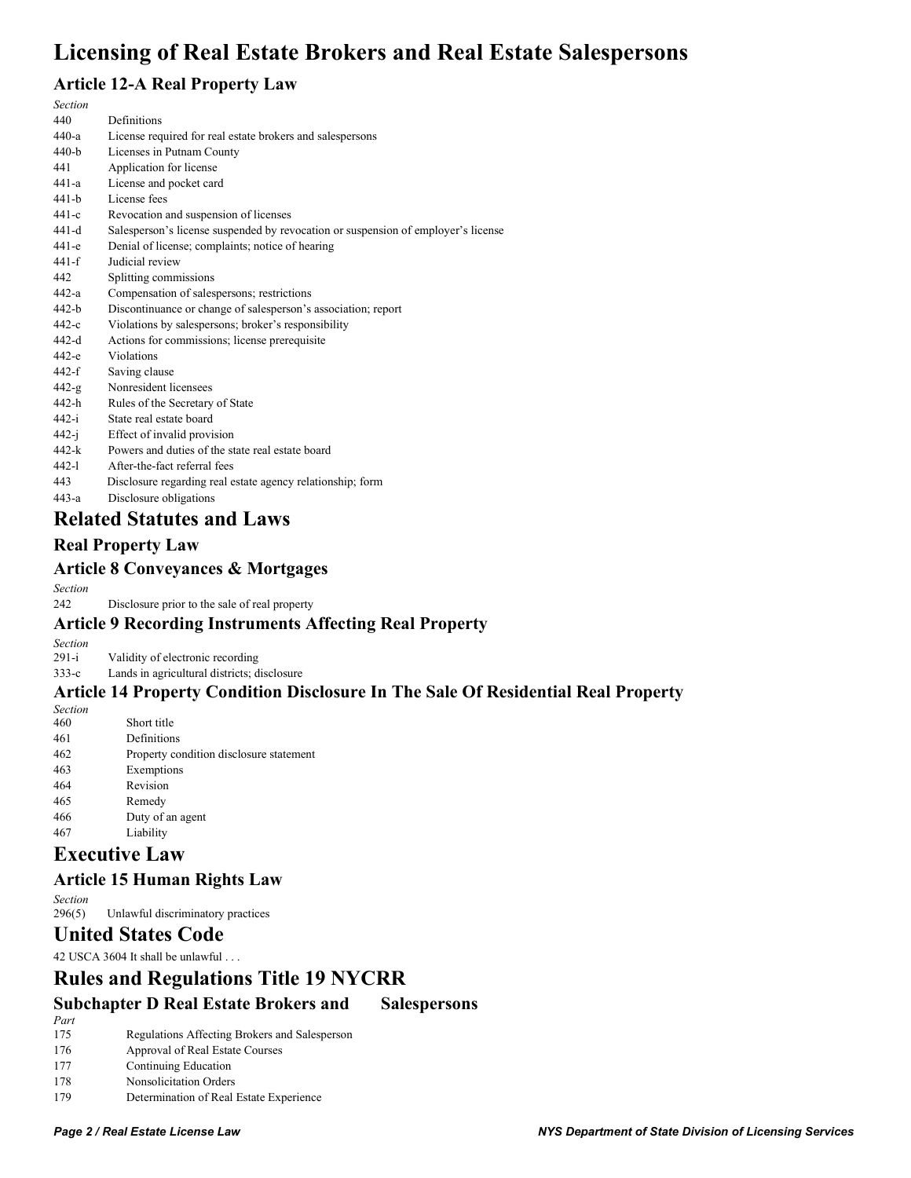# Licensing of Real Estate Brokers and Real Estate Salespersons

## Article 12-A Real Property Law

| *Section* | |
|---|---|
| 440 | Definitions |
| 440-a | License required for real estate brokers and salespersons |
| 440-b | Licenses in Putnam County |
| 441 | Application for license |
| 441-a | License and pocket card |
| 441-b | License fees |
| 441-c | Revocation and suspension of licenses |
| 441-d | Salesperson's license suspended by revocation or suspension of employer's license |
| 441-e | Denial of license; complaints; notice of hearing |
| 441-f | Judicial review |
| 442 | Splitting commissions |
| 442-a | Compensation of salespersons; restrictions |
| 442-b | Discontinuance or change of salesperson's association; report |
| 442-c | Violations by salespersons; broker's responsibility |
| 442-d | Actions for commissions; license prerequisite |
| 442-e | Violations |
| 442-f | Saving clause |
| 442-g | Nonresident licensees |
| 442-h | Rules of the Secretary of State |
| 442-i | State real estate board |
| 442-j | Effect of invalid provision |
| 442-k | Powers and duties of the state real estate board |
| 442-l | After-the-fact referral fees |
| 443 | Disclosure regarding real estate agency relationship; form |
| 443-a | Disclosure obligations |

# Related Statutes and Laws

## Real Property Law

## Article 8 Conveyances & Mortgages

| *Section* | |
|---|---|
| 242 | Disclosure prior to the sale of real property |

## Article 9 Recording Instruments Affecting Real Property

| *Section* | |
|---|---|
| 291-i | Validity of electronic recording |
| 333-c | Lands in agricultural districts; disclosure |

## Article 14 Property Condition Disclosure In The Sale Of Residential Real Property

| *Section* | |
|---|---|
| 460 | Short title |
| 461 | Definitions |
| 462 | Property condition disclosure statement |
| 463 | Exemptions |
| 464 | Revision |
| 465 | Remedy |
| 466 | Duty of an agent |
| 467 | Liability |

# Executive Law

## Article 15 Human Rights Law

| *Section* | |
|---|---|
| 296(5) | Unlawful discriminatory practices |

# United States Code

42 USCA 3604 It shall be unlawful . . .

# Rules and Regulations Title 19 NYCRR

## Subchapter D Real Estate Brokers and Salespersons

| *Part* | |
|---|---|
| 175 | Regulations Affecting Brokers and Salesperson |
| 176 | Approval of Real Estate Courses |
| 177 | Continuing Education |
| 178 | Nonsolicitation Orders |
| 179 | Determination of Real Estate Experience |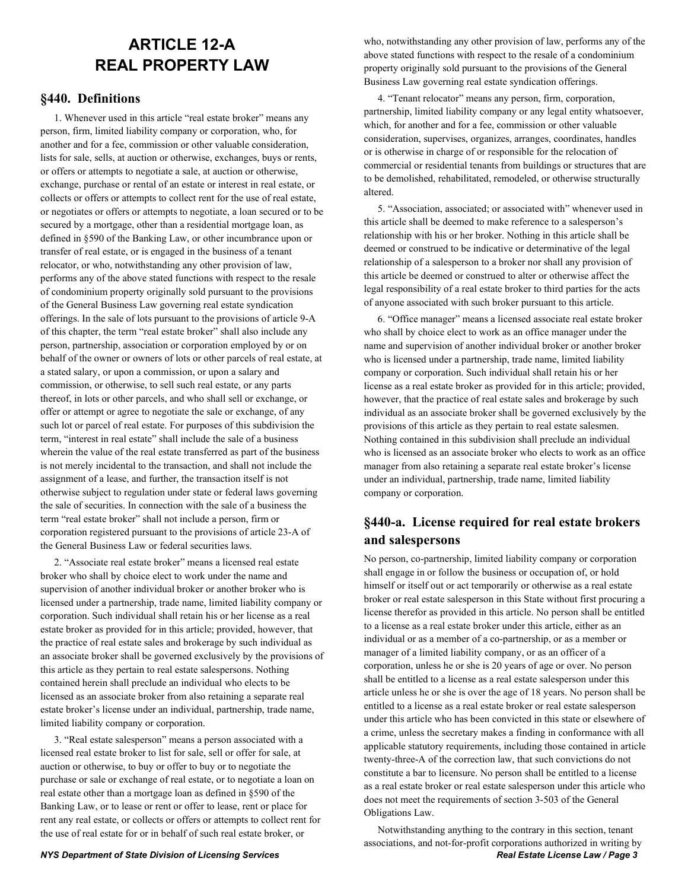# ARTICLE 12-A
# REAL PROPERTY LAW

## §440. Definitions

1. Whenever used in this article "real estate broker" means any person, firm, limited liability company or corporation, who, for another and for a fee, commission or other valuable consideration, lists for sale, sells, at auction or otherwise, exchanges, buys or rents, or offers or attempts to negotiate a sale, at auction or otherwise, exchange, purchase or rental of an estate or interest in real estate, or collects or offers or attempts to collect rent for the use of real estate, or negotiates or offers or attempts to negotiate, a loan secured or to be secured by a mortgage, other than a residential mortgage loan, as defined in §590 of the Banking Law, or other incumbrance upon or transfer of real estate, or is engaged in the business of a tenant relocator, or who, notwithstanding any other provision of law, performs any of the above stated functions with respect to the resale of condominium property originally sold pursuant to the provisions of the General Business Law governing real estate syndication offerings. In the sale of lots pursuant to the provisions of article 9-A of this chapter, the term "real estate broker" shall also include any person, partnership, association or corporation employed by or on behalf of the owner or owners of lots or other parcels of real estate, at a stated salary, or upon a commission, or upon a salary and commission, or otherwise, to sell such real estate, or any parts thereof, in lots or other parcels, and who shall sell or exchange, or offer or attempt or agree to negotiate the sale or exchange, of any such lot or parcel of real estate. For purposes of this subdivision the term, "interest in real estate" shall include the sale of a business wherein the value of the real estate transferred as part of the business is not merely incidental to the transaction, and shall not include the assignment of a lease, and further, the transaction itself is not otherwise subject to regulation under state or federal laws governing the sale of securities. In connection with the sale of a business the term "real estate broker" shall not include a person, firm or corporation registered pursuant to the provisions of article 23-A of the General Business Law or federal securities laws.

2. "Associate real estate broker" means a licensed real estate broker who shall by choice elect to work under the name and supervision of another individual broker or another broker who is licensed under a partnership, trade name, limited liability company or corporation. Such individual shall retain his or her license as a real estate broker as provided for in this article; provided, however, that the practice of real estate sales and brokerage by such individual as an associate broker shall be governed exclusively by the provisions of this article as they pertain to real estate salespersons. Nothing contained herein shall preclude an individual who elects to be licensed as an associate broker from also retaining a separate real estate broker's license under an individual, partnership, trade name, limited liability company or corporation.

3. "Real estate salesperson" means a person associated with a licensed real estate broker to list for sale, sell or offer for sale, at auction or otherwise, to buy or offer to buy or to negotiate the purchase or sale or exchange of real estate, or to negotiate a loan on real estate other than a mortgage loan as defined in §590 of the Banking Law, or to lease or rent or offer to lease, rent or place for rent any real estate, or collects or offers or attempts to collect rent for the use of real estate for or in behalf of such real estate broker, or who, notwithstanding any other provision of law, performs any of the above stated functions with respect to the resale of a condominium property originally sold pursuant to the provisions of the General Business Law governing real estate syndication offerings.

4. "Tenant relocator" means any person, firm, corporation, partnership, limited liability company or any legal entity whatsoever, which, for another and for a fee, commission or other valuable consideration, supervises, organizes, arranges, coordinates, handles or is otherwise in charge of or responsible for the relocation of commercial or residential tenants from buildings or structures that are to be demolished, rehabilitated, remodeled, or otherwise structurally altered.

5. "Association, associated; or associated with" whenever used in this article shall be deemed to make reference to a salesperson's relationship with his or her broker. Nothing in this article shall be deemed or construed to be indicative or determinative of the legal relationship of a salesperson to a broker nor shall any provision of this article be deemed or construed to alter or otherwise affect the legal responsibility of a real estate broker to third parties for the acts of anyone associated with such broker pursuant to this article.

6. "Office manager" means a licensed associate real estate broker who shall by choice elect to work as an office manager under the name and supervision of another individual broker or another broker who is licensed under a partnership, trade name, limited liability company or corporation. Such individual shall retain his or her license as a real estate broker as provided for in this article; provided, however, that the practice of real estate sales and brokerage by such individual as an associate broker shall be governed exclusively by the provisions of this article as they pertain to real estate salesmen. Nothing contained in this subdivision shall preclude an individual who is licensed as an associate broker who elects to work as an office manager from also retaining a separate real estate broker's license under an individual, partnership, trade name, limited liability company or corporation.

## §440-a. License required for real estate brokers and salespersons

No person, co-partnership, limited liability company or corporation shall engage in or follow the business or occupation of, or hold himself or itself out or act temporarily or otherwise as a real estate broker or real estate salesperson in this State without first procuring a license therefor as provided in this article. No person shall be entitled to a license as a real estate broker under this article, either as an individual or as a member of a co-partnership, or as a member or manager of a limited liability company, or as an officer of a corporation, unless he or she is 20 years of age or over. No person shall be entitled to a license as a real estate salesperson under this article unless he or she is over the age of 18 years. No person shall be entitled to a license as a real estate broker or real estate salesperson under this article who has been convicted in this state or elsewhere of a crime, unless the secretary makes a finding in conformance with all applicable statutory requirements, including those contained in article twenty-three-A of the correction law, that such convictions do not constitute a bar to licensure. No person shall be entitled to a license as a real estate broker or real estate salesperson under this article who does not meet the requirements of section 3-503 of the General Obligations Law.

Notwithstanding anything to the contrary in this section, tenant associations, and not-for-profit corporations authorized in writing by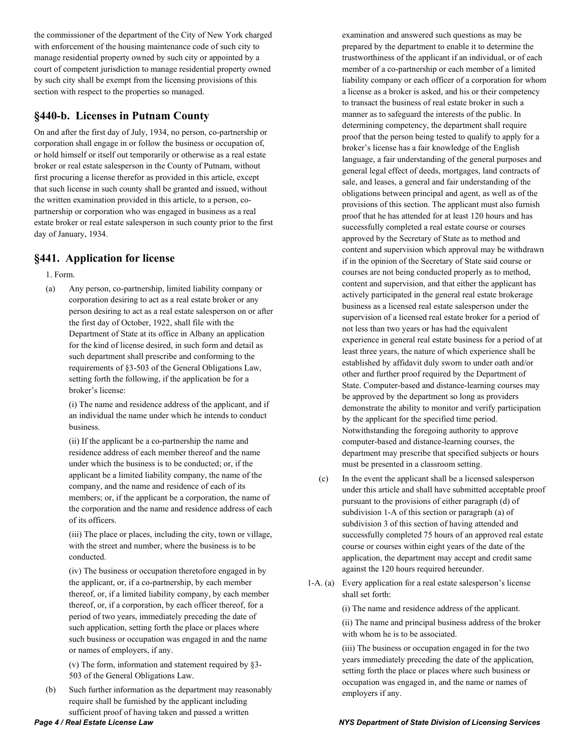the commissioner of the department of the City of New York charged with enforcement of the housing maintenance code of such city to manage residential property owned by such city or appointed by a court of competent jurisdiction to manage residential property owned by such city shall be exempt from the licensing provisions of this section with respect to the properties so managed.

## §440-b. Licenses in Putnam County

On and after the first day of July, 1934, no person, co-partnership or corporation shall engage in or follow the business or occupation of, or hold himself or itself out temporarily or otherwise as a real estate broker or real estate salesperson in the County of Putnam, without first procuring a license therefor as provided in this article, except that such license in such county shall be granted and issued, without the written examination provided in this article, to a person, co-partnership or corporation who was engaged in business as a real estate broker or real estate salesperson in such county prior to the first day of January, 1934.

## §441. Application for license

1. Form.

(a) Any person, co-partnership, limited liability company or corporation desiring to act as a real estate broker or any person desiring to act as a real estate salesperson on or after the first day of October, 1922, shall file with the Department of State at its office in Albany an application for the kind of license desired, in such form and detail as such department shall prescribe and conforming to the requirements of §3-503 of the General Obligations Law, setting forth the following, if the application be for a broker's license:

(i) The name and residence address of the applicant, and if an individual the name under which he intends to conduct business.

(ii) If the applicant be a co-partnership the name and residence address of each member thereof and the name under which the business is to be conducted; or, if the applicant be a limited liability company, the name of the company, and the name and residence of each of its members; or, if the applicant be a corporation, the name of the corporation and the name and residence address of each of its officers.

(iii) The place or places, including the city, town or village, with the street and number, where the business is to be conducted.

(iv) The business or occupation theretofore engaged in by the applicant, or, if a co-partnership, by each member thereof, or, if a limited liability company, by each member thereof, or, if a corporation, by each officer thereof, for a period of two years, immediately preceding the date of such application, setting forth the place or places where such business or occupation was engaged in and the name or names of employers, if any.

(v) The form, information and statement required by §3-503 of the General Obligations Law.

(b) Such further information as the department may reasonably require shall be furnished by the applicant including sufficient proof of having taken and passed a written examination and answered such questions as may be prepared by the department to enable it to determine the trustworthiness of the applicant if an individual, or of each member of a co-partnership or each member of a limited liability company or each officer of a corporation for whom a license as a broker is asked, and his or their competency to transact the business of real estate broker in such a manner as to safeguard the interests of the public. In determining competency, the department shall require proof that the person being tested to qualify to apply for a broker's license has a fair knowledge of the English language, a fair understanding of the general purposes and general legal effect of deeds, mortgages, land contracts of sale, and leases, a general and fair understanding of the obligations between principal and agent, as well as of the provisions of this section. The applicant must also furnish proof that he has attended for at least 120 hours and has successfully completed a real estate course or courses approved by the Secretary of State as to method and content and supervision which approval may be withdrawn if in the opinion of the Secretary of State said course or courses are not being conducted properly as to method, content and supervision, and that either the applicant has actively participated in the general real estate brokerage business as a licensed real estate salesperson under the supervision of a licensed real estate broker for a period of not less than two years or has had the equivalent experience in general real estate business for a period of at least three years, the nature of which experience shall be established by affidavit duly sworn to under oath and/or other and further proof required by the Department of State. Computer-based and distance-learning courses may be approved by the department so long as providers demonstrate the ability to monitor and verify participation by the applicant for the specified time period. Notwithstanding the foregoing authority to approve computer-based and distance-learning courses, the department may prescribe that specified subjects or hours must be presented in a classroom setting.

(c) In the event the applicant shall be a licensed salesperson under this article and shall have submitted acceptable proof pursuant to the provisions of either paragraph (d) of subdivision 1-A of this section or paragraph (a) of subdivision 3 of this section of having attended and successfully completed 75 hours of an approved real estate course or courses within eight years of the date of the application, the department may accept and credit same against the 120 hours required hereunder.

1-A. (a) Every application for a real estate salesperson's license shall set forth:

(i) The name and residence address of the applicant.

(ii) The name and principal business address of the broker with whom he is to be associated.

(iii) The business or occupation engaged in for the two years immediately preceding the date of the application, setting forth the place or places where such business or occupation was engaged in, and the name or names of employers if any.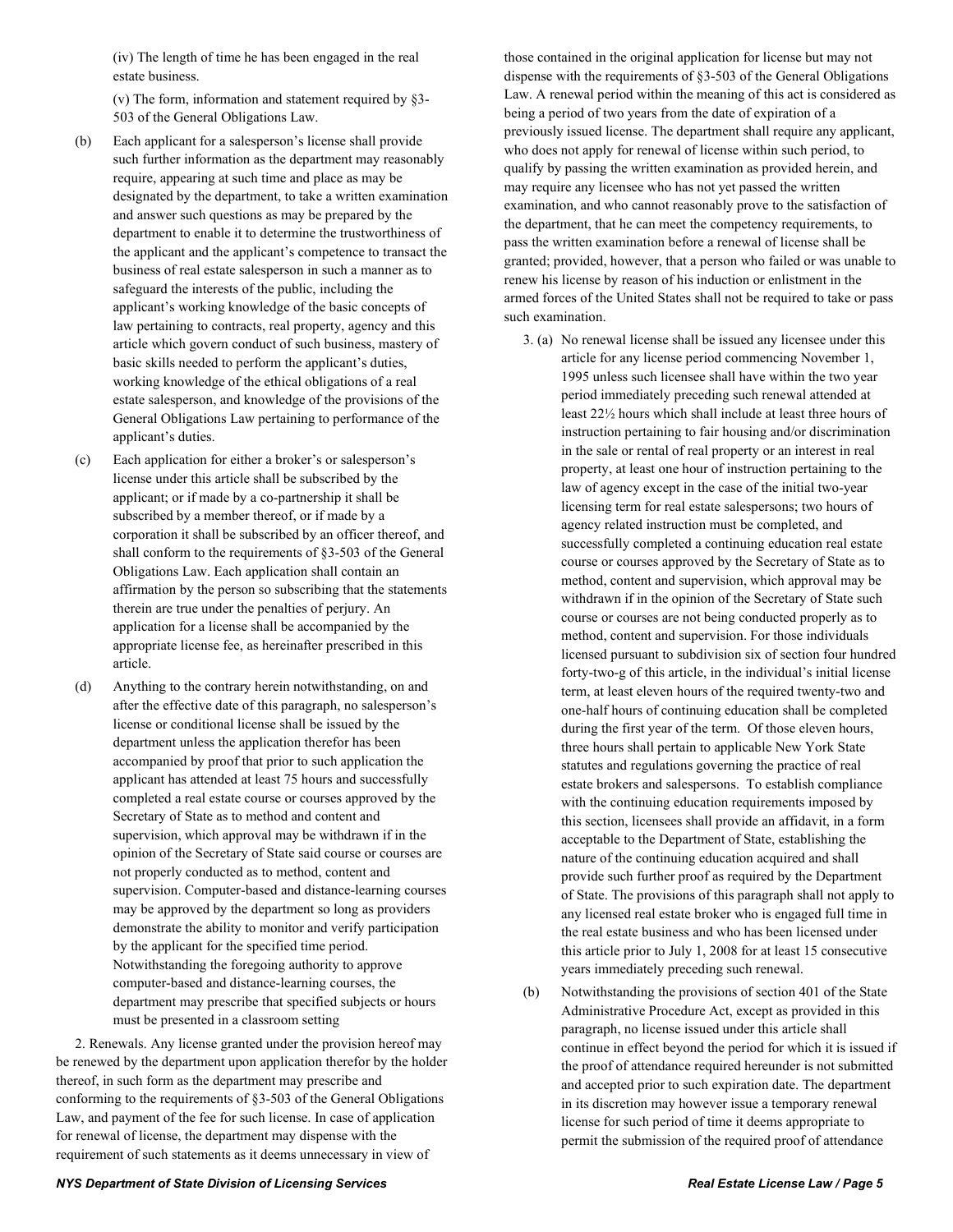(iv) The length of time he has been engaged in the real estate business.

(v) The form, information and statement required by §3-503 of the General Obligations Law.

(b) Each applicant for a salesperson's license shall provide such further information as the department may reasonably require, appearing at such time and place as may be designated by the department, to take a written examination and answer such questions as may be prepared by the department to enable it to determine the trustworthiness of the applicant and the applicant's competence to transact the business of real estate salesperson in such a manner as to safeguard the interests of the public, including the applicant's working knowledge of the basic concepts of law pertaining to contracts, real property, agency and this article which govern conduct of such business, mastery of basic skills needed to perform the applicant's duties, working knowledge of the ethical obligations of a real estate salesperson, and knowledge of the provisions of the General Obligations Law pertaining to performance of the applicant's duties.

(c) Each application for either a broker's or salesperson's license under this article shall be subscribed by the applicant; or if made by a co-partnership it shall be subscribed by a member thereof, or if made by a corporation it shall be subscribed by an officer thereof, and shall conform to the requirements of §3-503 of the General Obligations Law. Each application shall contain an affirmation by the person so subscribing that the statements therein are true under the penalties of perjury. An application for a license shall be accompanied by the appropriate license fee, as hereinafter prescribed in this article.

(d) Anything to the contrary herein notwithstanding, on and after the effective date of this paragraph, no salesperson's license or conditional license shall be issued by the department unless the application therefor has been accompanied by proof that prior to such application the applicant has attended at least 75 hours and successfully completed a real estate course or courses approved by the Secretary of State as to method and content and supervision, which approval may be withdrawn if in the opinion of the Secretary of State said course or courses are not properly conducted as to method, content and supervision. Computer-based and distance-learning courses may be approved by the department so long as providers demonstrate the ability to monitor and verify participation by the applicant for the specified time period. Notwithstanding the foregoing authority to approve computer-based and distance-learning courses, the department may prescribe that specified subjects or hours must be presented in a classroom setting

2. Renewals. Any license granted under the provision hereof may be renewed by the department upon application therefor by the holder thereof, in such form as the department may prescribe and conforming to the requirements of §3-503 of the General Obligations Law, and payment of the fee for such license. In case of application for renewal of license, the department may dispense with the requirement of such statements as it deems unnecessary in view of those contained in the original application for license but may not dispense with the requirements of §3-503 of the General Obligations Law. A renewal period within the meaning of this act is considered as being a period of two years from the date of expiration of a previously issued license. The department shall require any applicant, who does not apply for renewal of license within such period, to qualify by passing the written examination as provided herein, and may require any licensee who has not yet passed the written examination, and who cannot reasonably prove to the satisfaction of the department, that he can meet the competency requirements, to pass the written examination before a renewal of license shall be granted; provided, however, that a person who failed or was unable to renew his license by reason of his induction or enlistment in the armed forces of the United States shall not be required to take or pass such examination.

3. (a) No renewal license shall be issued any licensee under this article for any license period commencing November 1, 1995 unless such licensee shall have within the two year period immediately preceding such renewal attended at least 22½ hours which shall include at least three hours of instruction pertaining to fair housing and/or discrimination in the sale or rental of real property or an interest in real property, at least one hour of instruction pertaining to the law of agency except in the case of the initial two-year licensing term for real estate salespersons; two hours of agency related instruction must be completed, and successfully completed a continuing education real estate course or courses approved by the Secretary of State as to method, content and supervision, which approval may be withdrawn if in the opinion of the Secretary of State such course or courses are not being conducted properly as to method, content and supervision. For those individuals licensed pursuant to subdivision six of section four hundred forty-two-g of this article, in the individual's initial license term, at least eleven hours of the required twenty-two and one-half hours of continuing education shall be completed during the first year of the term. Of those eleven hours, three hours shall pertain to applicable New York State statutes and regulations governing the practice of real estate brokers and salespersons. To establish compliance with the continuing education requirements imposed by this section, licensees shall provide an affidavit, in a form acceptable to the Department of State, establishing the nature of the continuing education acquired and shall provide such further proof as required by the Department of State. The provisions of this paragraph shall not apply to any licensed real estate broker who is engaged full time in the real estate business and who has been licensed under this article prior to July 1, 2008 for at least 15 consecutive years immediately preceding such renewal.

(b) Notwithstanding the provisions of section 401 of the State Administrative Procedure Act, except as provided in this paragraph, no license issued under this article shall continue in effect beyond the period for which it is issued if the proof of attendance required hereunder is not submitted and accepted prior to such expiration date. The department in its discretion may however issue a temporary renewal license for such period of time it deems appropriate to permit the submission of the required proof of attendance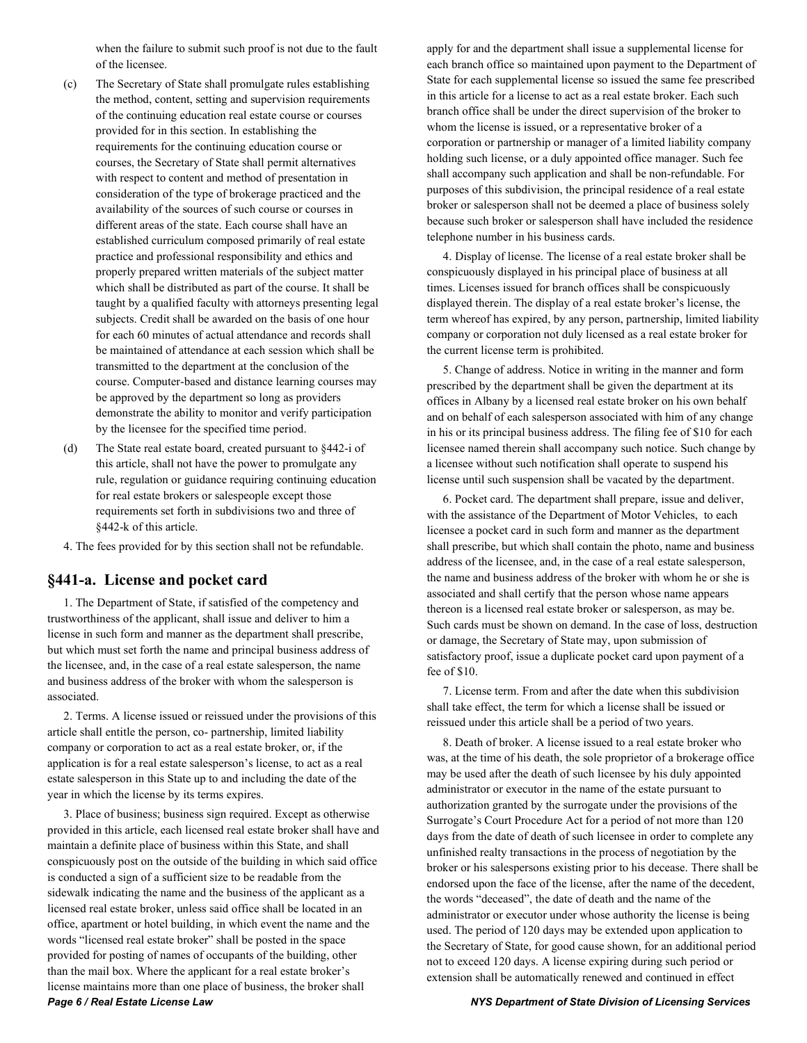when the failure to submit such proof is not due to the fault of the licensee.

(c) The Secretary of State shall promulgate rules establishing the method, content, setting and supervision requirements of the continuing education real estate course or courses provided for in this section. In establishing the requirements for the continuing education course or courses, the Secretary of State shall permit alternatives with respect to content and method of presentation in consideration of the type of brokerage practiced and the availability of the sources of such course or courses in different areas of the state. Each course shall have an established curriculum composed primarily of real estate practice and professional responsibility and ethics and properly prepared written materials of the subject matter which shall be distributed as part of the course. It shall be taught by a qualified faculty with attorneys presenting legal subjects. Credit shall be awarded on the basis of one hour for each 60 minutes of actual attendance and records shall be maintained of attendance at each session which shall be transmitted to the department at the conclusion of the course. Computer-based and distance learning courses may be approved by the department so long as providers demonstrate the ability to monitor and verify participation by the licensee for the specified time period.

(d) The State real estate board, created pursuant to §442-i of this article, shall not have the power to promulgate any rule, regulation or guidance requiring continuing education for real estate brokers or salespeople except those requirements set forth in subdivisions two and three of §442-k of this article.

4. The fees provided for by this section shall not be refundable.

## §441-a. License and pocket card

1. The Department of State, if satisfied of the competency and trustworthiness of the applicant, shall issue and deliver to him a license in such form and manner as the department shall prescribe, but which must set forth the name and principal business address of the licensee, and, in the case of a real estate salesperson, the name and business address of the broker with whom the salesperson is associated.

2. Terms. A license issued or reissued under the provisions of this article shall entitle the person, co- partnership, limited liability company or corporation to act as a real estate broker, or, if the application is for a real estate salesperson's license, to act as a real estate salesperson in this State up to and including the date of the year in which the license by its terms expires.

3. Place of business; business sign required. Except as otherwise provided in this article, each licensed real estate broker shall have and maintain a definite place of business within this State, and shall conspicuously post on the outside of the building in which said office is conducted a sign of a sufficient size to be readable from the sidewalk indicating the name and the business of the applicant as a licensed real estate broker, unless said office shall be located in an office, apartment or hotel building, in which event the name and the words "licensed real estate broker" shall be posted in the space provided for posting of names of occupants of the building, other than the mail box. Where the applicant for a real estate broker's license maintains more than one place of business, the broker shall apply for and the department shall issue a supplemental license for each branch office so maintained upon payment to the Department of State for each supplemental license so issued the same fee prescribed in this article for a license to act as a real estate broker. Each such branch office shall be under the direct supervision of the broker to whom the license is issued, or a representative broker of a corporation or partnership or manager of a limited liability company holding such license, or a duly appointed office manager. Such fee shall accompany such application and shall be non-refundable. For purposes of this subdivision, the principal residence of a real estate broker or salesperson shall not be deemed a place of business solely because such broker or salesperson shall have included the residence telephone number in his business cards.

4. Display of license. The license of a real estate broker shall be conspicuously displayed in his principal place of business at all times. Licenses issued for branch offices shall be conspicuously displayed therein. The display of a real estate broker's license, the term whereof has expired, by any person, partnership, limited liability company or corporation not duly licensed as a real estate broker for the current license term is prohibited.

5. Change of address. Notice in writing in the manner and form prescribed by the department shall be given the department at its offices in Albany by a licensed real estate broker on his own behalf and on behalf of each salesperson associated with him of any change in his or its principal business address. The filing fee of $10 for each licensee named therein shall accompany such notice. Such change by a licensee without such notification shall operate to suspend his license until such suspension shall be vacated by the department.

6. Pocket card. The department shall prepare, issue and deliver, with the assistance of the Department of Motor Vehicles, to each licensee a pocket card in such form and manner as the department shall prescribe, but which shall contain the photo, name and business address of the licensee, and, in the case of a real estate salesperson, the name and business address of the broker with whom he or she is associated and shall certify that the person whose name appears thereon is a licensed real estate broker or salesperson, as may be. Such cards must be shown on demand. In the case of loss, destruction or damage, the Secretary of State may, upon submission of satisfactory proof, issue a duplicate pocket card upon payment of a fee of $10.

7. License term. From and after the date when this subdivision shall take effect, the term for which a license shall be issued or reissued under this article shall be a period of two years.

8. Death of broker. A license issued to a real estate broker who was, at the time of his death, the sole proprietor of a brokerage office may be used after the death of such licensee by his duly appointed administrator or executor in the name of the estate pursuant to authorization granted by the surrogate under the provisions of the Surrogate's Court Procedure Act for a period of not more than 120 days from the date of death of such licensee in order to complete any unfinished realty transactions in the process of negotiation by the broker or his salespersons existing prior to his decease. There shall be endorsed upon the face of the license, after the name of the decedent, the words "deceased", the date of death and the name of the administrator or executor under whose authority the license is being used. The period of 120 days may be extended upon application to the Secretary of State, for good cause shown, for an additional period not to exceed 120 days. A license expiring during such period or extension shall be automatically renewed and continued in effect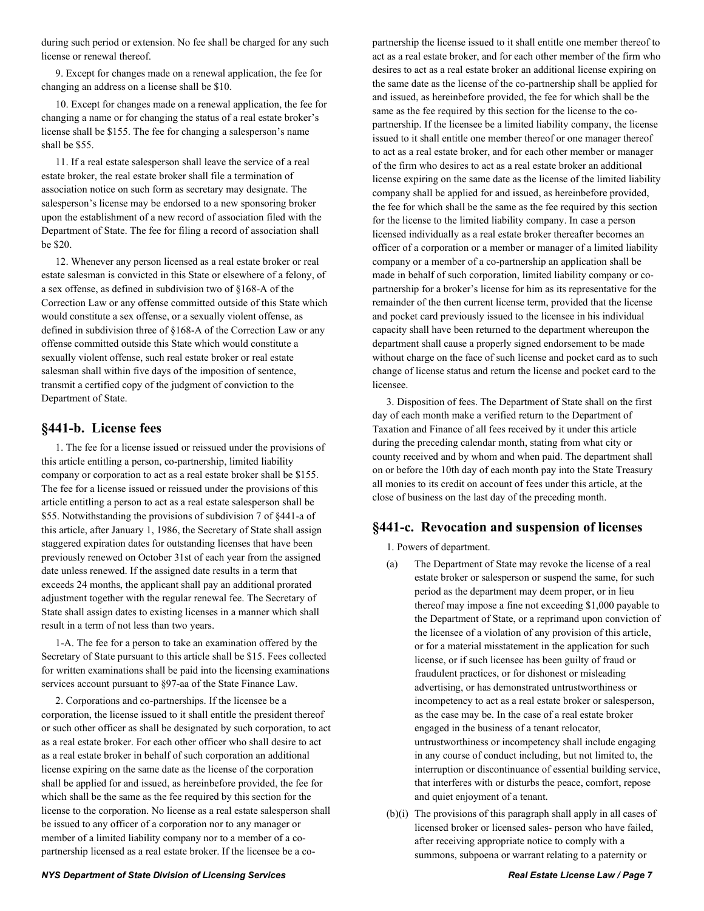during such period or extension. No fee shall be charged for any such license or renewal thereof.

9. Except for changes made on a renewal application, the fee for changing an address on a license shall be $10.

10. Except for changes made on a renewal application, the fee for changing a name or for changing the status of a real estate broker's license shall be $155. The fee for changing a salesperson's name shall be $55.

11. If a real estate salesperson shall leave the service of a real estate broker, the real estate broker shall file a termination of association notice on such form as secretary may designate. The salesperson's license may be endorsed to a new sponsoring broker upon the establishment of a new record of association filed with the Department of State. The fee for filing a record of association shall be $20.

12. Whenever any person licensed as a real estate broker or real estate salesman is convicted in this State or elsewhere of a felony, of a sex offense, as defined in subdivision two of §168-A of the Correction Law or any offense committed outside of this State which would constitute a sex offense, or a sexually violent offense, as defined in subdivision three of §168-A of the Correction Law or any offense committed outside this State which would constitute a sexually violent offense, such real estate broker or real estate salesman shall within five days of the imposition of sentence, transmit a certified copy of the judgment of conviction to the Department of State.

## §441-b. License fees

1. The fee for a license issued or reissued under the provisions of this article entitling a person, co-partnership, limited liability company or corporation to act as a real estate broker shall be $155. The fee for a license issued or reissued under the provisions of this article entitling a person to act as a real estate salesperson shall be $55. Notwithstanding the provisions of subdivision 7 of §441-a of this article, after January 1, 1986, the Secretary of State shall assign staggered expiration dates for outstanding licenses that have been previously renewed on October 31st of each year from the assigned date unless renewed. If the assigned date results in a term that exceeds 24 months, the applicant shall pay an additional prorated adjustment together with the regular renewal fee. The Secretary of State shall assign dates to existing licenses in a manner which shall result in a term of not less than two years.

1-A. The fee for a person to take an examination offered by the Secretary of State pursuant to this article shall be $15. Fees collected for written examinations shall be paid into the licensing examinations services account pursuant to §97-aa of the State Finance Law.

2. Corporations and co-partnerships. If the licensee be a corporation, the license issued to it shall entitle the president thereof or such other officer as shall be designated by such corporation, to act as a real estate broker. For each other officer who shall desire to act as a real estate broker in behalf of such corporation an additional license expiring on the same date as the license of the corporation shall be applied for and issued, as hereinbefore provided, the fee for which shall be the same as the fee required by this section for the license to the corporation. No license as a real estate salesperson shall be issued to any officer of a corporation nor to any manager or member of a limited liability company nor to a member of a co-partnership licensed as a real estate broker. If the licensee be a co-partnership the license issued to it shall entitle one member thereof to act as a real estate broker, and for each other member of the firm who desires to act as a real estate broker an additional license expiring on the same date as the license of the co-partnership shall be applied for and issued, as hereinbefore provided, the fee for which shall be the same as the fee required by this section for the license to the co-partnership. If the licensee be a limited liability company, the license issued to it shall entitle one member thereof or one manager thereof to act as a real estate broker, and for each other member or manager of the firm who desires to act as a real estate broker an additional license expiring on the same date as the license of the limited liability company shall be applied for and issued, as hereinbefore provided, the fee for which shall be the same as the fee required by this section for the license to the limited liability company. In case a person licensed individually as a real estate broker thereafter becomes an officer of a corporation or a member or manager of a limited liability company or a member of a co-partnership an application shall be made in behalf of such corporation, limited liability company or co-partnership for a broker's license for him as its representative for the remainder of the then current license term, provided that the license and pocket card previously issued to the licensee in his individual capacity shall have been returned to the department whereupon the department shall cause a properly signed endorsement to be made without charge on the face of such license and pocket card as to such change of license status and return the license and pocket card to the licensee.

3. Disposition of fees. The Department of State shall on the first day of each month make a verified return to the Department of Taxation and Finance of all fees received by it under this article during the preceding calendar month, stating from what city or county received and by whom and when paid. The department shall on or before the 10th day of each month pay into the State Treasury all monies to its credit on account of fees under this article, at the close of business on the last day of the preceding month.

## §441-c. Revocation and suspension of licenses

1. Powers of department.

(a) The Department of State may revoke the license of a real estate broker or salesperson or suspend the same, for such period as the department may deem proper, or in lieu thereof may impose a fine not exceeding $1,000 payable to the Department of State, or a reprimand upon conviction of the licensee of a violation of any provision of this article, or for a material misstatement in the application for such license, or if such licensee has been guilty of fraud or fraudulent practices, or for dishonest or misleading advertising, or has demonstrated untrustworthiness or incompetency to act as a real estate broker or salesperson, as the case may be. In the case of a real estate broker engaged in the business of a tenant relocator, untrustworthiness or incompetency shall include engaging in any course of conduct including, but not limited to, the interruption or discontinuance of essential building service, that interferes with or disturbs the peace, comfort, repose and quiet enjoyment of a tenant.

(b)(i) The provisions of this paragraph shall apply in all cases of licensed broker or licensed sales- person who have failed, after receiving appropriate notice to comply with a summons, subpoena or warrant relating to a paternity or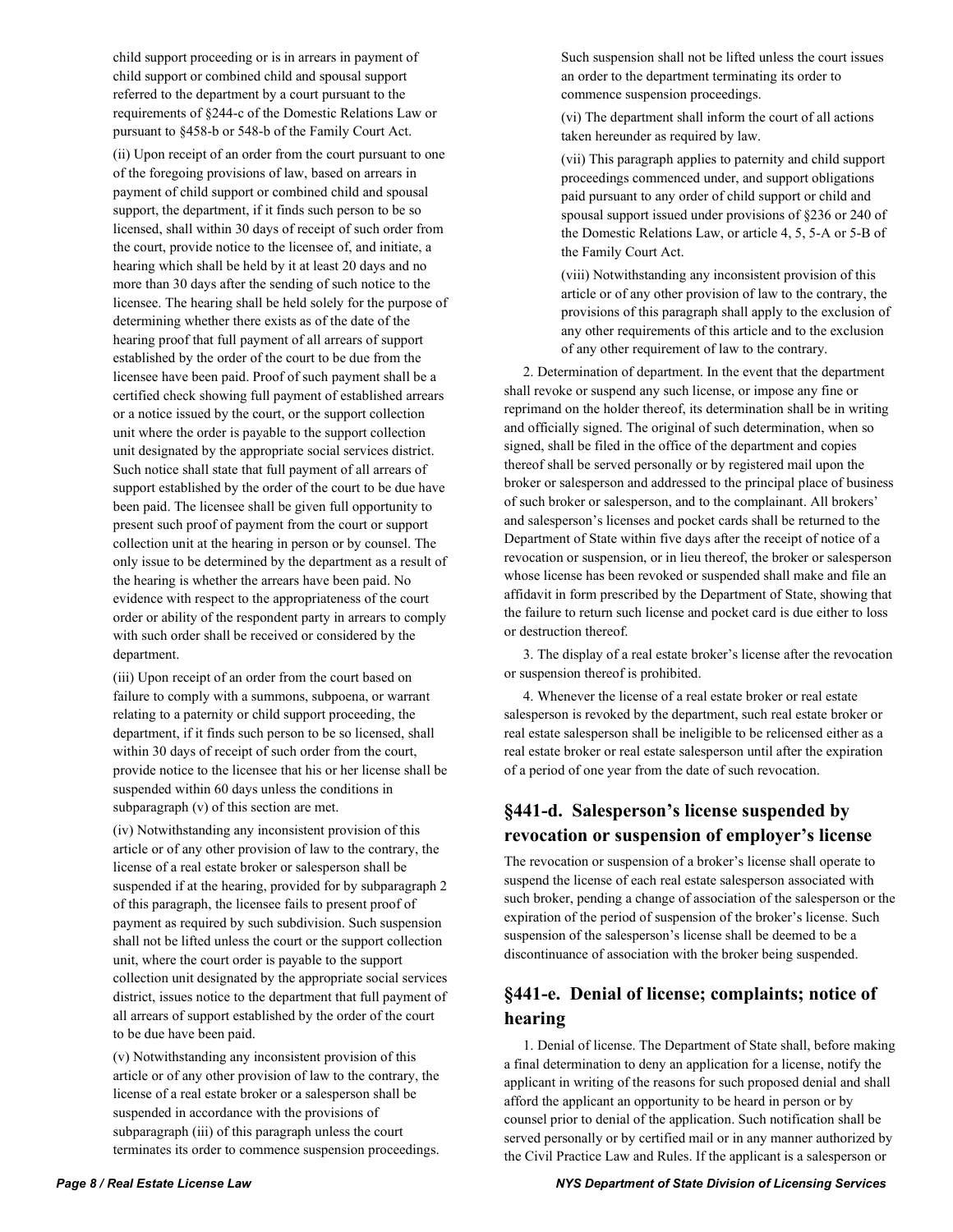child support proceeding or is in arrears in payment of child support or combined child and spousal support referred to the department by a court pursuant to the requirements of §244-c of the Domestic Relations Law or pursuant to §458-b or 548-b of the Family Court Act.

(ii) Upon receipt of an order from the court pursuant to one of the foregoing provisions of law, based on arrears in payment of child support or combined child and spousal support, the department, if it finds such person to be so licensed, shall within 30 days of receipt of such order from the court, provide notice to the licensee of, and initiate, a hearing which shall be held by it at least 20 days and no more than 30 days after the sending of such notice to the licensee. The hearing shall be held solely for the purpose of determining whether there exists as of the date of the hearing proof that full payment of all arrears of support established by the order of the court to be due from the licensee have been paid. Proof of such payment shall be a certified check showing full payment of established arrears or a notice issued by the court, or the support collection unit where the order is payable to the support collection unit designated by the appropriate social services district. Such notice shall state that full payment of all arrears of support established by the order of the court to be due have been paid. The licensee shall be given full opportunity to present such proof of payment from the court or support collection unit at the hearing in person or by counsel. The only issue to be determined by the department as a result of the hearing is whether the arrears have been paid. No evidence with respect to the appropriateness of the court order or ability of the respondent party in arrears to comply with such order shall be received or considered by the department.

(iii) Upon receipt of an order from the court based on failure to comply with a summons, subpoena, or warrant relating to a paternity or child support proceeding, the department, if it finds such person to be so licensed, shall within 30 days of receipt of such order from the court, provide notice to the licensee that his or her license shall be suspended within 60 days unless the conditions in subparagraph (v) of this section are met.

(iv) Notwithstanding any inconsistent provision of this article or of any other provision of law to the contrary, the license of a real estate broker or salesperson shall be suspended if at the hearing, provided for by subparagraph 2 of this paragraph, the licensee fails to present proof of payment as required by such subdivision. Such suspension shall not be lifted unless the court or the support collection unit, where the court order is payable to the support collection unit designated by the appropriate social services district, issues notice to the department that full payment of all arrears of support established by the order of the court to be due have been paid.

(v) Notwithstanding any inconsistent provision of this article or of any other provision of law to the contrary, the license of a real estate broker or a salesperson shall be suspended in accordance with the provisions of subparagraph (iii) of this paragraph unless the court terminates its order to commence suspension proceedings. Such suspension shall not be lifted unless the court issues an order to the department terminating its order to commence suspension proceedings.

(vi) The department shall inform the court of all actions taken hereunder as required by law.

(vii) This paragraph applies to paternity and child support proceedings commenced under, and support obligations paid pursuant to any order of child support or child and spousal support issued under provisions of §236 or 240 of the Domestic Relations Law, or article 4, 5, 5-A or 5-B of the Family Court Act.

(viii) Notwithstanding any inconsistent provision of this article or of any other provision of law to the contrary, the provisions of this paragraph shall apply to the exclusion of any other requirements of this article and to the exclusion of any other requirement of law to the contrary.

2. Determination of department. In the event that the department shall revoke or suspend any such license, or impose any fine or reprimand on the holder thereof, its determination shall be in writing and officially signed. The original of such determination, when so signed, shall be filed in the office of the department and copies thereof shall be served personally or by registered mail upon the broker or salesperson and addressed to the principal place of business of such broker or salesperson, and to the complainant. All brokers' and salesperson's licenses and pocket cards shall be returned to the Department of State within five days after the receipt of notice of a revocation or suspension, or in lieu thereof, the broker or salesperson whose license has been revoked or suspended shall make and file an affidavit in form prescribed by the Department of State, showing that the failure to return such license and pocket card is due either to loss or destruction thereof.

3. The display of a real estate broker's license after the revocation or suspension thereof is prohibited.

4. Whenever the license of a real estate broker or real estate salesperson is revoked by the department, such real estate broker or real estate salesperson shall be ineligible to be relicensed either as a real estate broker or real estate salesperson until after the expiration of a period of one year from the date of such revocation.

## §441-d. Salesperson's license suspended by revocation or suspension of employer's license

The revocation or suspension of a broker's license shall operate to suspend the license of each real estate salesperson associated with such broker, pending a change of association of the salesperson or the expiration of the period of suspension of the broker's license. Such suspension of the salesperson's license shall be deemed to be a discontinuance of association with the broker being suspended.

## §441-e. Denial of license; complaints; notice of hearing

1. Denial of license. The Department of State shall, before making a final determination to deny an application for a license, notify the applicant in writing of the reasons for such proposed denial and shall afford the applicant an opportunity to be heard in person or by counsel prior to denial of the application. Such notification shall be served personally or by certified mail or in any manner authorized by the Civil Practice Law and Rules. If the applicant is a salesperson or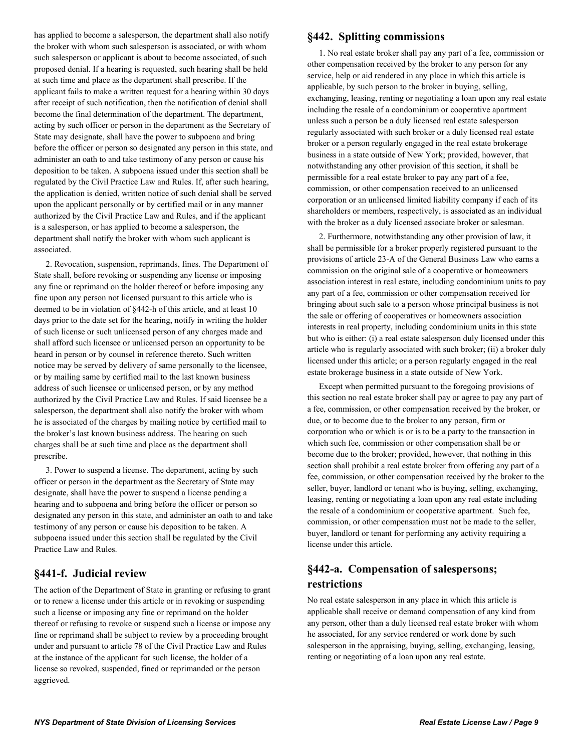has applied to become a salesperson, the department shall also notify the broker with whom such salesperson is associated, or with whom such salesperson or applicant is about to become associated, of such proposed denial. If a hearing is requested, such hearing shall be held at such time and place as the department shall prescribe. If the applicant fails to make a written request for a hearing within 30 days after receipt of such notification, then the notification of denial shall become the final determination of the department. The department, acting by such officer or person in the department as the Secretary of State may designate, shall have the power to subpoena and bring before the officer or person so designated any person in this state, and administer an oath to and take testimony of any person or cause his deposition to be taken. A subpoena issued under this section shall be regulated by the Civil Practice Law and Rules. If, after such hearing, the application is denied, written notice of such denial shall be served upon the applicant personally or by certified mail or in any manner authorized by the Civil Practice Law and Rules, and if the applicant is a salesperson, or has applied to become a salesperson, the department shall notify the broker with whom such applicant is associated.

2. Revocation, suspension, reprimands, fines. The Department of State shall, before revoking or suspending any license or imposing any fine or reprimand on the holder thereof or before imposing any fine upon any person not licensed pursuant to this article who is deemed to be in violation of §442-h of this article, and at least 10 days prior to the date set for the hearing, notify in writing the holder of such license or such unlicensed person of any charges made and shall afford such licensee or unlicensed person an opportunity to be heard in person or by counsel in reference thereto. Such written notice may be served by delivery of same personally to the licensee, or by mailing same by certified mail to the last known business address of such licensee or unlicensed person, or by any method authorized by the Civil Practice Law and Rules. If said licensee be a salesperson, the department shall also notify the broker with whom he is associated of the charges by mailing notice by certified mail to the broker's last known business address. The hearing on such charges shall be at such time and place as the department shall prescribe.

3. Power to suspend a license. The department, acting by such officer or person in the department as the Secretary of State may designate, shall have the power to suspend a license pending a hearing and to subpoena and bring before the officer or person so designated any person in this state, and administer an oath to and take testimony of any person or cause his deposition to be taken. A subpoena issued under this section shall be regulated by the Civil Practice Law and Rules.

## §441-f. Judicial review

The action of the Department of State in granting or refusing to grant or to renew a license under this article or in revoking or suspending such a license or imposing any fine or reprimand on the holder thereof or refusing to revoke or suspend such a license or impose any fine or reprimand shall be subject to review by a proceeding brought under and pursuant to article 78 of the Civil Practice Law and Rules at the instance of the applicant for such license, the holder of a license so revoked, suspended, fined or reprimanded or the person aggrieved.

## §442. Splitting commissions

1. No real estate broker shall pay any part of a fee, commission or other compensation received by the broker to any person for any service, help or aid rendered in any place in which this article is applicable, by such person to the broker in buying, selling, exchanging, leasing, renting or negotiating a loan upon any real estate including the resale of a condominium or cooperative apartment unless such a person be a duly licensed real estate salesperson regularly associated with such broker or a duly licensed real estate broker or a person regularly engaged in the real estate brokerage business in a state outside of New York; provided, however, that notwithstanding any other provision of this section, it shall be permissible for a real estate broker to pay any part of a fee, commission, or other compensation received to an unlicensed corporation or an unlicensed limited liability company if each of its shareholders or members, respectively, is associated as an individual with the broker as a duly licensed associate broker or salesman.

2. Furthermore, notwithstanding any other provision of law, it shall be permissible for a broker properly registered pursuant to the provisions of article 23-A of the General Business Law who earns a commission on the original sale of a cooperative or homeowners association interest in real estate, including condominium units to pay any part of a fee, commission or other compensation received for bringing about such sale to a person whose principal business is not the sale or offering of cooperatives or homeowners association interests in real property, including condominium units in this state but who is either: (i) a real estate salesperson duly licensed under this article who is regularly associated with such broker; (ii) a broker duly licensed under this article; or a person regularly engaged in the real estate brokerage business in a state outside of New York.

Except when permitted pursuant to the foregoing provisions of this section no real estate broker shall pay or agree to pay any part of a fee, commission, or other compensation received by the broker, or due, or to become due to the broker to any person, firm or corporation who or which is or is to be a party to the transaction in which such fee, commission or other compensation shall be or become due to the broker; provided, however, that nothing in this section shall prohibit a real estate broker from offering any part of a fee, commission, or other compensation received by the broker to the seller, buyer, landlord or tenant who is buying, selling, exchanging, leasing, renting or negotiating a loan upon any real estate including the resale of a condominium or cooperative apartment. Such fee, commission, or other compensation must not be made to the seller, buyer, landlord or tenant for performing any activity requiring a license under this article.

## §442-a. Compensation of salespersons; restrictions

No real estate salesperson in any place in which this article is applicable shall receive or demand compensation of any kind from any person, other than a duly licensed real estate broker with whom he associated, for any service rendered or work done by such salesperson in the appraising, buying, selling, exchanging, leasing, renting or negotiating of a loan upon any real estate.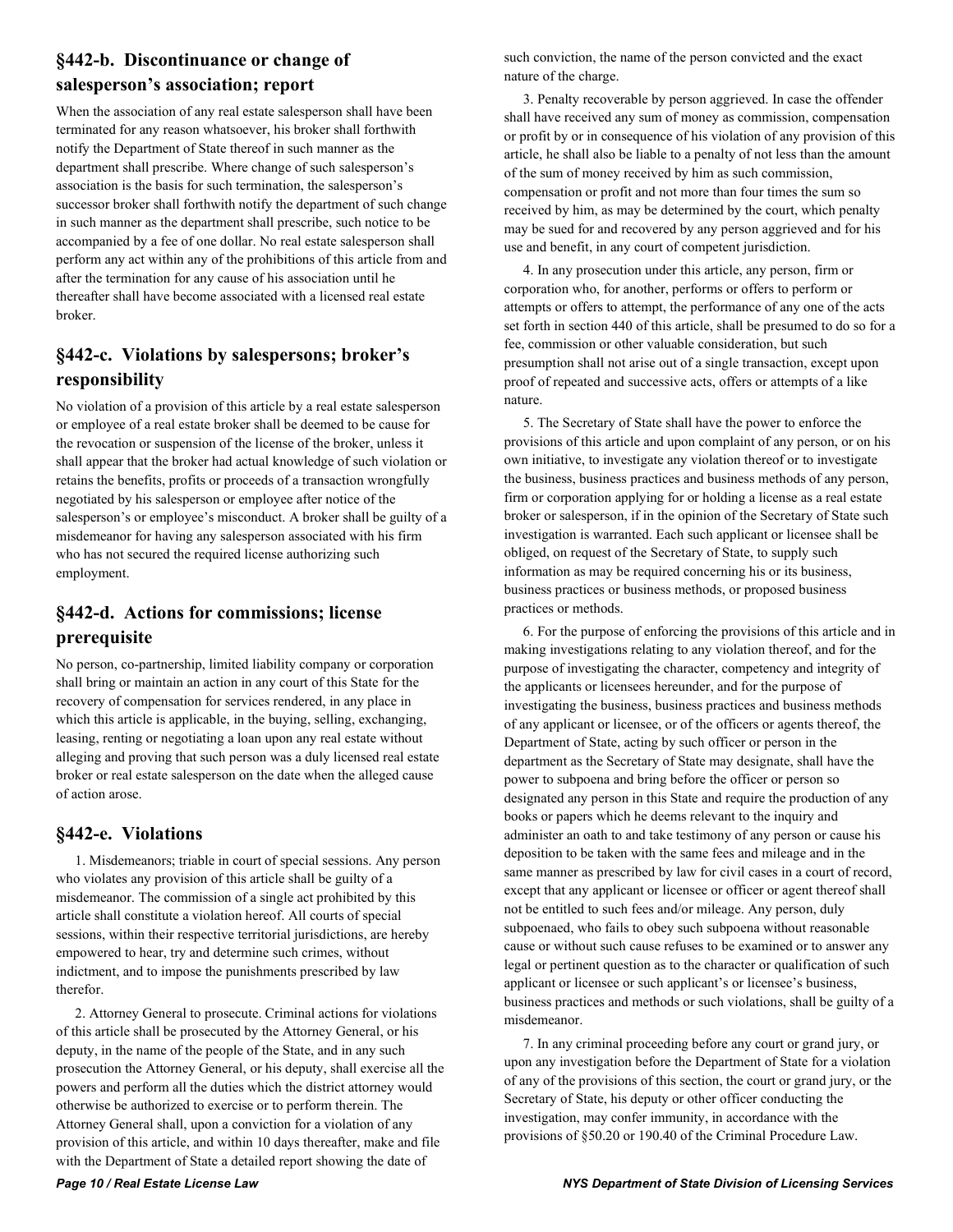## §442-b. Discontinuance or change of salesperson's association; report

When the association of any real estate salesperson shall have been terminated for any reason whatsoever, his broker shall forthwith notify the Department of State thereof in such manner as the department shall prescribe. Where change of such salesperson's association is the basis for such termination, the salesperson's successor broker shall forthwith notify the department of such change in such manner as the department shall prescribe, such notice to be accompanied by a fee of one dollar. No real estate salesperson shall perform any act within any of the prohibitions of this article from and after the termination for any cause of his association until he thereafter shall have become associated with a licensed real estate broker.

## §442-c. Violations by salespersons; broker's responsibility

No violation of a provision of this article by a real estate salesperson or employee of a real estate broker shall be deemed to be cause for the revocation or suspension of the license of the broker, unless it shall appear that the broker had actual knowledge of such violation or retains the benefits, profits or proceeds of a transaction wrongfully negotiated by his salesperson or employee after notice of the salesperson's or employee's misconduct. A broker shall be guilty of a misdemeanor for having any salesperson associated with his firm who has not secured the required license authorizing such employment.

## §442-d. Actions for commissions; license prerequisite

No person, co-partnership, limited liability company or corporation shall bring or maintain an action in any court of this State for the recovery of compensation for services rendered, in any place in which this article is applicable, in the buying, selling, exchanging, leasing, renting or negotiating a loan upon any real estate without alleging and proving that such person was a duly licensed real estate broker or real estate salesperson on the date when the alleged cause of action arose.

## §442-e. Violations

1. Misdemeanors; triable in court of special sessions. Any person who violates any provision of this article shall be guilty of a misdemeanor. The commission of a single act prohibited by this article shall constitute a violation hereof. All courts of special sessions, within their respective territorial jurisdictions, are hereby empowered to hear, try and determine such crimes, without indictment, and to impose the punishments prescribed by law therefor.

2. Attorney General to prosecute. Criminal actions for violations of this article shall be prosecuted by the Attorney General, or his deputy, in the name of the people of the State, and in any such prosecution the Attorney General, or his deputy, shall exercise all the powers and perform all the duties which the district attorney would otherwise be authorized to exercise or to perform therein. The Attorney General shall, upon a conviction for a violation of any provision of this article, and within 10 days thereafter, make and file with the Department of State a detailed report showing the date of such conviction, the name of the person convicted and the exact nature of the charge.

3. Penalty recoverable by person aggrieved. In case the offender shall have received any sum of money as commission, compensation or profit by or in consequence of his violation of any provision of this article, he shall also be liable to a penalty of not less than the amount of the sum of money received by him as such commission, compensation or profit and not more than four times the sum so received by him, as may be determined by the court, which penalty may be sued for and recovered by any person aggrieved and for his use and benefit, in any court of competent jurisdiction.

4. In any prosecution under this article, any person, firm or corporation who, for another, performs or offers to perform or attempts or offers to attempt, the performance of any one of the acts set forth in section 440 of this article, shall be presumed to do so for a fee, commission or other valuable consideration, but such presumption shall not arise out of a single transaction, except upon proof of repeated and successive acts, offers or attempts of a like nature.

5. The Secretary of State shall have the power to enforce the provisions of this article and upon complaint of any person, or on his own initiative, to investigate any violation thereof or to investigate the business, business practices and business methods of any person, firm or corporation applying for or holding a license as a real estate broker or salesperson, if in the opinion of the Secretary of State such investigation is warranted. Each such applicant or licensee shall be obliged, on request of the Secretary of State, to supply such information as may be required concerning his or its business, business practices or business methods, or proposed business practices or methods.

6. For the purpose of enforcing the provisions of this article and in making investigations relating to any violation thereof, and for the purpose of investigating the character, competency and integrity of the applicants or licensees hereunder, and for the purpose of investigating the business, business practices and business methods of any applicant or licensee, or of the officers or agents thereof, the Department of State, acting by such officer or person in the department as the Secretary of State may designate, shall have the power to subpoena and bring before the officer or person so designated any person in this State and require the production of any books or papers which he deems relevant to the inquiry and administer an oath to and take testimony of any person or cause his deposition to be taken with the same fees and mileage and in the same manner as prescribed by law for civil cases in a court of record, except that any applicant or licensee or officer or agent thereof shall not be entitled to such fees and/or mileage. Any person, duly subpoenaed, who fails to obey such subpoena without reasonable cause or without such cause refuses to be examined or to answer any legal or pertinent question as to the character or qualification of such applicant or licensee or such applicant's or licensee's business, business practices and methods or such violations, shall be guilty of a misdemeanor.

7. In any criminal proceeding before any court or grand jury, or upon any investigation before the Department of State for a violation of any of the provisions of this section, the court or grand jury, or the Secretary of State, his deputy or other officer conducting the investigation, may confer immunity, in accordance with the provisions of §50.20 or 190.40 of the Criminal Procedure Law.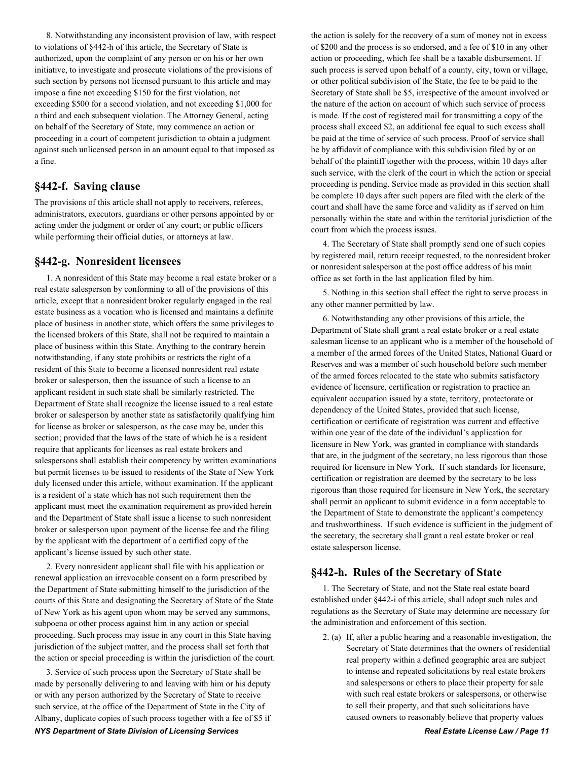8. Notwithstanding any inconsistent provision of law, with respect to violations of §442-h of this article, the Secretary of State is authorized, upon the complaint of any person or on his or her own initiative, to investigate and prosecute violations of the provisions of such section by persons not licensed pursuant to this article and may impose a fine not exceeding $150 for the first violation, not exceeding $500 for a second violation, and not exceeding $1,000 for a third and each subsequent violation. The Attorney General, acting on behalf of the Secretary of State, may commence an action or proceeding in a court of competent jurisdiction to obtain a judgment against such unlicensed person in an amount equal to that imposed as a fine.

## §442-f. Saving clause

The provisions of this article shall not apply to receivers, referees, administrators, executors, guardians or other persons appointed by or acting under the judgment or order of any court; or public officers while performing their official duties, or attorneys at law.

## §442-g. Nonresident licensees

1. A nonresident of this State may become a real estate broker or a real estate salesperson by conforming to all of the provisions of this article, except that a nonresident broker regularly engaged in the real estate business as a vocation who is licensed and maintains a definite place of business in another state, which offers the same privileges to the licensed brokers of this State, shall not be required to maintain a place of business within this State. Anything to the contrary herein notwithstanding, if any state prohibits or restricts the right of a resident of this State to become a licensed nonresident real estate broker or salesperson, then the issuance of such a license to an applicant resident in such state shall be similarly restricted. The Department of State shall recognize the license issued to a real estate broker or salesperson by another state as satisfactorily qualifying him for license as broker or salesperson, as the case may be, under this section; provided that the laws of the state of which he is a resident require that applicants for licenses as real estate brokers and salespersons shall establish their competency by written examinations but permit licenses to be issued to residents of the State of New York duly licensed under this article, without examination. If the applicant is a resident of a state which has not such requirement then the applicant must meet the examination requirement as provided herein and the Department of State shall issue a license to such nonresident broker or salesperson upon payment of the license fee and the filing by the applicant with the department of a certified copy of the applicant's license issued by such other state.

2. Every nonresident applicant shall file with his application or renewal application an irrevocable consent on a form prescribed by the Department of State submitting himself to the jurisdiction of the courts of this State and designating the Secretary of State of the State of New York as his agent upon whom may be served any summons, subpoena or other process against him in any action or special proceeding. Such process may issue in any court in this State having jurisdiction of the subject matter, and the process shall set forth that the action or special proceeding is within the jurisdiction of the court.

3. Service of such process upon the Secretary of State shall be made by personally delivering to and leaving with him or his deputy or with any person authorized by the Secretary of State to receive such service, at the office of the Department of State in the City of Albany, duplicate copies of such process together with a fee of $5 if the action is solely for the recovery of a sum of money not in excess of $200 and the process is so endorsed, and a fee of $10 in any other action or proceeding, which fee shall be a taxable disbursement. If such process is served upon behalf of a county, city, town or village, or other political subdivision of the State, the fee to be paid to the Secretary of State shall be $5, irrespective of the amount involved or the nature of the action on account of which such service of process is made. If the cost of registered mail for transmitting a copy of the process shall exceed $2, an additional fee equal to such excess shall be paid at the time of service of such process. Proof of service shall be by affidavit of compliance with this subdivision filed by or on behalf of the plaintiff together with the process, within 10 days after such service, with the clerk of the court in which the action or special proceeding is pending. Service made as provided in this section shall be complete 10 days after such papers are filed with the clerk of the court and shall have the same force and validity as if served on him personally within the state and within the territorial jurisdiction of the court from which the process issues.

4. The Secretary of State shall promptly send one of such copies by registered mail, return receipt requested, to the nonresident broker or nonresident salesperson at the post office address of his main office as set forth in the last application filed by him.

5. Nothing in this section shall effect the right to serve process in any other manner permitted by law.

6. Notwithstanding any other provisions of this article, the Department of State shall grant a real estate broker or a real estate salesman license to an applicant who is a member of the household of a member of the armed forces of the United States, National Guard or Reserves and was a member of such household before such member of the armed forces relocated to the state who submits satisfactory evidence of licensure, certification or registration to practice an equivalent occupation issued by a state, territory, protectorate or dependency of the United States, provided that such license, certification or certificate of registration was current and effective within one year of the date of the individual's application for licensure in New York, was granted in compliance with standards that are, in the judgment of the secretary, no less rigorous than those required for licensure in New York. If such standards for licensure, certification or registration are deemed by the secretary to be less rigorous than those required for licensure in New York, the secretary shall permit an applicant to submit evidence in a form acceptable to the Department of State to demonstrate the applicant's competency and trushworthiness. If such evidence is sufficient in the judgment of the secretary, the secretary shall grant a real estate broker or real estate salesperson license.

## §442-h. Rules of the Secretary of State

1. The Secretary of State, and not the State real estate board established under §442-i of this article, shall adopt such rules and regulations as the Secretary of State may determine are necessary for the administration and enforcement of this section.

2. (a) If, after a public hearing and a reasonable investigation, the Secretary of State determines that the owners of residential real property within a defined geographic area are subject to intense and repeated solicitations by real estate brokers and salespersons or others to place their property for sale with such real estate brokers or salespersons, or otherwise to sell their property, and that such solicitations have caused owners to reasonably believe that property values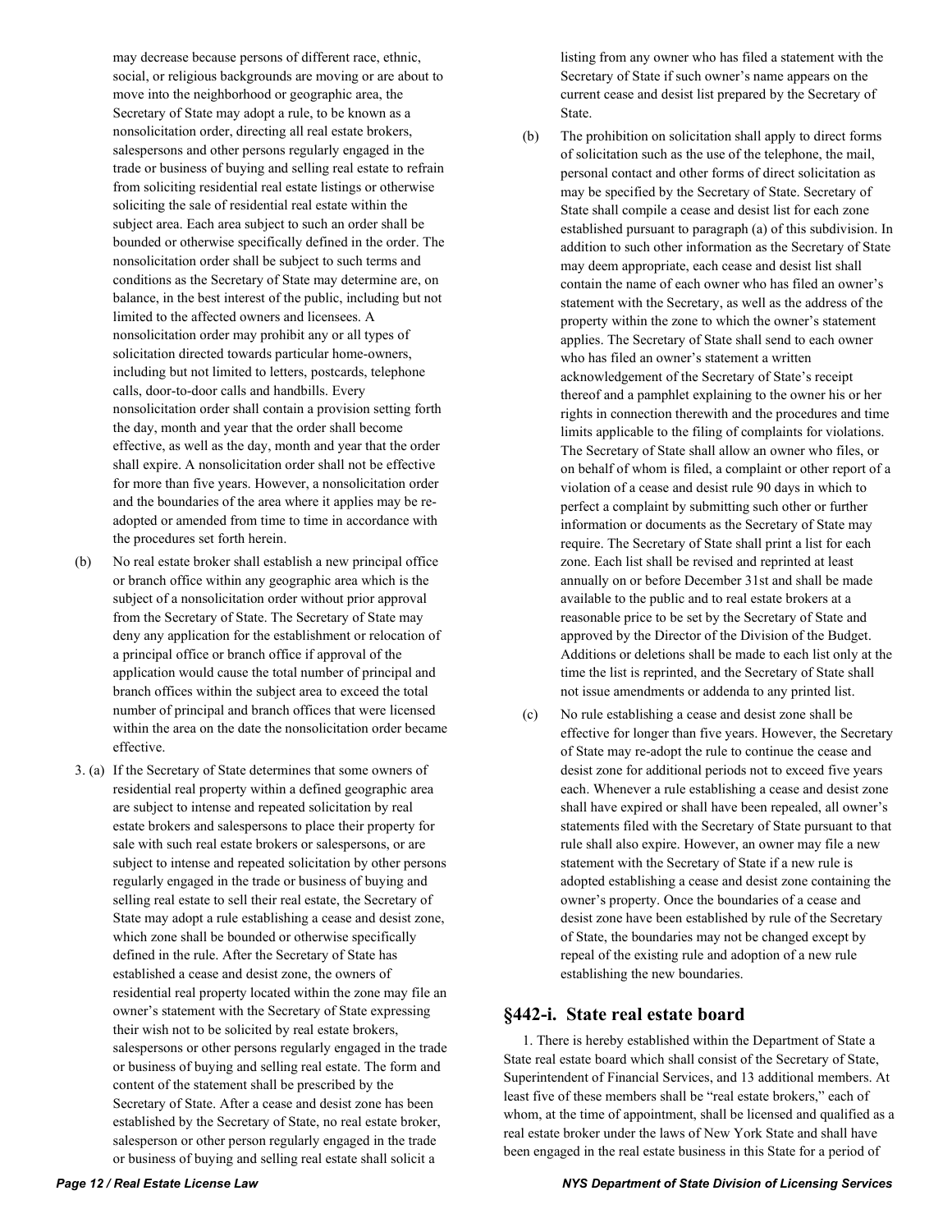may decrease because persons of different race, ethnic, social, or religious backgrounds are moving or are about to move into the neighborhood or geographic area, the Secretary of State may adopt a rule, to be known as a nonsolicitation order, directing all real estate brokers, salespersons and other persons regularly engaged in the trade or business of buying and selling real estate to refrain from soliciting residential real estate listings or otherwise soliciting the sale of residential real estate within the subject area. Each area subject to such an order shall be bounded or otherwise specifically defined in the order. The nonsolicitation order shall be subject to such terms and conditions as the Secretary of State may determine are, on balance, in the best interest of the public, including but not limited to the affected owners and licensees. A nonsolicitation order may prohibit any or all types of solicitation directed towards particular home-owners, including but not limited to letters, postcards, telephone calls, door-to-door calls and handbills. Every nonsolicitation order shall contain a provision setting forth the day, month and year that the order shall become effective, as well as the day, month and year that the order shall expire. A nonsolicitation order shall not be effective for more than five years. However, a nonsolicitation order and the boundaries of the area where it applies may be re-adopted or amended from time to time in accordance with the procedures set forth herein.

(b) No real estate broker shall establish a new principal office or branch office within any geographic area which is the subject of a nonsolicitation order without prior approval from the Secretary of State. The Secretary of State may deny any application for the establishment or relocation of a principal office or branch office if approval of the application would cause the total number of principal and branch offices within the subject area to exceed the total number of principal and branch offices that were licensed within the area on the date the nonsolicitation order became effective.

3. (a) If the Secretary of State determines that some owners of residential real property within a defined geographic area are subject to intense and repeated solicitation by real estate brokers and salespersons to place their property for sale with such real estate brokers or salespersons, or are subject to intense and repeated solicitation by other persons regularly engaged in the trade or business of buying and selling real estate to sell their real estate, the Secretary of State may adopt a rule establishing a cease and desist zone, which zone shall be bounded or otherwise specifically defined in the rule. After the Secretary of State has established a cease and desist zone, the owners of residential real property located within the zone may file an owner's statement with the Secretary of State expressing their wish not to be solicited by real estate brokers, salespersons or other persons regularly engaged in the trade or business of buying and selling real estate. The form and content of the statement shall be prescribed by the Secretary of State. After a cease and desist zone has been established by the Secretary of State, no real estate broker, salesperson or other person regularly engaged in the trade or business of buying and selling real estate shall solicit a listing from any owner who has filed a statement with the Secretary of State if such owner's name appears on the current cease and desist list prepared by the Secretary of State.

(b) The prohibition on solicitation shall apply to direct forms of solicitation such as the use of the telephone, the mail, personal contact and other forms of direct solicitation as may be specified by the Secretary of State. Secretary of State shall compile a cease and desist list for each zone established pursuant to paragraph (a) of this subdivision. In addition to such other information as the Secretary of State may deem appropriate, each cease and desist list shall contain the name of each owner who has filed an owner's statement with the Secretary, as well as the address of the property within the zone to which the owner's statement applies. The Secretary of State shall send to each owner who has filed an owner's statement a written acknowledgement of the Secretary of State's receipt thereof and a pamphlet explaining to the owner his or her rights in connection therewith and the procedures and time limits applicable to the filing of complaints for violations. The Secretary of State shall allow an owner who files, or on behalf of whom is filed, a complaint or other report of a violation of a cease and desist rule 90 days in which to perfect a complaint by submitting such other or further information or documents as the Secretary of State may require. The Secretary of State shall print a list for each zone. Each list shall be revised and reprinted at least annually on or before December 31st and shall be made available to the public and to real estate brokers at a reasonable price to be set by the Secretary of State and approved by the Director of the Division of the Budget. Additions or deletions shall be made to each list only at the time the list is reprinted, and the Secretary of State shall not issue amendments or addenda to any printed list.

(c) No rule establishing a cease and desist zone shall be effective for longer than five years. However, the Secretary of State may re-adopt the rule to continue the cease and desist zone for additional periods not to exceed five years each. Whenever a rule establishing a cease and desist zone shall have expired or shall have been repealed, all owner's statements filed with the Secretary of State pursuant to that rule shall also expire. However, an owner may file a new statement with the Secretary of State if a new rule is adopted establishing a cease and desist zone containing the owner's property. Once the boundaries of a cease and desist zone have been established by rule of the Secretary of State, the boundaries may not be changed except by repeal of the existing rule and adoption of a new rule establishing the new boundaries.

## §442-i. State real estate board

1. There is hereby established within the Department of State a State real estate board which shall consist of the Secretary of State, Superintendent of Financial Services, and 13 additional members. At least five of these members shall be "real estate brokers," each of whom, at the time of appointment, shall be licensed and qualified as a real estate broker under the laws of New York State and shall have been engaged in the real estate business in this State for a period of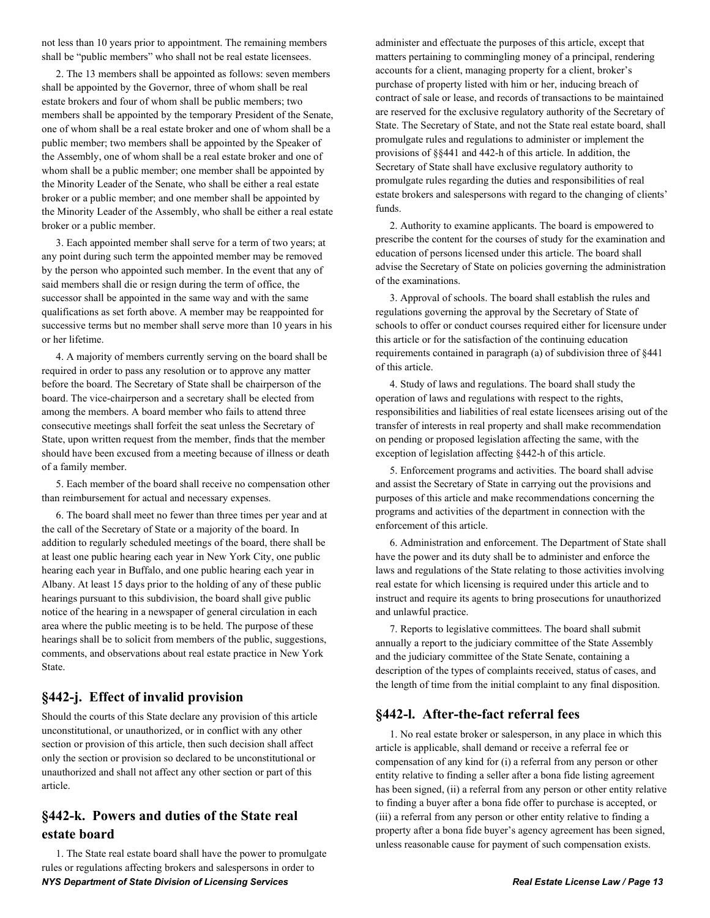not less than 10 years prior to appointment. The remaining members shall be "public members" who shall not be real estate licensees.

2. The 13 members shall be appointed as follows: seven members shall be appointed by the Governor, three of whom shall be real estate brokers and four of whom shall be public members; two members shall be appointed by the temporary President of the Senate, one of whom shall be a real estate broker and one of whom shall be a public member; two members shall be appointed by the Speaker of the Assembly, one of whom shall be a real estate broker and one of whom shall be a public member; one member shall be appointed by the Minority Leader of the Senate, who shall be either a real estate broker or a public member; and one member shall be appointed by the Minority Leader of the Assembly, who shall be either a real estate broker or a public member.

3. Each appointed member shall serve for a term of two years; at any point during such term the appointed member may be removed by the person who appointed such member. In the event that any of said members shall die or resign during the term of office, the successor shall be appointed in the same way and with the same qualifications as set forth above. A member may be reappointed for successive terms but no member shall serve more than 10 years in his or her lifetime.

4. A majority of members currently serving on the board shall be required in order to pass any resolution or to approve any matter before the board. The Secretary of State shall be chairperson of the board. The vice-chairperson and a secretary shall be elected from among the members. A board member who fails to attend three consecutive meetings shall forfeit the seat unless the Secretary of State, upon written request from the member, finds that the member should have been excused from a meeting because of illness or death of a family member.

5. Each member of the board shall receive no compensation other than reimbursement for actual and necessary expenses.

6. The board shall meet no fewer than three times per year and at the call of the Secretary of State or a majority of the board. In addition to regularly scheduled meetings of the board, there shall be at least one public hearing each year in New York City, one public hearing each year in Buffalo, and one public hearing each year in Albany. At least 15 days prior to the holding of any of these public hearings pursuant to this subdivision, the board shall give public notice of the hearing in a newspaper of general circulation in each area where the public meeting is to be held. The purpose of these hearings shall be to solicit from members of the public, suggestions, comments, and observations about real estate practice in New York State.

## §442-j. Effect of invalid provision

Should the courts of this State declare any provision of this article unconstitutional, or unauthorized, or in conflict with any other section or provision of this article, then such decision shall affect only the section or provision so declared to be unconstitutional or unauthorized and shall not affect any other section or part of this article.

## §442-k. Powers and duties of the State real estate board

1. The State real estate board shall have the power to promulgate rules or regulations affecting brokers and salespersons in order to administer and effectuate the purposes of this article, except that matters pertaining to commingling money of a principal, rendering accounts for a client, managing property for a client, broker's purchase of property listed with him or her, inducing breach of contract of sale or lease, and records of transactions to be maintained are reserved for the exclusive regulatory authority of the Secretary of State. The Secretary of State, and not the State real estate board, shall promulgate rules and regulations to administer or implement the provisions of §§441 and 442-h of this article. In addition, the Secretary of State shall have exclusive regulatory authority to promulgate rules regarding the duties and responsibilities of real estate brokers and salespersons with regard to the changing of clients' funds.

2. Authority to examine applicants. The board is empowered to prescribe the content for the courses of study for the examination and education of persons licensed under this article. The board shall advise the Secretary of State on policies governing the administration of the examinations.

3. Approval of schools. The board shall establish the rules and regulations governing the approval by the Secretary of State of schools to offer or conduct courses required either for licensure under this article or for the satisfaction of the continuing education requirements contained in paragraph (a) of subdivision three of §441 of this article.

4. Study of laws and regulations. The board shall study the operation of laws and regulations with respect to the rights, responsibilities and liabilities of real estate licensees arising out of the transfer of interests in real property and shall make recommendation on pending or proposed legislation affecting the same, with the exception of legislation affecting §442-h of this article.

5. Enforcement programs and activities. The board shall advise and assist the Secretary of State in carrying out the provisions and purposes of this article and make recommendations concerning the programs and activities of the department in connection with the enforcement of this article.

6. Administration and enforcement. The Department of State shall have the power and its duty shall be to administer and enforce the laws and regulations of the State relating to those activities involving real estate for which licensing is required under this article and to instruct and require its agents to bring prosecutions for unauthorized and unlawful practice.

7. Reports to legislative committees. The board shall submit annually a report to the judiciary committee of the State Assembly and the judiciary committee of the State Senate, containing a description of the types of complaints received, status of cases, and the length of time from the initial complaint to any final disposition.

## §442-l. After-the-fact referral fees

1. No real estate broker or salesperson, in any place in which this article is applicable, shall demand or receive a referral fee or compensation of any kind for (i) a referral from any person or other entity relative to finding a seller after a bona fide listing agreement has been signed, (ii) a referral from any person or other entity relative to finding a buyer after a bona fide offer to purchase is accepted, or (iii) a referral from any person or other entity relative to finding a property after a bona fide buyer's agency agreement has been signed, unless reasonable cause for payment of such compensation exists.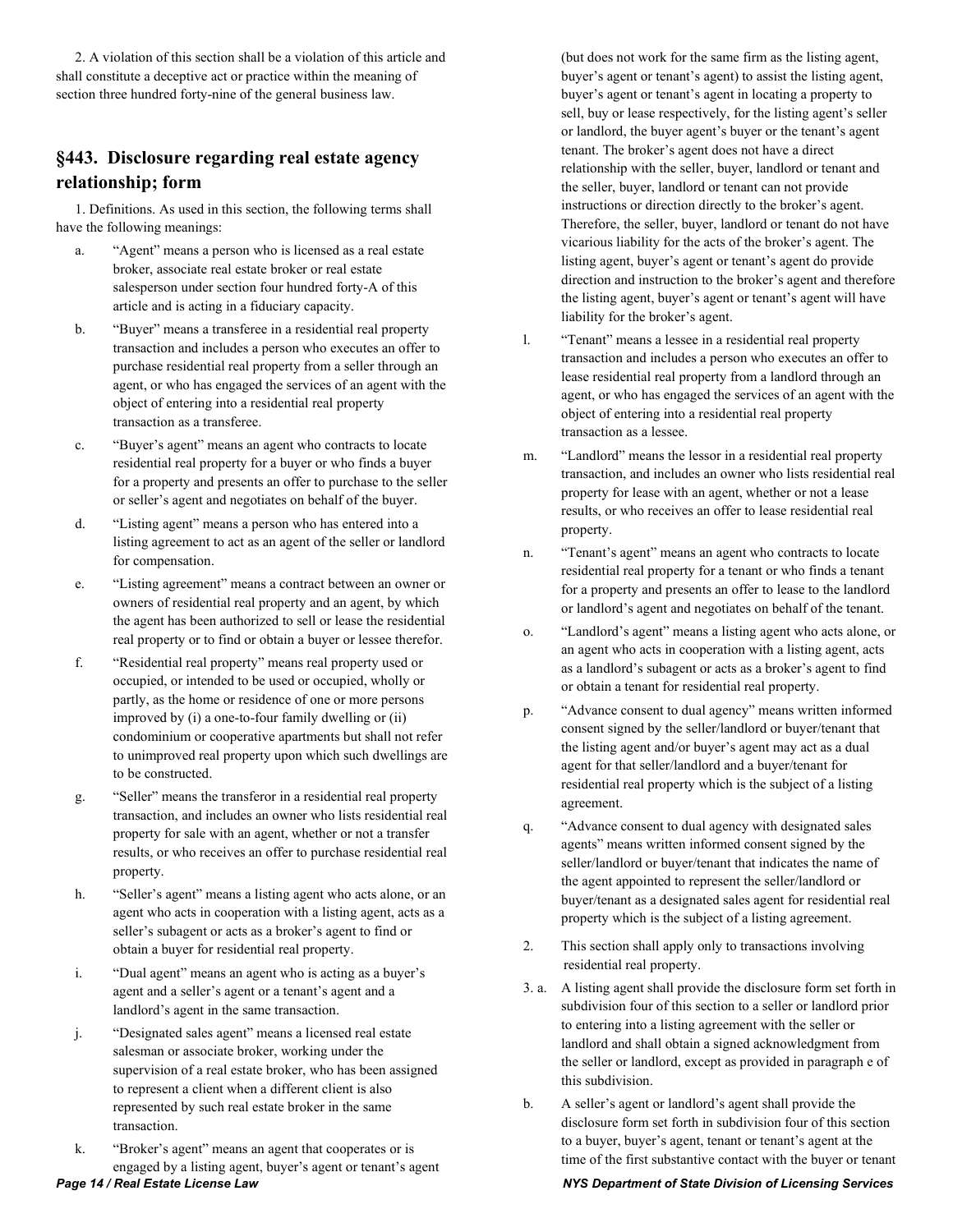2. A violation of this section shall be a violation of this article and shall constitute a deceptive act or practice within the meaning of section three hundred forty-nine of the general business law.

## §443. Disclosure regarding real estate agency relationship; form

1. Definitions. As used in this section, the following terms shall have the following meanings:

a. "Agent" means a person who is licensed as a real estate broker, associate real estate broker or real estate salesperson under section four hundred forty-A of this article and is acting in a fiduciary capacity.

b. "Buyer" means a transferee in a residential real property transaction and includes a person who executes an offer to purchase residential real property from a seller through an agent, or who has engaged the services of an agent with the object of entering into a residential real property transaction as a transferee.

c. "Buyer's agent" means an agent who contracts to locate residential real property for a buyer or who finds a buyer for a property and presents an offer to purchase to the seller or seller's agent and negotiates on behalf of the buyer.

d. "Listing agent" means a person who has entered into a listing agreement to act as an agent of the seller or landlord for compensation.

e. "Listing agreement" means a contract between an owner or owners of residential real property and an agent, by which the agent has been authorized to sell or lease the residential real property or to find or obtain a buyer or lessee therefor.

f. "Residential real property" means real property used or occupied, or intended to be used or occupied, wholly or partly, as the home or residence of one or more persons improved by (i) a one-to-four family dwelling or (ii) condominium or cooperative apartments but shall not refer to unimproved real property upon which such dwellings are to be constructed.

g. "Seller" means the transferor in a residential real property transaction, and includes an owner who lists residential real property for sale with an agent, whether or not a transfer results, or who receives an offer to purchase residential real property.

h. "Seller's agent" means a listing agent who acts alone, or an agent who acts in cooperation with a listing agent, acts as a seller's subagent or acts as a broker's agent to find or obtain a buyer for residential real property.

i. "Dual agent" means an agent who is acting as a buyer's agent and a seller's agent or a tenant's agent and a landlord's agent in the same transaction.

j. "Designated sales agent" means a licensed real estate salesman or associate broker, working under the supervision of a real estate broker, who has been assigned to represent a client when a different client is also represented by such real estate broker in the same transaction.

k. "Broker's agent" means an agent that cooperates or is engaged by a listing agent, buyer's agent or tenant's agent (but does not work for the same firm as the listing agent, buyer's agent or tenant's agent) to assist the listing agent, buyer's agent or tenant's agent in locating a property to sell, buy or lease respectively, for the listing agent's seller or landlord, the buyer agent's buyer or the tenant's agent tenant. The broker's agent does not have a direct relationship with the seller, buyer, landlord or tenant and the seller, buyer, landlord or tenant can not provide instructions or direction directly to the broker's agent. Therefore, the seller, buyer, landlord or tenant do not have vicarious liability for the acts of the broker's agent. The listing agent, buyer's agent or tenant's agent do provide direction and instruction to the broker's agent and therefore the listing agent, buyer's agent or tenant's agent will have liability for the broker's agent.

l. "Tenant" means a lessee in a residential real property transaction and includes a person who executes an offer to lease residential real property from a landlord through an agent, or who has engaged the services of an agent with the object of entering into a residential real property transaction as a lessee.

m. "Landlord" means the lessor in a residential real property transaction, and includes an owner who lists residential real property for lease with an agent, whether or not a lease results, or who receives an offer to lease residential real property.

n. "Tenant's agent" means an agent who contracts to locate residential real property for a tenant or who finds a tenant for a property and presents an offer to lease to the landlord or landlord's agent and negotiates on behalf of the tenant.

o. "Landlord's agent" means a listing agent who acts alone, or an agent who acts in cooperation with a listing agent, acts as a landlord's subagent or acts as a broker's agent to find or obtain a tenant for residential real property.

p. "Advance consent to dual agency" means written informed consent signed by the seller/landlord or buyer/tenant that the listing agent and/or buyer's agent may act as a dual agent for that seller/landlord and a buyer/tenant for residential real property which is the subject of a listing agreement.

q. "Advance consent to dual agency with designated sales agents" means written informed consent signed by the seller/landlord or buyer/tenant that indicates the name of the agent appointed to represent the seller/landlord or buyer/tenant as a designated sales agent for residential real property which is the subject of a listing agreement.

2. This section shall apply only to transactions involving residential real property.

3. a. A listing agent shall provide the disclosure form set forth in subdivision four of this section to a seller or landlord prior to entering into a listing agreement with the seller or landlord and shall obtain a signed acknowledgment from the seller or landlord, except as provided in paragraph e of this subdivision.

b. A seller's agent or landlord's agent shall provide the disclosure form set forth in subdivision four of this section to a buyer, buyer's agent, tenant or tenant's agent at the time of the first substantive contact with the buyer or tenant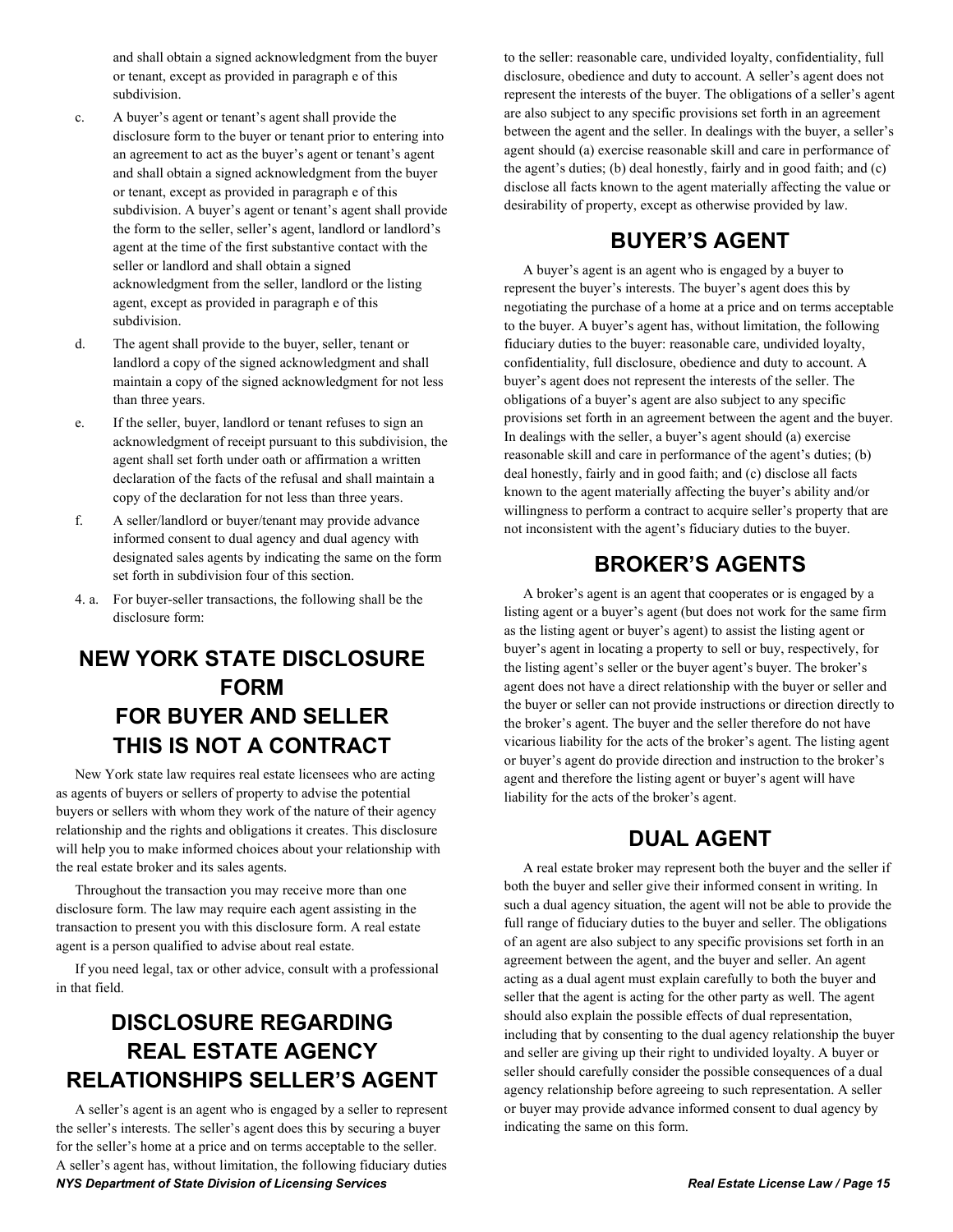and shall obtain a signed acknowledgment from the buyer or tenant, except as provided in paragraph e of this subdivision.

c. A buyer's agent or tenant's agent shall provide the disclosure form to the buyer or tenant prior to entering into an agreement to act as the buyer's agent or tenant's agent and shall obtain a signed acknowledgment from the buyer or tenant, except as provided in paragraph e of this subdivision. A buyer's agent or tenant's agent shall provide the form to the seller, seller's agent, landlord or landlord's agent at the time of the first substantive contact with the seller or landlord and shall obtain a signed acknowledgment from the seller, landlord or the listing agent, except as provided in paragraph e of this subdivision.

d. The agent shall provide to the buyer, seller, tenant or landlord a copy of the signed acknowledgment and shall maintain a copy of the signed acknowledgment for not less than three years.

e. If the seller, buyer, landlord or tenant refuses to sign an acknowledgment of receipt pursuant to this subdivision, the agent shall set forth under oath or affirmation a written declaration of the facts of the refusal and shall maintain a copy of the declaration for not less than three years.

f. A seller/landlord or buyer/tenant may provide advance informed consent to dual agency and dual agency with designated sales agents by indicating the same on the form set forth in subdivision four of this section.

4. a. For buyer-seller transactions, the following shall be the disclosure form:

## NEW YORK STATE DISCLOSURE FORM FOR BUYER AND SELLER THIS IS NOT A CONTRACT

New York state law requires real estate licensees who are acting as agents of buyers or sellers of property to advise the potential buyers or sellers with whom they work of the nature of their agency relationship and the rights and obligations it creates. This disclosure will help you to make informed choices about your relationship with the real estate broker and its sales agents.

Throughout the transaction you may receive more than one disclosure form. The law may require each agent assisting in the transaction to present you with this disclosure form. A real estate agent is a person qualified to advise about real estate.

If you need legal, tax or other advice, consult with a professional in that field.

## DISCLOSURE REGARDING REAL ESTATE AGENCY RELATIONSHIPS SELLER'S AGENT

A seller's agent is an agent who is engaged by a seller to represent the seller's interests. The seller's agent does this by securing a buyer for the seller's home at a price and on terms acceptable to the seller. A seller's agent has, without limitation, the following fiduciary duties to the seller: reasonable care, undivided loyalty, confidentiality, full disclosure, obedience and duty to account. A seller's agent does not represent the interests of the buyer. The obligations of a seller's agent are also subject to any specific provisions set forth in an agreement between the agent and the seller. In dealings with the buyer, a seller's agent should (a) exercise reasonable skill and care in performance of the agent's duties; (b) deal honestly, fairly and in good faith; and (c) disclose all facts known to the agent materially affecting the value or desirability of property, except as otherwise provided by law.

## BUYER'S AGENT

A buyer's agent is an agent who is engaged by a buyer to represent the buyer's interests. The buyer's agent does this by negotiating the purchase of a home at a price and on terms acceptable to the buyer. A buyer's agent has, without limitation, the following fiduciary duties to the buyer: reasonable care, undivided loyalty, confidentiality, full disclosure, obedience and duty to account. A buyer's agent does not represent the interests of the seller. The obligations of a buyer's agent are also subject to any specific provisions set forth in an agreement between the agent and the buyer. In dealings with the seller, a buyer's agent should (a) exercise reasonable skill and care in performance of the agent's duties; (b) deal honestly, fairly and in good faith; and (c) disclose all facts known to the agent materially affecting the buyer's ability and/or willingness to perform a contract to acquire seller's property that are not inconsistent with the agent's fiduciary duties to the buyer.

## BROKER'S AGENTS

A broker's agent is an agent that cooperates or is engaged by a listing agent or a buyer's agent (but does not work for the same firm as the listing agent or buyer's agent) to assist the listing agent or buyer's agent in locating a property to sell or buy, respectively, for the listing agent's seller or the buyer agent's buyer. The broker's agent does not have a direct relationship with the buyer or seller and the buyer or seller can not provide instructions or direction directly to the broker's agent. The buyer and the seller therefore do not have vicarious liability for the acts of the broker's agent. The listing agent or buyer's agent do provide direction and instruction to the broker's agent and therefore the listing agent or buyer's agent will have liability for the acts of the broker's agent.

## DUAL AGENT

A real estate broker may represent both the buyer and the seller if both the buyer and seller give their informed consent in writing. In such a dual agency situation, the agent will not be able to provide the full range of fiduciary duties to the buyer and seller. The obligations of an agent are also subject to any specific provisions set forth in an agreement between the agent, and the buyer and seller. An agent acting as a dual agent must explain carefully to both the buyer and seller that the agent is acting for the other party as well. The agent should also explain the possible effects of dual representation, including that by consenting to the dual agency relationship the buyer and seller are giving up their right to undivided loyalty. A buyer or seller should carefully consider the possible consequences of a dual agency relationship before agreeing to such representation. A seller or buyer may provide advance informed consent to dual agency by indicating the same on this form.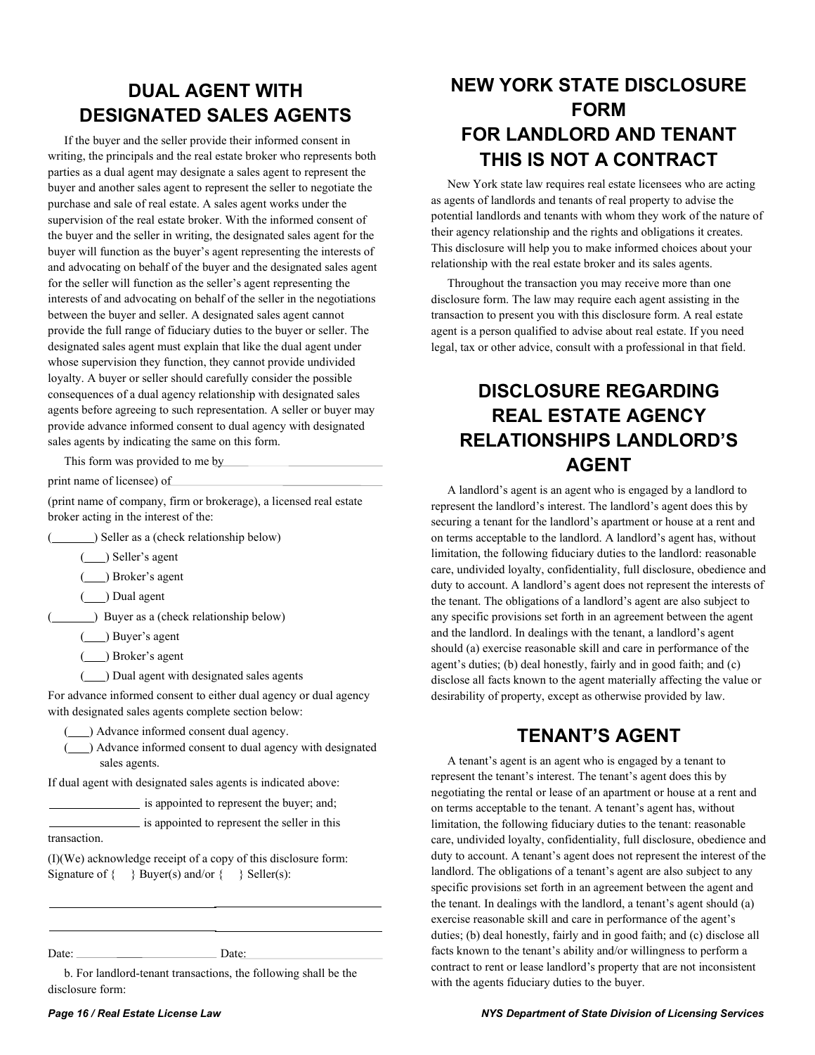## DUAL AGENT WITH DESIGNATED SALES AGENTS

If the buyer and the seller provide their informed consent in writing, the principals and the real estate broker who represents both parties as a dual agent may designate a sales agent to represent the buyer and another sales agent to represent the seller to negotiate the purchase and sale of real estate. A sales agent works under the supervision of the real estate broker. With the informed consent of the buyer and the seller in writing, the designated sales agent for the buyer will function as the buyer's agent representing the interests of and advocating on behalf of the buyer and the designated sales agent for the seller will function as the seller's agent representing the interests of and advocating on behalf of the seller in the negotiations between the buyer and seller. A designated sales agent cannot provide the full range of fiduciary duties to the buyer or seller. The designated sales agent must explain that like the dual agent under whose supervision they function, they cannot provide undivided loyalty. A buyer or seller should carefully consider the possible consequences of a dual agency relationship with designated sales agents before agreeing to such representation. A seller or buyer may provide advance informed consent to dual agency with designated sales agents by indicating the same on this form.

This form was provided to me by\_\_\_\_\_\_\_\_\_\_\_\_\_\_\_\_\_\_\_\_\_\_\_\_\_\_\_\_ print name of licensee) of\_\_\_\_\_\_\_\_\_\_\_\_\_\_\_\_\_\_\_\_\_\_\_\_\_\_\_\_\_\_\_\_\_\_\_ (print name of company, firm or brokerage), a licensed real estate broker acting in the interest of the:

(\_\_\_\_\_\_\_) Seller as a (check relationship below)

- (\_\_\_) Seller's agent
- (\_\_\_) Broker's agent
- (\_\_\_) Dual agent

(\_\_\_\_\_\_\_) Buyer as a (check relationship below)

- (\_\_\_) Buyer's agent
- (\_\_\_) Broker's agent
- (\_\_\_) Dual agent with designated sales agents

For advance informed consent to either dual agency or dual agency with designated sales agents complete section below:

- (\_\_\_) Advance informed consent dual agency.
- (\_\_\_) Advance informed consent to dual agency with designated sales agents.

If dual agent with designated sales agents is indicated above:

\_\_\_\_\_\_\_\_\_\_\_\_\_\_\_ is appointed to represent the buyer; and;

\_\_\_\_\_\_\_\_\_\_\_\_\_\_\_ is appointed to represent the seller in this transaction.

(I)(We) acknowledge receipt of a copy of this disclosure form: Signature of { } Buyer(s) and/or { } Seller(s):

\_\_\_\_\_\_\_\_\_\_\_\_\_\_\_\_\_\_\_\_\_\_\_\_\_\_\_\_ \_\_\_\_\_\_\_\_\_\_\_\_\_\_\_\_\_\_\_\_\_\_\_\_\_\_\_\_

\_\_\_\_\_\_\_\_\_\_\_\_\_\_\_\_\_\_\_\_\_\_\_\_\_\_\_\_ \_\_\_\_\_\_\_\_\_\_\_\_\_\_\_\_\_\_\_\_\_\_\_\_\_\_\_\_

Date: \_\_\_\_\_\_\_\_\_\_\_\_\_\_\_\_\_\_\_\_\_ Date:\_\_\_\_\_\_\_\_\_\_\_\_\_\_\_\_\_\_\_\_\_

b. For landlord-tenant transactions, the following shall be the disclosure form:

## NEW YORK STATE DISCLOSURE FORM FOR LANDLORD AND TENANT THIS IS NOT A CONTRACT

New York state law requires real estate licensees who are acting as agents of landlords and tenants of real property to advise the potential landlords and tenants with whom they work of the nature of their agency relationship and the rights and obligations it creates. This disclosure will help you to make informed choices about your relationship with the real estate broker and its sales agents.

Throughout the transaction you may receive more than one disclosure form. The law may require each agent assisting in the transaction to present you with this disclosure form. A real estate agent is a person qualified to advise about real estate. If you need legal, tax or other advice, consult with a professional in that field.

## DISCLOSURE REGARDING REAL ESTATE AGENCY RELATIONSHIPS LANDLORD'S AGENT

A landlord's agent is an agent who is engaged by a landlord to represent the landlord's interest. The landlord's agent does this by securing a tenant for the landlord's apartment or house at a rent and on terms acceptable to the landlord. A landlord's agent has, without limitation, the following fiduciary duties to the landlord: reasonable care, undivided loyalty, confidentiality, full disclosure, obedience and duty to account. A landlord's agent does not represent the interests of the tenant. The obligations of a landlord's agent are also subject to any specific provisions set forth in an agreement between the agent and the landlord. In dealings with the tenant, a landlord's agent should (a) exercise reasonable skill and care in performance of the agent's duties; (b) deal honestly, fairly and in good faith; and (c) disclose all facts known to the agent materially affecting the value or desirability of property, except as otherwise provided by law.

## TENANT'S AGENT

A tenant's agent is an agent who is engaged by a tenant to represent the tenant's interest. The tenant's agent does this by negotiating the rental or lease of an apartment or house at a rent and on terms acceptable to the tenant. A tenant's agent has, without limitation, the following fiduciary duties to the tenant: reasonable care, undivided loyalty, confidentiality, full disclosure, obedience and duty to account. A tenant's agent does not represent the interest of the landlord. The obligations of a tenant's agent are also subject to any specific provisions set forth in an agreement between the agent and the tenant. In dealings with the landlord, a tenant's agent should (a) exercise reasonable skill and care in performance of the agent's duties; (b) deal honestly, fairly and in good faith; and (c) disclose all facts known to the tenant's ability and/or willingness to perform a contract to rent or lease landlord's property that are not inconsistent with the agents fiduciary duties to the buyer.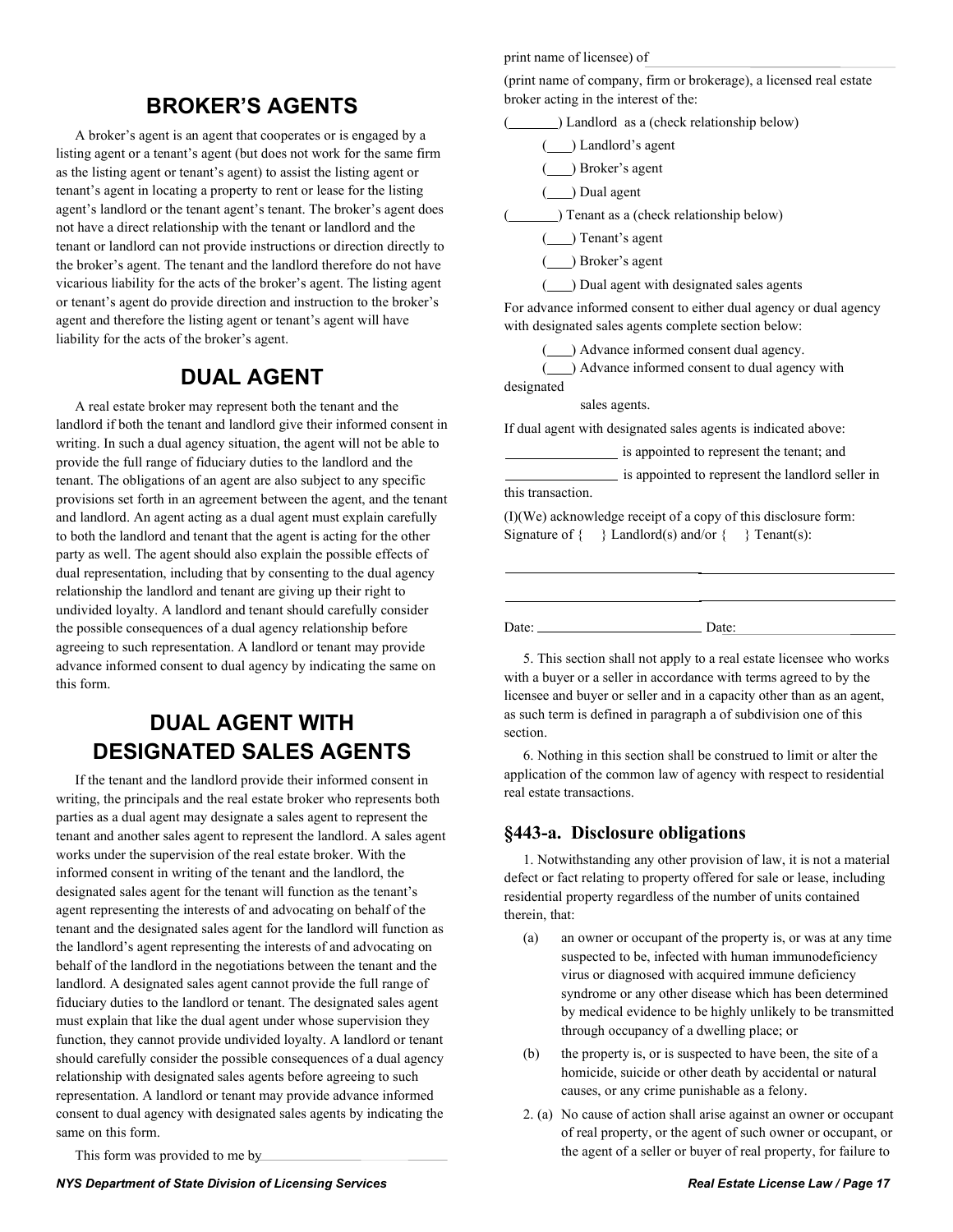## BROKER'S AGENTS

A broker's agent is an agent that cooperates or is engaged by a listing agent or a tenant's agent (but does not work for the same firm as the listing agent or tenant's agent) to assist the listing agent or tenant's agent in locating a property to rent or lease for the listing agent's landlord or the tenant agent's tenant. The broker's agent does not have a direct relationship with the tenant or landlord and the tenant or landlord can not provide instructions or direction directly to the broker's agent. The tenant and the landlord therefore do not have vicarious liability for the acts of the broker's agent. The listing agent or tenant's agent do provide direction and instruction to the broker's agent and therefore the listing agent or tenant's agent will have liability for the acts of the broker's agent.

## DUAL AGENT

A real estate broker may represent both the tenant and the landlord if both the tenant and landlord give their informed consent in writing. In such a dual agency situation, the agent will not be able to provide the full range of fiduciary duties to the landlord and the tenant. The obligations of an agent are also subject to any specific provisions set forth in an agreement between the agent, and the tenant and landlord. An agent acting as a dual agent must explain carefully to both the landlord and tenant that the agent is acting for the other party as well. The agent should also explain the possible effects of dual representation, including that by consenting to the dual agency relationship the landlord and tenant are giving up their right to undivided loyalty. A landlord and tenant should carefully consider the possible consequences of a dual agency relationship before agreeing to such representation. A landlord or tenant may provide advance informed consent to dual agency by indicating the same on this form.

## DUAL AGENT WITH DESIGNATED SALES AGENTS

If the tenant and the landlord provide their informed consent in writing, the principals and the real estate broker who represents both parties as a dual agent may designate a sales agent to represent the tenant and another sales agent to represent the landlord. A sales agent works under the supervision of the real estate broker. With the informed consent in writing of the tenant and the landlord, the designated sales agent for the tenant will function as the tenant's agent representing the interests of and advocating on behalf of the tenant and the designated sales agent for the landlord will function as the landlord's agent representing the interests of and advocating on behalf of the landlord in the negotiations between the tenant and the landlord. A designated sales agent cannot provide the full range of fiduciary duties to the landlord or tenant. The designated sales agent must explain that like the dual agent under whose supervision they function, they cannot provide undivided loyalty. A landlord or tenant should carefully consider the possible consequences of a dual agency relationship with designated sales agents before agreeing to such representation. A landlord or tenant may provide advance informed consent to dual agency with designated sales agents by indicating the same on this form.

This form was provided to me by_______________ print name of licensee) of _______________

(print name of company, firm or brokerage), a licensed real estate broker acting in the interest of the:

(_______) Landlord as a (check relationship below)

- (___) Landlord's agent
- (___) Broker's agent
- (___) Dual agent

(_______) Tenant as a (check relationship below)

- (___) Tenant's agent
- (___) Broker's agent
- (___) Dual agent with designated sales agents

For advance informed consent to either dual agency or dual agency with designated sales agents complete section below:

(___) Advance informed consent dual agency.
(___) Advance informed consent to dual agency with designated sales agents.

If dual agent with designated sales agents is indicated above:

_______________ is appointed to represent the tenant; and

_______________ is appointed to represent the landlord seller in this transaction.

(I)(We) acknowledge receipt of a copy of this disclosure form:
Signature of { } Landlord(s) and/or { } Tenant(s):

_______________ _______________

_______________ _______________

Date: _______________ Date: _______________

5. This section shall not apply to a real estate licensee who works with a buyer or a seller in accordance with terms agreed to by the licensee and buyer or seller and in a capacity other than as an agent, as such term is defined in paragraph a of subdivision one of this section.

6. Nothing in this section shall be construed to limit or alter the application of the common law of agency with respect to residential real estate transactions.

### §443-a. Disclosure obligations

1. Notwithstanding any other provision of law, it is not a material defect or fact relating to property offered for sale or lease, including residential property regardless of the number of units contained therein, that:

(a) an owner or occupant of the property is, or was at any time suspected to be, infected with human immunodeficiency virus or diagnosed with acquired immune deficiency syndrome or any other disease which has been determined by medical evidence to be highly unlikely to be transmitted through occupancy of a dwelling place; or

(b) the property is, or is suspected to have been, the site of a homicide, suicide or other death by accidental or natural causes, or any crime punishable as a felony.

2. (a) No cause of action shall arise against an owner or occupant of real property, or the agent of such owner or occupant, or the agent of a seller or buyer of real property, for failure to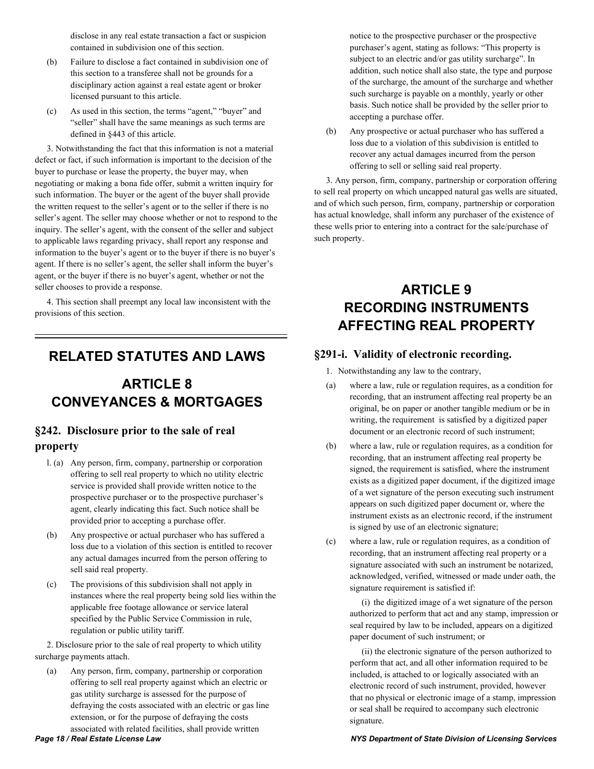disclose in any real estate transaction a fact or suspicion contained in subdivision one of this section.

(b) Failure to disclose a fact contained in subdivision one of this section to a transferee shall not be grounds for a disciplinary action against a real estate agent or broker licensed pursuant to this article.

(c) As used in this section, the terms "agent," "buyer" and "seller" shall have the same meanings as such terms are defined in §443 of this article.

3. Notwithstanding the fact that this information is not a material defect or fact, if such information is important to the decision of the buyer to purchase or lease the property, the buyer may, when negotiating or making a bona fide offer, submit a written inquiry for such information. The buyer or the agent of the buyer shall provide the written request to the seller's agent or to the seller if there is no seller's agent. The seller may choose whether or not to respond to the inquiry. The seller's agent, with the consent of the seller and subject to applicable laws regarding privacy, shall report any response and information to the buyer's agent or to the buyer if there is no buyer's agent. If there is no seller's agent, the seller shall inform the buyer's agent, or the buyer if there is no buyer's agent, whether or not the seller chooses to provide a response.

4. This section shall preempt any local law inconsistent with the provisions of this section.

# RELATED STATUTES AND LAWS

# ARTICLE 8 CONVEYANCES & MORTGAGES

## §242. Disclosure prior to the sale of real property

1. (a) Any person, firm, company, partnership or corporation offering to sell real property to which no utility electric service is provided shall provide written notice to the prospective purchaser or to the prospective purchaser's agent, clearly indicating this fact. Such notice shall be provided prior to accepting a purchase offer.

(b) Any prospective or actual purchaser who has suffered a loss due to a violation of this section is entitled to recover any actual damages incurred from the person offering to sell said real property.

(c) The provisions of this subdivision shall not apply in instances where the real property being sold lies within the applicable free footage allowance or service lateral specified by the Public Service Commission in rule, regulation or public utility tariff.

2. Disclosure prior to the sale of real property to which utility surcharge payments attach.

(a) Any person, firm, company, partnership or corporation offering to sell real property against which an electric or gas utility surcharge is assessed for the purpose of defraying the costs associated with an electric or gas line extension, or for the purpose of defraying the costs associated with related facilities, shall provide written notice to the prospective purchaser or the prospective purchaser's agent, stating as follows: "This property is subject to an electric and/or gas utility surcharge". In addition, such notice shall also state, the type and purpose of the surcharge, the amount of the surcharge and whether such surcharge is payable on a monthly, yearly or other basis. Such notice shall be provided by the seller prior to accepting a purchase offer.

(b) Any prospective or actual purchaser who has suffered a loss due to a violation of this subdivision is entitled to recover any actual damages incurred from the person offering to sell or selling said real property.

3. Any person, firm, company, partnership or corporation offering to sell real property on which uncapped natural gas wells are situated, and of which such person, firm, company, partnership or corporation has actual knowledge, shall inform any purchaser of the existence of these wells prior to entering into a contract for the sale/purchase of such property.

# ARTICLE 9 RECORDING INSTRUMENTS AFFECTING REAL PROPERTY

## §291-i. Validity of electronic recording.

1. Notwithstanding any law to the contrary,

(a) where a law, rule or regulation requires, as a condition for recording, that an instrument affecting real property be an original, be on paper or another tangible medium or be in writing, the requirement is satisfied by a digitized paper document or an electronic record of such instrument;

(b) where a law, rule or regulation requires, as a condition for recording, that an instrument affecting real property be signed, the requirement is satisfied, where the instrument exists as a digitized paper document, if the digitized image of a wet signature of the person executing such instrument appears on such digitized paper document or, where the instrument exists as an electronic record, if the instrument is signed by use of an electronic signature;

(c) where a law, rule or regulation requires, as a condition of recording, that an instrument affecting real property or a signature associated with such an instrument be notarized, acknowledged, verified, witnessed or made under oath, the signature requirement is satisfied if:

(i) the digitized image of a wet signature of the person authorized to perform that act and any stamp, impression or seal required by law to be included, appears on a digitized paper document of such instrument; or

(ii) the electronic signature of the person authorized to perform that act, and all other information required to be included, is attached to or logically associated with an electronic record of such instrument, provided, however that no physical or electronic image of a stamp, impression or seal shall be required to accompany such electronic signature.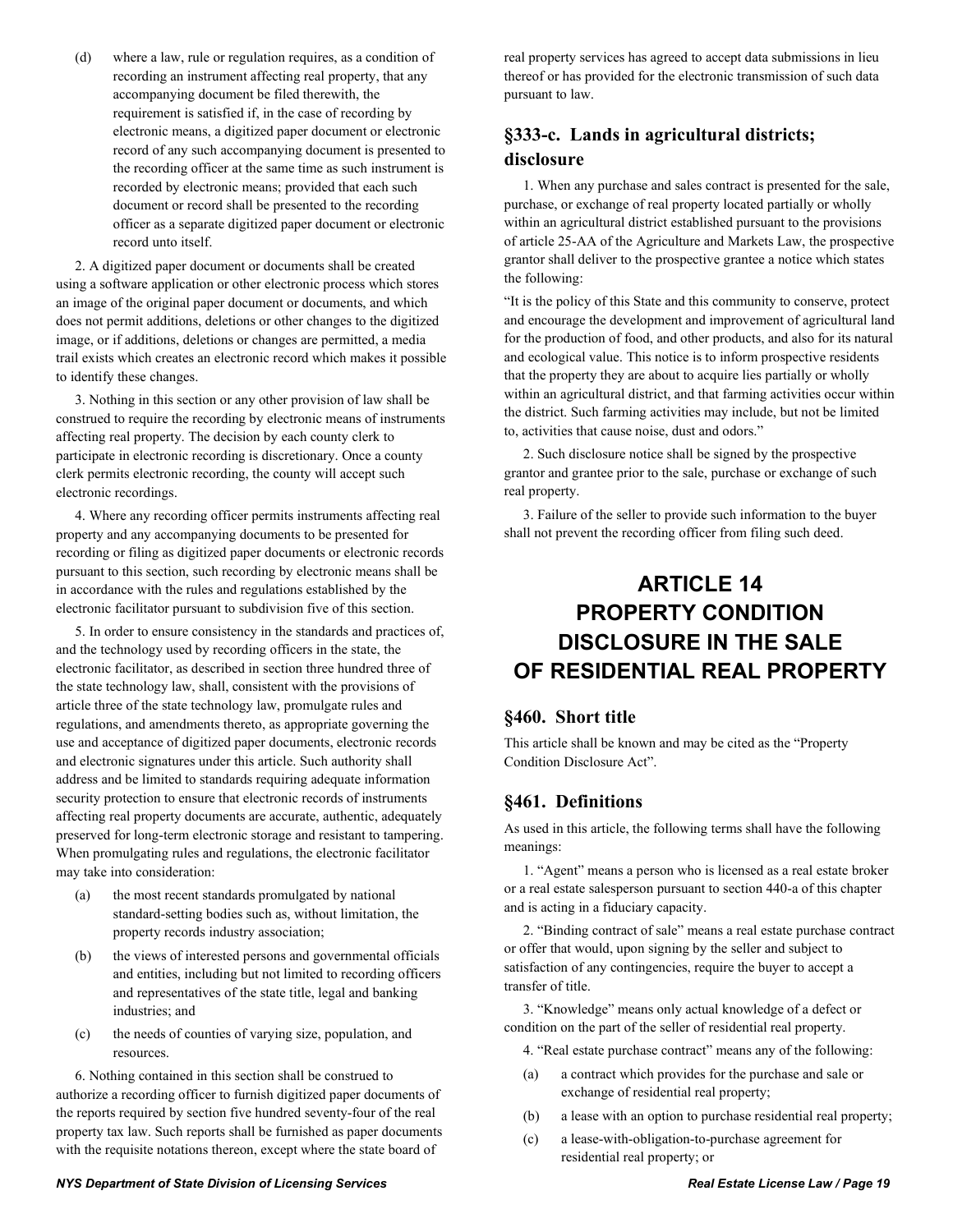(d) where a law, rule or regulation requires, as a condition of recording an instrument affecting real property, that any accompanying document be filed therewith, the requirement is satisfied if, in the case of recording by electronic means, a digitized paper document or electronic record of any such accompanying document is presented to the recording officer at the same time as such instrument is recorded by electronic means; provided that each such document or record shall be presented to the recording officer as a separate digitized paper document or electronic record unto itself.

2. A digitized paper document or documents shall be created using a software application or other electronic process which stores an image of the original paper document or documents, and which does not permit additions, deletions or other changes to the digitized image, or if additions, deletions or changes are permitted, a media trail exists which creates an electronic record which makes it possible to identify these changes.

3. Nothing in this section or any other provision of law shall be construed to require the recording by electronic means of instruments affecting real property. The decision by each county clerk to participate in electronic recording is discretionary. Once a county clerk permits electronic recording, the county will accept such electronic recordings.

4. Where any recording officer permits instruments affecting real property and any accompanying documents to be presented for recording or filing as digitized paper documents or electronic records pursuant to this section, such recording by electronic means shall be in accordance with the rules and regulations established by the electronic facilitator pursuant to subdivision five of this section.

5. In order to ensure consistency in the standards and practices of, and the technology used by recording officers in the state, the electronic facilitator, as described in section three hundred three of the state technology law, shall, consistent with the provisions of article three of the state technology law, promulgate rules and regulations, and amendments thereto, as appropriate governing the use and acceptance of digitized paper documents, electronic records and electronic signatures under this article. Such authority shall address and be limited to standards requiring adequate information security protection to ensure that electronic records of instruments affecting real property documents are accurate, authentic, adequately preserved for long-term electronic storage and resistant to tampering. When promulgating rules and regulations, the electronic facilitator may take into consideration:

(a) the most recent standards promulgated by national standard-setting bodies such as, without limitation, the property records industry association;

(b) the views of interested persons and governmental officials and entities, including but not limited to recording officers and representatives of the state title, legal and banking industries; and

(c) the needs of counties of varying size, population, and resources.

6. Nothing contained in this section shall be construed to authorize a recording officer to furnish digitized paper documents of the reports required by section five hundred seventy-four of the real property tax law. Such reports shall be furnished as paper documents with the requisite notations thereon, except where the state board of real property services has agreed to accept data submissions in lieu thereof or has provided for the electronic transmission of such data pursuant to law.

## §333-c. Lands in agricultural districts; disclosure

1. When any purchase and sales contract is presented for the sale, purchase, or exchange of real property located partially or wholly within an agricultural district established pursuant to the provisions of article 25-AA of the Agriculture and Markets Law, the prospective grantor shall deliver to the prospective grantee a notice which states the following:

"It is the policy of this State and this community to conserve, protect and encourage the development and improvement of agricultural land for the production of food, and other products, and also for its natural and ecological value. This notice is to inform prospective residents that the property they are about to acquire lies partially or wholly within an agricultural district, and that farming activities occur within the district. Such farming activities may include, but not be limited to, activities that cause noise, dust and odors."

2. Such disclosure notice shall be signed by the prospective grantor and grantee prior to the sale, purchase or exchange of such real property.

3. Failure of the seller to provide such information to the buyer shall not prevent the recording officer from filing such deed.

# ARTICLE 14 PROPERTY CONDITION DISCLOSURE IN THE SALE OF RESIDENTIAL REAL PROPERTY

## §460. Short title

This article shall be known and may be cited as the "Property Condition Disclosure Act".

## §461. Definitions

As used in this article, the following terms shall have the following meanings:

1. "Agent" means a person who is licensed as a real estate broker or a real estate salesperson pursuant to section 440-a of this chapter and is acting in a fiduciary capacity.

2. "Binding contract of sale" means a real estate purchase contract or offer that would, upon signing by the seller and subject to satisfaction of any contingencies, require the buyer to accept a transfer of title.

3. "Knowledge" means only actual knowledge of a defect or condition on the part of the seller of residential real property.

4. "Real estate purchase contract" means any of the following:

(a) a contract which provides for the purchase and sale or exchange of residential real property;

(b) a lease with an option to purchase residential real property;

(c) a lease-with-obligation-to-purchase agreement for residential real property; or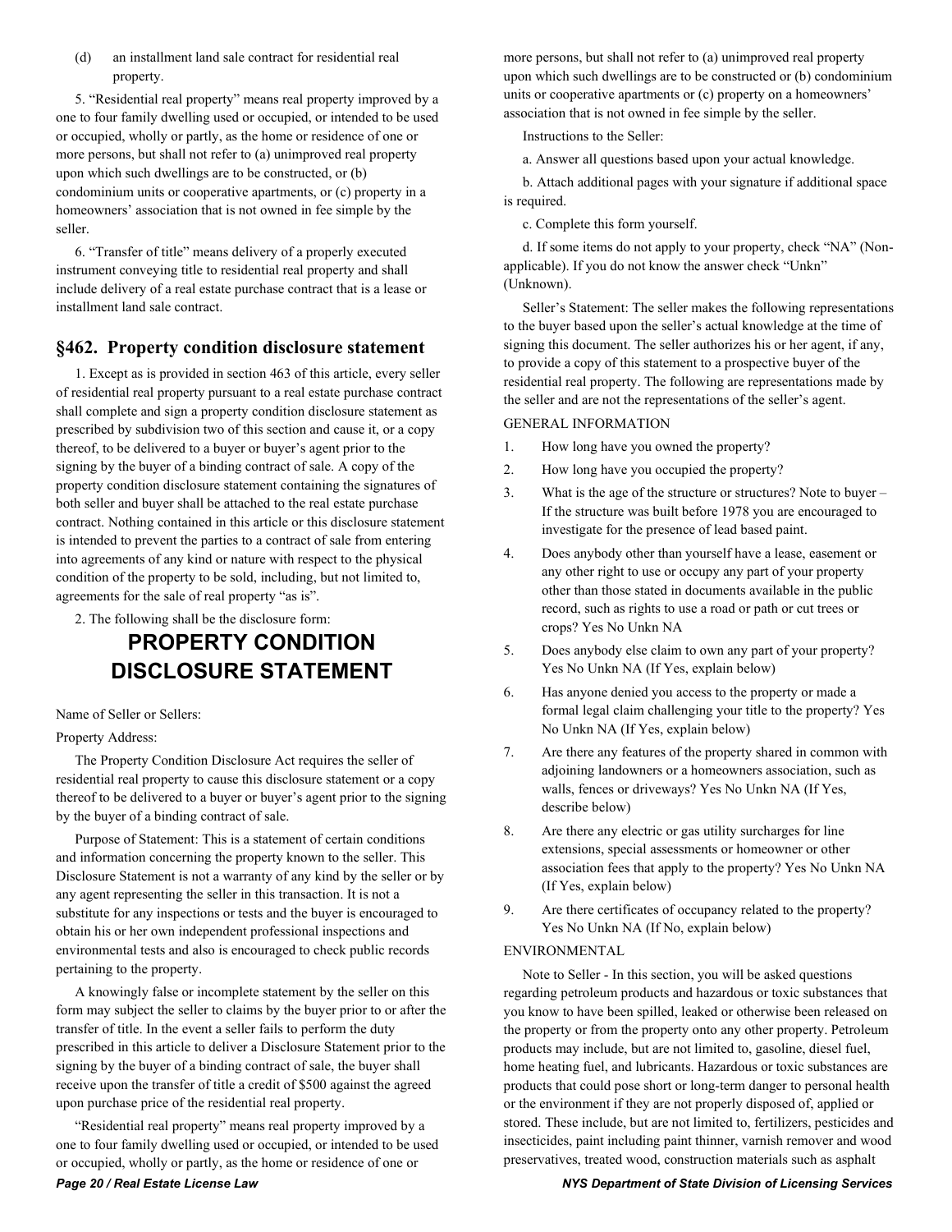(d) an installment land sale contract for residential real property.

5. "Residential real property" means real property improved by a one to four family dwelling used or occupied, or intended to be used or occupied, wholly or partly, as the home or residence of one or more persons, but shall not refer to (a) unimproved real property upon which such dwellings are to be constructed, or (b) condominium units or cooperative apartments, or (c) property in a homeowners' association that is not owned in fee simple by the seller.

6. "Transfer of title" means delivery of a properly executed instrument conveying title to residential real property and shall include delivery of a real estate purchase contract that is a lease or installment land sale contract.

## §462. Property condition disclosure statement

1. Except as is provided in section 463 of this article, every seller of residential real property pursuant to a real estate purchase contract shall complete and sign a property condition disclosure statement as prescribed by subdivision two of this section and cause it, or a copy thereof, to be delivered to a buyer or buyer's agent prior to the signing by the buyer of a binding contract of sale. A copy of the property condition disclosure statement containing the signatures of both seller and buyer shall be attached to the real estate purchase contract. Nothing contained in this article or this disclosure statement is intended to prevent the parties to a contract of sale from entering into agreements of any kind or nature with respect to the physical condition of the property to be sold, including, but not limited to, agreements for the sale of real property "as is".

2. The following shall be the disclosure form:

# PROPERTY CONDITION DISCLOSURE STATEMENT

Name of Seller or Sellers:

Property Address:

The Property Condition Disclosure Act requires the seller of residential real property to cause this disclosure statement or a copy thereof to be delivered to a buyer or buyer's agent prior to the signing by the buyer of a binding contract of sale.

Purpose of Statement: This is a statement of certain conditions and information concerning the property known to the seller. This Disclosure Statement is not a warranty of any kind by the seller or by any agent representing the seller in this transaction. It is not a substitute for any inspections or tests and the buyer is encouraged to obtain his or her own independent professional inspections and environmental tests and also is encouraged to check public records pertaining to the property.

A knowingly false or incomplete statement by the seller on this form may subject the seller to claims by the buyer prior to or after the transfer of title. In the event a seller fails to perform the duty prescribed in this article to deliver a Disclosure Statement prior to the signing by the buyer of a binding contract of sale, the buyer shall receive upon the transfer of title a credit of $500 against the agreed upon purchase price of the residential real property.

"Residential real property" means real property improved by a one to four family dwelling used or occupied, or intended to be used or occupied, wholly or partly, as the home or residence of one or more persons, but shall not refer to (a) unimproved real property upon which such dwellings are to be constructed or (b) condominium units or cooperative apartments or (c) property on a homeowners' association that is not owned in fee simple by the seller.

Instructions to the Seller:

a. Answer all questions based upon your actual knowledge.

b. Attach additional pages with your signature if additional space is required.

c. Complete this form yourself.

d. If some items do not apply to your property, check "NA" (Non-applicable). If you do not know the answer check "Unkn" (Unknown).

Seller's Statement: The seller makes the following representations to the buyer based upon the seller's actual knowledge at the time of signing this document. The seller authorizes his or her agent, if any, to provide a copy of this statement to a prospective buyer of the residential real property. The following are representations made by the seller and are not the representations of the seller's agent.

GENERAL INFORMATION

1. How long have you owned the property?
2. How long have you occupied the property?
3. What is the age of the structure or structures? Note to buyer – If the structure was built before 1978 you are encouraged to investigate for the presence of lead based paint.
4. Does anybody other than yourself have a lease, easement or any other right to use or occupy any part of your property other than those stated in documents available in the public record, such as rights to use a road or path or cut trees or crops? Yes No Unkn NA
5. Does anybody else claim to own any part of your property? Yes No Unkn NA (If Yes, explain below)
6. Has anyone denied you access to the property or made a formal legal claim challenging your title to the property? Yes No Unkn NA (If Yes, explain below)
7. Are there any features of the property shared in common with adjoining landowners or a homeowners association, such as walls, fences or driveways? Yes No Unkn NA (If Yes, describe below)
8. Are there any electric or gas utility surcharges for line extensions, special assessments or homeowner or other association fees that apply to the property? Yes No Unkn NA (If Yes, explain below)
9. Are there certificates of occupancy related to the property? Yes No Unkn NA (If No, explain below)

ENVIRONMENTAL

Note to Seller - In this section, you will be asked questions regarding petroleum products and hazardous or toxic substances that you know to have been spilled, leaked or otherwise been released on the property or from the property onto any other property. Petroleum products may include, but are not limited to, gasoline, diesel fuel, home heating fuel, and lubricants. Hazardous or toxic substances are products that could pose short or long-term danger to personal health or the environment if they are not properly disposed of, applied or stored. These include, but are not limited to, fertilizers, pesticides and insecticides, paint including paint thinner, varnish remover and wood preservatives, treated wood, construction materials such as asphalt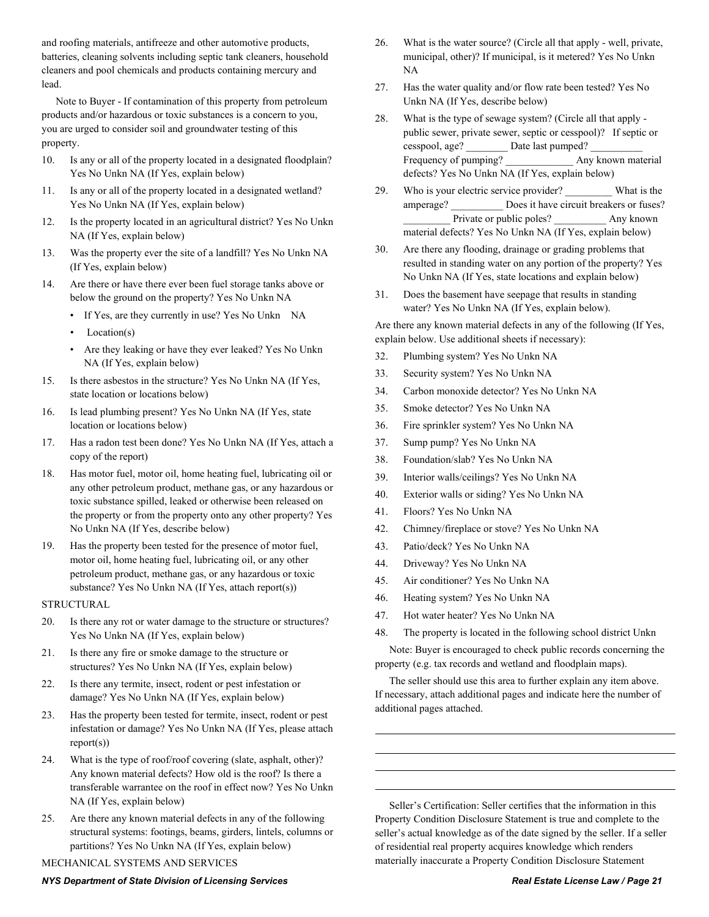and roofing materials, antifreeze and other automotive products, batteries, cleaning solvents including septic tank cleaners, household cleaners and pool chemicals and products containing mercury and lead.

Note to Buyer - If contamination of this property from petroleum products and/or hazardous or toxic substances is a concern to you, you are urged to consider soil and groundwater testing of this property.

10. Is any or all of the property located in a designated floodplain? Yes No Unkn NA (If Yes, explain below)
11. Is any or all of the property located in a designated wetland? Yes No Unkn NA (If Yes, explain below)
12. Is the property located in an agricultural district? Yes No Unkn NA (If Yes, explain below)
13. Was the property ever the site of a landfill? Yes No Unkn NA (If Yes, explain below)
14. Are there or have there ever been fuel storage tanks above or below the ground on the property? Yes No Unkn NA
    - If Yes, are they currently in use? Yes No Unkn NA
    - Location(s)
    - Are they leaking or have they ever leaked? Yes No Unkn NA (If Yes, explain below)
15. Is there asbestos in the structure? Yes No Unkn NA (If Yes, state location or locations below)
16. Is lead plumbing present? Yes No Unkn NA (If Yes, state location or locations below)
17. Has a radon test been done? Yes No Unkn NA (If Yes, attach a copy of the report)
18. Has motor fuel, motor oil, home heating fuel, lubricating oil or any other petroleum product, methane gas, or any hazardous or toxic substance spilled, leaked or otherwise been released on the property or from the property onto any other property? Yes No Unkn NA (If Yes, describe below)
19. Has the property been tested for the presence of motor fuel, motor oil, home heating fuel, lubricating oil, or any other petroleum product, methane gas, or any hazardous or toxic substance? Yes No Unkn NA (If Yes, attach report(s))

STRUCTURAL

20. Is there any rot or water damage to the structure or structures? Yes No Unkn NA (If Yes, explain below)
21. Is there any fire or smoke damage to the structure or structures? Yes No Unkn NA (If Yes, explain below)
22. Is there any termite, insect, rodent or pest infestation or damage? Yes No Unkn NA (If Yes, explain below)
23. Has the property been tested for termite, insect, rodent or pest infestation or damage? Yes No Unkn NA (If Yes, please attach report(s))
24. What is the type of roof/roof covering (slate, asphalt, other)? Any known material defects? How old is the roof? Is there a transferable warrantee on the roof in effect now? Yes No Unkn NA (If Yes, explain below)
25. Are there any known material defects in any of the following structural systems: footings, beams, girders, lintels, columns or partitions? Yes No Unkn NA (If Yes, explain below)

MECHANICAL SYSTEMS AND SERVICES

26. What is the water source? (Circle all that apply - well, private, municipal, other)? If municipal, is it metered? Yes No Unkn NA
27. Has the water quality and/or flow rate been tested? Yes No Unkn NA (If Yes, describe below)
28. What is the type of sewage system? (Circle all that apply - public sewer, private sewer, septic or cesspool)? If septic or cesspool, age? ________ Date last pumped? __________ Frequency of pumping? _____________ Any known material defects? Yes No Unkn NA (If Yes, explain below)
29. Who is your electric service provider? _________ What is the amperage? __________ Does it have circuit breakers or fuses? _________ Private or public poles? __________ Any known material defects? Yes No Unkn NA (If Yes, explain below)
30. Are there any flooding, drainage or grading problems that resulted in standing water on any portion of the property? Yes No Unkn NA (If Yes, state locations and explain below)
31. Does the basement have seepage that results in standing water? Yes No Unkn NA (If Yes, explain below).

Are there any known material defects in any of the following (If Yes, explain below. Use additional sheets if necessary):

32. Plumbing system? Yes No Unkn NA
33. Security system? Yes No Unkn NA
34. Carbon monoxide detector? Yes No Unkn NA
35. Smoke detector? Yes No Unkn NA
36. Fire sprinkler system? Yes No Unkn NA
37. Sump pump? Yes No Unkn NA
38. Foundation/slab? Yes No Unkn NA
39. Interior walls/ceilings? Yes No Unkn NA
40. Exterior walls or siding? Yes No Unkn NA
41. Floors? Yes No Unkn NA
42. Chimney/fireplace or stove? Yes No Unkn NA
43. Patio/deck? Yes No Unkn NA
44. Driveway? Yes No Unkn NA
45. Air conditioner? Yes No Unkn NA
46. Heating system? Yes No Unkn NA
47. Hot water heater? Yes No Unkn NA
48. The property is located in the following school district Unkn

Note: Buyer is encouraged to check public records concerning the property (e.g. tax records and wetland and floodplain maps).

The seller should use this area to further explain any item above. If necessary, attach additional pages and indicate here the number of additional pages attached.

______________________________________________________________

______________________________________________________________

______________________________________________________________

______________________________________________________________

Seller's Certification: Seller certifies that the information in this Property Condition Disclosure Statement is true and complete to the seller's actual knowledge as of the date signed by the seller. If a seller of residential real property acquires knowledge which renders materially inaccurate a Property Condition Disclosure Statement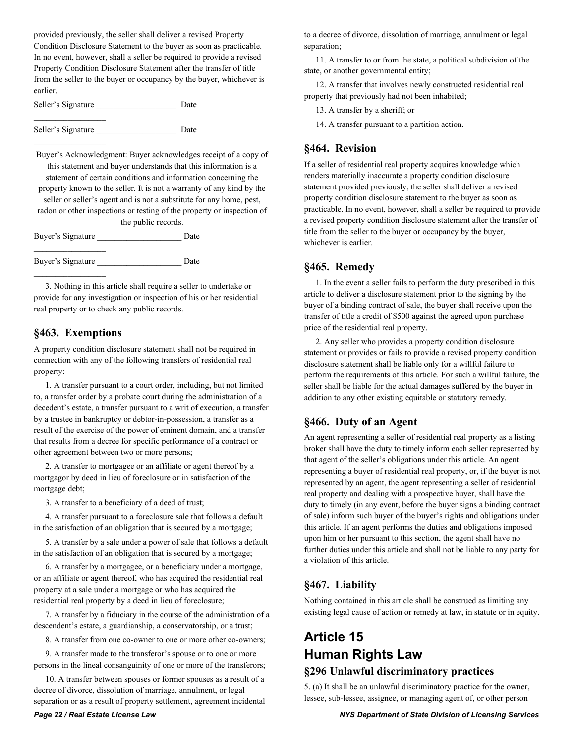provided previously, the seller shall deliver a revised Property Condition Disclosure Statement to the buyer as soon as practicable. In no event, however, shall a seller be required to provide a revised Property Condition Disclosure Statement after the transfer of title from the seller to the buyer or occupancy by the buyer, whichever is earlier.

Seller's Signature ___________________ Date _________________

Seller's Signature ___________________ Date _________________

Buyer's Acknowledgment: Buyer acknowledges receipt of a copy of this statement and buyer understands that this information is a statement of certain conditions and information concerning the property known to the seller. It is not a warranty of any kind by the seller or seller's agent and is not a substitute for any home, pest, radon or other inspections or testing of the property or inspection of the public records.

Buyer's Signature ____________________ Date _________________

Buyer's Signature ____________________ Date _________________

3. Nothing in this article shall require a seller to undertake or provide for any investigation or inspection of his or her residential real property or to check any public records.

## §463. Exemptions

A property condition disclosure statement shall not be required in connection with any of the following transfers of residential real property:

1. A transfer pursuant to a court order, including, but not limited to, a transfer order by a probate court during the administration of a decedent's estate, a transfer pursuant to a writ of execution, a transfer by a trustee in bankruptcy or debtor-in-possession, a transfer as a result of the exercise of the power of eminent domain, and a transfer that results from a decree for specific performance of a contract or other agreement between two or more persons;

2. A transfer to mortgagee or an affiliate or agent thereof by a mortgagor by deed in lieu of foreclosure or in satisfaction of the mortgage debt;

3. A transfer to a beneficiary of a deed of trust;

4. A transfer pursuant to a foreclosure sale that follows a default in the satisfaction of an obligation that is secured by a mortgage;

5. A transfer by a sale under a power of sale that follows a default in the satisfaction of an obligation that is secured by a mortgage;

6. A transfer by a mortgagee, or a beneficiary under a mortgage, or an affiliate or agent thereof, who has acquired the residential real property at a sale under a mortgage or who has acquired the residential real property by a deed in lieu of foreclosure;

7. A transfer by a fiduciary in the course of the administration of a descendent's estate, a guardianship, a conservatorship, or a trust;

8. A transfer from one co-owner to one or more other co-owners;

9. A transfer made to the transferor's spouse or to one or more persons in the lineal consanguinity of one or more of the transferors;

10. A transfer between spouses or former spouses as a result of a decree of divorce, dissolution of marriage, annulment, or legal separation or as a result of property settlement, agreement incidental to a decree of divorce, dissolution of marriage, annulment or legal separation;

11. A transfer to or from the state, a political subdivision of the state, or another governmental entity;

12. A transfer that involves newly constructed residential real property that previously had not been inhabited;

13. A transfer by a sheriff; or

14. A transfer pursuant to a partition action.

## §464. Revision

If a seller of residential real property acquires knowledge which renders materially inaccurate a property condition disclosure statement provided previously, the seller shall deliver a revised property condition disclosure statement to the buyer as soon as practicable. In no event, however, shall a seller be required to provide a revised property condition disclosure statement after the transfer of title from the seller to the buyer or occupancy by the buyer, whichever is earlier.

## §465. Remedy

1. In the event a seller fails to perform the duty prescribed in this article to deliver a disclosure statement prior to the signing by the buyer of a binding contract of sale, the buyer shall receive upon the transfer of title a credit of $500 against the agreed upon purchase price of the residential real property.

2. Any seller who provides a property condition disclosure statement or provides or fails to provide a revised property condition disclosure statement shall be liable only for a willful failure to perform the requirements of this article. For such a willful failure, the seller shall be liable for the actual damages suffered by the buyer in addition to any other existing equitable or statutory remedy.

## §466. Duty of an Agent

An agent representing a seller of residential real property as a listing broker shall have the duty to timely inform each seller represented by that agent of the seller's obligations under this article. An agent representing a buyer of residential real property, or, if the buyer is not represented by an agent, the agent representing a seller of residential real property and dealing with a prospective buyer, shall have the duty to timely (in any event, before the buyer signs a binding contract of sale) inform such buyer of the buyer's rights and obligations under this article. If an agent performs the duties and obligations imposed upon him or her pursuant to this section, the agent shall have no further duties under this article and shall not be liable to any party for a violation of this article.

## §467. Liability

Nothing contained in this article shall be construed as limiting any existing legal cause of action or remedy at law, in statute or in equity.

# Article 15
# Human Rights Law

## §296 Unlawful discriminatory practices

5. (a) It shall be an unlawful discriminatory practice for the owner, lessee, sub-lessee, assignee, or managing agent of, or other person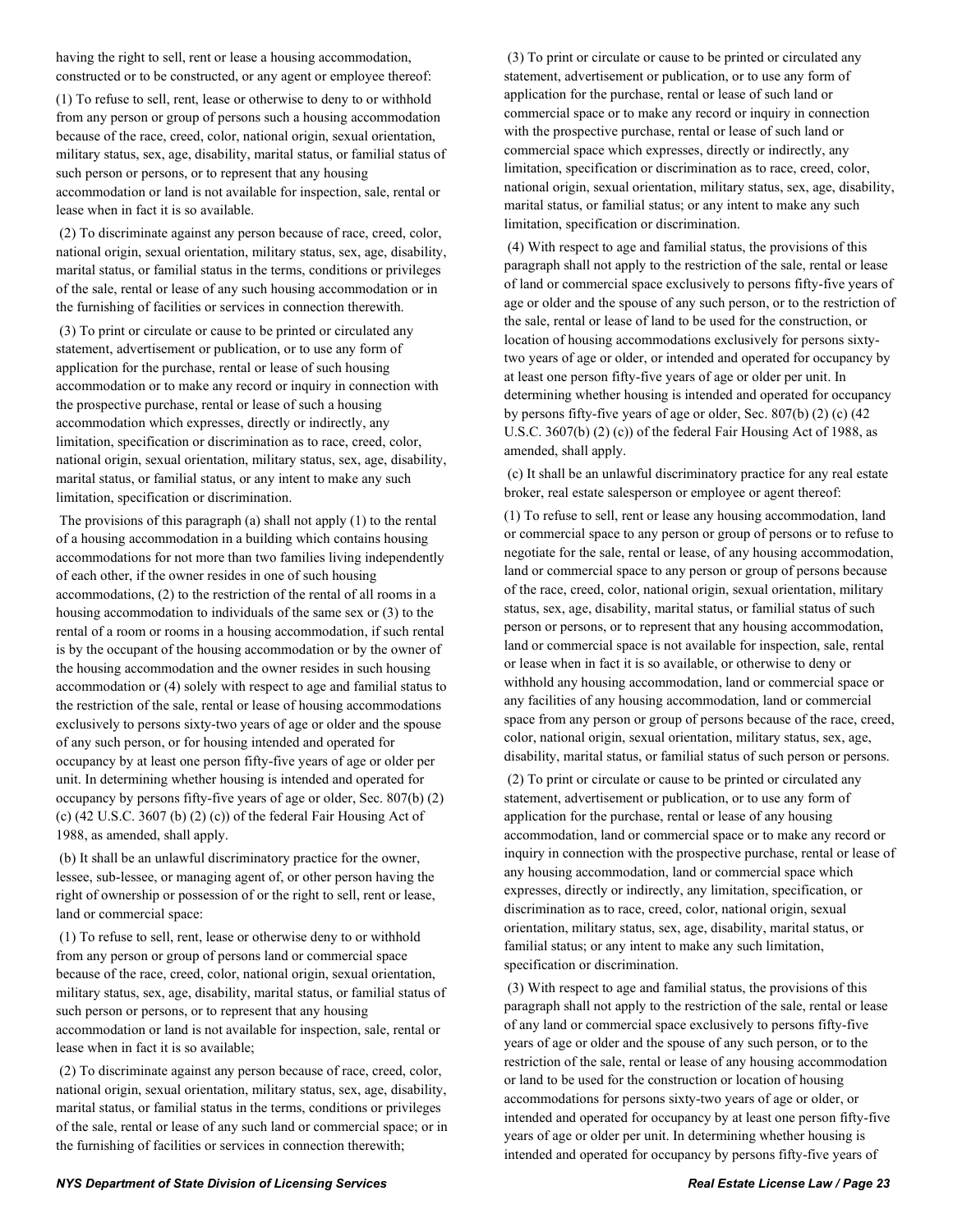having the right to sell, rent or lease a housing accommodation, constructed or to be constructed, or any agent or employee thereof:

(1) To refuse to sell, rent, lease or otherwise to deny to or withhold from any person or group of persons such a housing accommodation because of the race, creed, color, national origin, sexual orientation, military status, sex, age, disability, marital status, or familial status of such person or persons, or to represent that any housing accommodation or land is not available for inspection, sale, rental or lease when in fact it is so available.

(2) To discriminate against any person because of race, creed, color, national origin, sexual orientation, military status, sex, age, disability, marital status, or familial status in the terms, conditions or privileges of the sale, rental or lease of any such housing accommodation or in the furnishing of facilities or services in connection therewith.

(3) To print or circulate or cause to be printed or circulated any statement, advertisement or publication, or to use any form of application for the purchase, rental or lease of such housing accommodation or to make any record or inquiry in connection with the prospective purchase, rental or lease of such a housing accommodation which expresses, directly or indirectly, any limitation, specification or discrimination as to race, creed, color, national origin, sexual orientation, military status, sex, age, disability, marital status, or familial status, or any intent to make any such limitation, specification or discrimination.

The provisions of this paragraph (a) shall not apply (1) to the rental of a housing accommodation in a building which contains housing accommodations for not more than two families living independently of each other, if the owner resides in one of such housing accommodations, (2) to the restriction of the rental of all rooms in a housing accommodation to individuals of the same sex or (3) to the rental of a room or rooms in a housing accommodation, if such rental is by the occupant of the housing accommodation or by the owner of the housing accommodation and the owner resides in such housing accommodation or (4) solely with respect to age and familial status to the restriction of the sale, rental or lease of housing accommodations exclusively to persons sixty-two years of age or older and the spouse of any such person, or for housing intended and operated for occupancy by at least one person fifty-five years of age or older per unit. In determining whether housing is intended and operated for occupancy by persons fifty-five years of age or older, Sec. 807(b) (2) (c) (42 U.S.C. 3607 (b) (2) (c)) of the federal Fair Housing Act of 1988, as amended, shall apply.

(b) It shall be an unlawful discriminatory practice for the owner, lessee, sub-lessee, or managing agent of, or other person having the right of ownership or possession of or the right to sell, rent or lease, land or commercial space:

(1) To refuse to sell, rent, lease or otherwise deny to or withhold from any person or group of persons land or commercial space because of the race, creed, color, national origin, sexual orientation, military status, sex, age, disability, marital status, or familial status of such person or persons, or to represent that any housing accommodation or land is not available for inspection, sale, rental or lease when in fact it is so available;

(2) To discriminate against any person because of race, creed, color, national origin, sexual orientation, military status, sex, age, disability, marital status, or familial status in the terms, conditions or privileges of the sale, rental or lease of any such land or commercial space; or in the furnishing of facilities or services in connection therewith;

(3) To print or circulate or cause to be printed or circulated any statement, advertisement or publication, or to use any form of application for the purchase, rental or lease of such land or commercial space or to make any record or inquiry in connection with the prospective purchase, rental or lease of such land or commercial space which expresses, directly or indirectly, any limitation, specification or discrimination as to race, creed, color, national origin, sexual orientation, military status, sex, age, disability, marital status, or familial status; or any intent to make any such limitation, specification or discrimination.

(4) With respect to age and familial status, the provisions of this paragraph shall not apply to the restriction of the sale, rental or lease of land or commercial space exclusively to persons fifty-five years of age or older and the spouse of any such person, or to the restriction of the sale, rental or lease of land to be used for the construction, or location of housing accommodations exclusively for persons sixty-two years of age or older, or intended and operated for occupancy by at least one person fifty-five years of age or older per unit. In determining whether housing is intended and operated for occupancy by persons fifty-five years of age or older, Sec. 807(b) (2) (c) (42 U.S.C. 3607(b) (2) (c)) of the federal Fair Housing Act of 1988, as amended, shall apply.

(c) It shall be an unlawful discriminatory practice for any real estate broker, real estate salesperson or employee or agent thereof:

(1) To refuse to sell, rent or lease any housing accommodation, land or commercial space to any person or group of persons or to refuse to negotiate for the sale, rental or lease, of any housing accommodation, land or commercial space to any person or group of persons because of the race, creed, color, national origin, sexual orientation, military status, sex, age, disability, marital status, or familial status of such person or persons, or to represent that any housing accommodation, land or commercial space is not available for inspection, sale, rental or lease when in fact it is so available, or otherwise to deny or withhold any housing accommodation, land or commercial space or any facilities of any housing accommodation, land or commercial space from any person or group of persons because of the race, creed, color, national origin, sexual orientation, military status, sex, age, disability, marital status, or familial status of such person or persons.

(2) To print or circulate or cause to be printed or circulated any statement, advertisement or publication, or to use any form of application for the purchase, rental or lease of any housing accommodation, land or commercial space or to make any record or inquiry in connection with the prospective purchase, rental or lease of any housing accommodation, land or commercial space which expresses, directly or indirectly, any limitation, specification, or discrimination as to race, creed, color, national origin, sexual orientation, military status, sex, age, disability, marital status, or familial status; or any intent to make any such limitation, specification or discrimination.

(3) With respect to age and familial status, the provisions of this paragraph shall not apply to the restriction of the sale, rental or lease of any land or commercial space exclusively to persons fifty-five years of age or older and the spouse of any such person, or to the restriction of the sale, rental or lease of any housing accommodation or land to be used for the construction or location of housing accommodations for persons sixty-two years of age or older, or intended and operated for occupancy by at least one person fifty-five years of age or older per unit. In determining whether housing is intended and operated for occupancy by persons fifty-five years of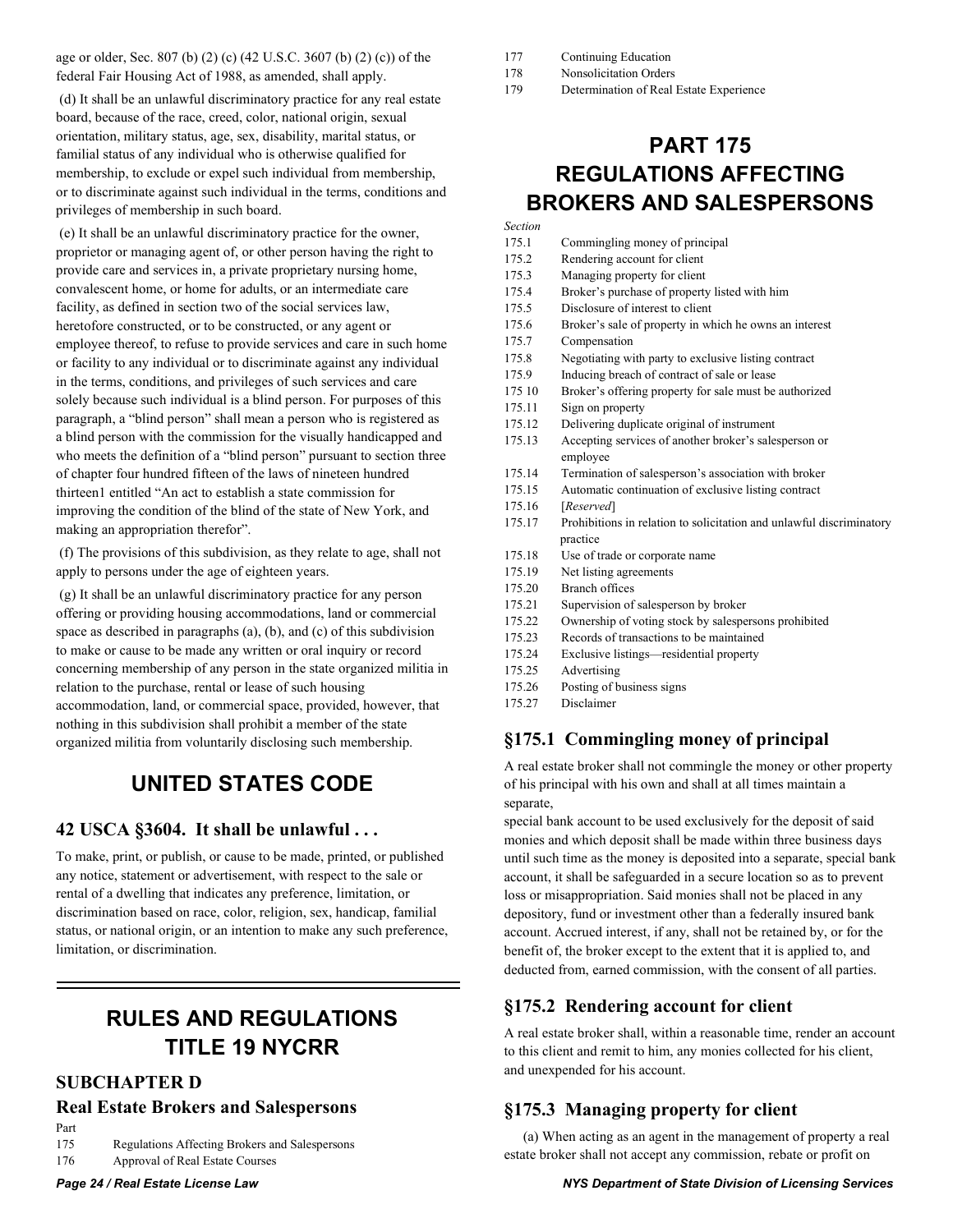age or older, Sec. 807 (b) (2) (c) (42 U.S.C. 3607 (b) (2) (c)) of the federal Fair Housing Act of 1988, as amended, shall apply.

(d) It shall be an unlawful discriminatory practice for any real estate board, because of the race, creed, color, national origin, sexual orientation, military status, age, sex, disability, marital status, or familial status of any individual who is otherwise qualified for membership, to exclude or expel such individual from membership, or to discriminate against such individual in the terms, conditions and privileges of membership in such board.

(e) It shall be an unlawful discriminatory practice for the owner, proprietor or managing agent of, or other person having the right to provide care and services in, a private proprietary nursing home, convalescent home, or home for adults, or an intermediate care facility, as defined in section two of the social services law, heretofore constructed, or to be constructed, or any agent or employee thereof, to refuse to provide services and care in such home or facility to any individual or to discriminate against any individual in the terms, conditions, and privileges of such services and care solely because such individual is a blind person. For purposes of this paragraph, a "blind person" shall mean a person who is registered as a blind person with the commission for the visually handicapped and who meets the definition of a "blind person" pursuant to section three of chapter four hundred fifteen of the laws of nineteen hundred thirteen1 entitled "An act to establish a state commission for improving the condition of the blind of the state of New York, and making an appropriation therefor".

(f) The provisions of this subdivision, as they relate to age, shall not apply to persons under the age of eighteen years.

(g) It shall be an unlawful discriminatory practice for any person offering or providing housing accommodations, land or commercial space as described in paragraphs (a), (b), and (c) of this subdivision to make or cause to be made any written or oral inquiry or record concerning membership of any person in the state organized militia in relation to the purchase, rental or lease of such housing accommodation, land, or commercial space, provided, however, that nothing in this subdivision shall prohibit a member of the state organized militia from voluntarily disclosing such membership.

# UNITED STATES CODE

## 42 USCA §3604. It shall be unlawful . . .

To make, print, or publish, or cause to be made, printed, or published any notice, statement or advertisement, with respect to the sale or rental of a dwelling that indicates any preference, limitation, or discrimination based on race, color, religion, sex, handicap, familial status, or national origin, or an intention to make any such preference, limitation, or discrimination.

---

# RULES AND REGULATIONS TITLE 19 NYCRR

## SUBCHAPTER D

## Real Estate Brokers and Salespersons

Part

175 Regulations Affecting Brokers and Salespersons
176 Approval of Real Estate Courses
177 Continuing Education
178 Nonsolicitation Orders
179 Determination of Real Estate Experience

# PART 175 REGULATIONS AFFECTING BROKERS AND SALESPERSONS

*Section*

175.1 Commingling money of principal
175.2 Rendering account for client
175.3 Managing property for client
175.4 Broker's purchase of property listed with him
175.5 Disclosure of interest to client
175.6 Broker's sale of property in which he owns an interest
175.7 Compensation
175.8 Negotiating with party to exclusive listing contract
175.9 Inducing breach of contract of sale or lease
175 10 Broker's offering property for sale must be authorized
175.11 Sign on property
175.12 Delivering duplicate original of instrument
175.13 Accepting services of another broker's salesperson or employee
175.14 Termination of salesperson's association with broker
175.15 Automatic continuation of exclusive listing contract
175.16 [*Reserved*]
175.17 Prohibitions in relation to solicitation and unlawful discriminatory practice
175.18 Use of trade or corporate name
175.19 Net listing agreements
175.20 Branch offices
175.21 Supervision of salesperson by broker
175.22 Ownership of voting stock by salespersons prohibited
175.23 Records of transactions to be maintained
175.24 Exclusive listings—residential property
175.25 Advertising
175.26 Posting of business signs
175.27 Disclaimer

## §175.1 Commingling money of principal

A real estate broker shall not commingle the money or other property of his principal with his own and shall at all times maintain a separate,

special bank account to be used exclusively for the deposit of said monies and which deposit shall be made within three business days until such time as the money is deposited into a separate, special bank account, it shall be safeguarded in a secure location so as to prevent loss or misappropriation. Said monies shall not be placed in any depository, fund or investment other than a federally insured bank account. Accrued interest, if any, shall not be retained by, or for the benefit of, the broker except to the extent that it is applied to, and deducted from, earned commission, with the consent of all parties.

## §175.2 Rendering account for client

A real estate broker shall, within a reasonable time, render an account to this client and remit to him, any monies collected for his client, and unexpended for his account.

## §175.3 Managing property for client

(a) When acting as an agent in the management of property a real estate broker shall not accept any commission, rebate or profit on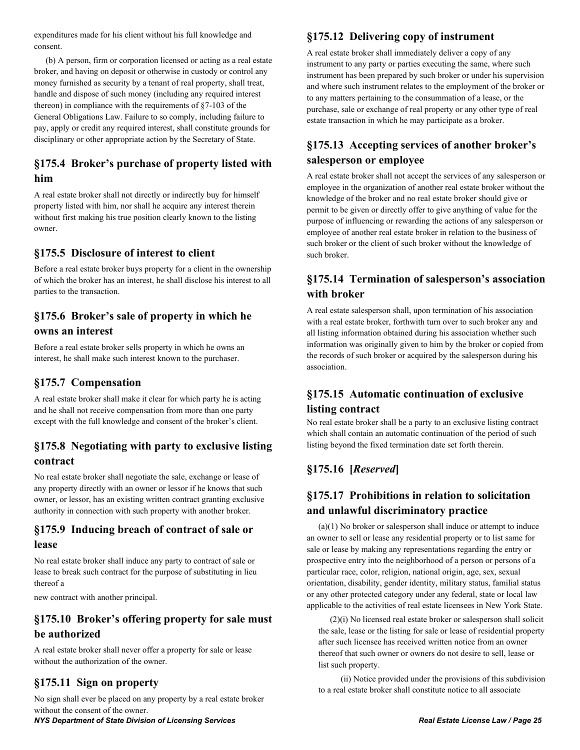expenditures made for his client without his full knowledge and consent.

(b) A person, firm or corporation licensed or acting as a real estate broker, and having on deposit or otherwise in custody or control any money furnished as security by a tenant of real property, shall treat, handle and dispose of such money (including any required interest thereon) in compliance with the requirements of §7-103 of the General Obligations Law. Failure to so comply, including failure to pay, apply or credit any required interest, shall constitute grounds for disciplinary or other appropriate action by the Secretary of State.

## §175.4 Broker's purchase of property listed with him

A real estate broker shall not directly or indirectly buy for himself property listed with him, nor shall he acquire any interest therein without first making his true position clearly known to the listing owner.

## §175.5 Disclosure of interest to client

Before a real estate broker buys property for a client in the ownership of which the broker has an interest, he shall disclose his interest to all parties to the transaction.

## §175.6 Broker's sale of property in which he owns an interest

Before a real estate broker sells property in which he owns an interest, he shall make such interest known to the purchaser.

## §175.7 Compensation

A real estate broker shall make it clear for which party he is acting and he shall not receive compensation from more than one party except with the full knowledge and consent of the broker's client.

## §175.8 Negotiating with party to exclusive listing contract

No real estate broker shall negotiate the sale, exchange or lease of any property directly with an owner or lessor if he knows that such owner, or lessor, has an existing written contract granting exclusive authority in connection with such property with another broker.

## §175.9 Inducing breach of contract of sale or lease

No real estate broker shall induce any party to contract of sale or lease to break such contract for the purpose of substituting in lieu thereof a

new contract with another principal.

## §175.10 Broker's offering property for sale must be authorized

A real estate broker shall never offer a property for sale or lease without the authorization of the owner.

## §175.11 Sign on property

No sign shall ever be placed on any property by a real estate broker without the consent of the owner.

## §175.12 Delivering copy of instrument

A real estate broker shall immediately deliver a copy of any instrument to any party or parties executing the same, where such instrument has been prepared by such broker or under his supervision and where such instrument relates to the employment of the broker or to any matters pertaining to the consummation of a lease, or the purchase, sale or exchange of real property or any other type of real estate transaction in which he may participate as a broker.

## §175.13 Accepting services of another broker's salesperson or employee

A real estate broker shall not accept the services of any salesperson or employee in the organization of another real estate broker without the knowledge of the broker and no real estate broker should give or permit to be given or directly offer to give anything of value for the purpose of influencing or rewarding the actions of any salesperson or employee of another real estate broker in relation to the business of such broker or the client of such broker without the knowledge of such broker.

## §175.14 Termination of salesperson's association with broker

A real estate salesperson shall, upon termination of his association with a real estate broker, forthwith turn over to such broker any and all listing information obtained during his association whether such information was originally given to him by the broker or copied from the records of such broker or acquired by the salesperson during his association.

## §175.15 Automatic continuation of exclusive listing contract

No real estate broker shall be a party to an exclusive listing contract which shall contain an automatic continuation of the period of such listing beyond the fixed termination date set forth therein.

## §175.16 [*Reserved*]

## §175.17 Prohibitions in relation to solicitation and unlawful discriminatory practice

(a)(1) No broker or salesperson shall induce or attempt to induce an owner to sell or lease any residential property or to list same for sale or lease by making any representations regarding the entry or prospective entry into the neighborhood of a person or persons of a particular race, color, religion, national origin, age, sex, sexual orientation, disability, gender identity, military status, familial status or any other protected category under any federal, state or local law applicable to the activities of real estate licensees in New York State.

(2)(i) No licensed real estate broker or salesperson shall solicit the sale, lease or the listing for sale or lease of residential property after such licensee has received written notice from an owner thereof that such owner or owners do not desire to sell, lease or list such property.

(ii) Notice provided under the provisions of this subdivision to a real estate broker shall constitute notice to all associate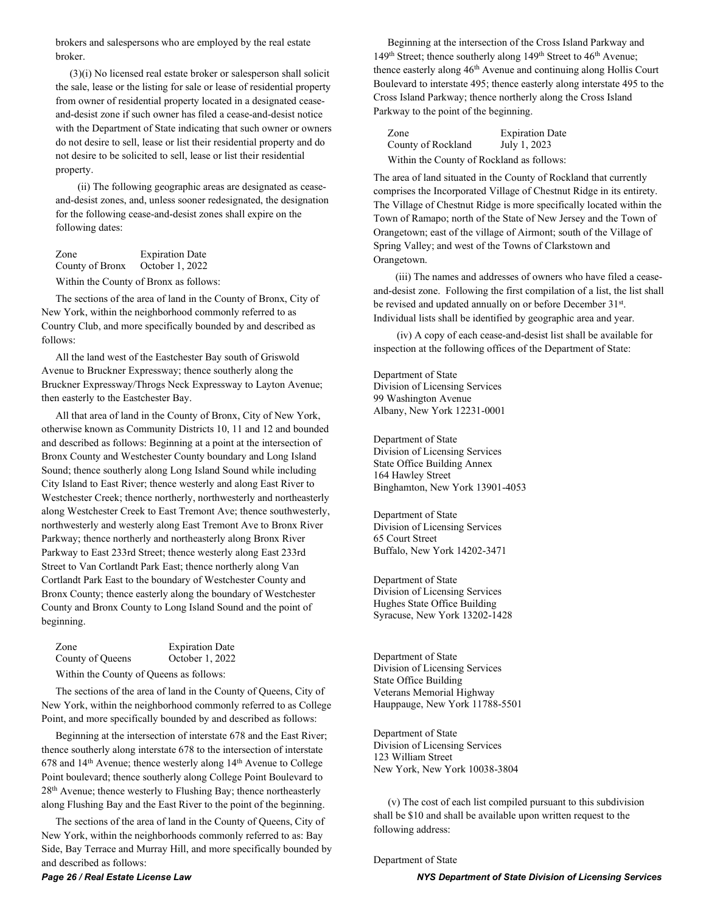brokers and salespersons who are employed by the real estate broker.

(3)(i) No licensed real estate broker or salesperson shall solicit the sale, lease or the listing for sale or lease of residential property from owner of residential property located in a designated cease-and-desist zone if such owner has filed a cease-and-desist notice with the Department of State indicating that such owner or owners do not desire to sell, lease or list their residential property and do not desire to be solicited to sell, lease or list their residential property.

(ii) The following geographic areas are designated as cease-and-desist zones, and, unless sooner redesignated, the designation for the following cease-and-desist zones shall expire on the following dates:

| Zone | Expiration Date |
|---|---|
| County of Bronx | October 1, 2022 |

Within the County of Bronx as follows:

The sections of the area of land in the County of Bronx, City of New York, within the neighborhood commonly referred to as Country Club, and more specifically bounded by and described as follows:

All the land west of the Eastchester Bay south of Griswold Avenue to Bruckner Expressway; thence southerly along the Bruckner Expressway/Throgs Neck Expressway to Layton Avenue; then easterly to the Eastchester Bay.

All that area of land in the County of Bronx, City of New York, otherwise known as Community Districts 10, 11 and 12 and bounded and described as follows: Beginning at a point at the intersection of Bronx County and Westchester County boundary and Long Island Sound; thence southerly along Long Island Sound while including City Island to East River; thence westerly and along East River to Westchester Creek; thence northerly, northwesterly and northeasterly along Westchester Creek to East Tremont Ave; thence southwesterly, northwesterly and westerly along East Tremont Ave to Bronx River Parkway; thence northerly and northeasterly along Bronx River Parkway to East 233rd Street; thence westerly along East 233rd Street to Van Cortlandt Park East; thence northerly along Van Cortlandt Park East to the boundary of Westchester County and Bronx County; thence easterly along the boundary of Westchester County and Bronx County to Long Island Sound and the point of beginning.

| Zone | Expiration Date |
|---|---|
| County of Queens | October 1, 2022 |

Within the County of Queens as follows:

The sections of the area of land in the County of Queens, City of New York, within the neighborhood commonly referred to as College Point, and more specifically bounded by and described as follows:

Beginning at the intersection of interstate 678 and the East River; thence southerly along interstate 678 to the intersection of interstate 678 and 14th Avenue; thence westerly along 14th Avenue to College Point boulevard; thence southerly along College Point Boulevard to 28th Avenue; thence westerly to Flushing Bay; thence northeasterly along Flushing Bay and the East River to the point of the beginning.

The sections of the area of land in the County of Queens, City of New York, within the neighborhoods commonly referred to as: Bay Side, Bay Terrace and Murray Hill, and more specifically bounded by and described as follows:

Beginning at the intersection of the Cross Island Parkway and 149th Street; thence southerly along 149th Street to 46th Avenue; thence easterly along 46th Avenue and continuing along Hollis Court Boulevard to interstate 495; thence easterly along interstate 495 to the Cross Island Parkway; thence northerly along the Cross Island Parkway to the point of the beginning.

| Zone | Expiration Date |
|---|---|
| County of Rockland | July 1, 2023 |

Within the County of Rockland as follows:

The area of land situated in the County of Rockland that currently comprises the Incorporated Village of Chestnut Ridge in its entirety. The Village of Chestnut Ridge is more specifically located within the Town of Ramapo; north of the State of New Jersey and the Town of Orangetown; east of the village of Airmont; south of the Village of Spring Valley; and west of the Towns of Clarkstown and Orangetown.

(iii) The names and addresses of owners who have filed a cease-and-desist zone. Following the first compilation of a list, the list shall be revised and updated annually on or before December 31st. Individual lists shall be identified by geographic area and year.

(iv) A copy of each cease-and-desist list shall be available for inspection at the following offices of the Department of State:

Department of State
Division of Licensing Services
99 Washington Avenue
Albany, New York 12231-0001

Department of State
Division of Licensing Services
State Office Building Annex
164 Hawley Street
Binghamton, New York 13901-4053

Department of State
Division of Licensing Services
65 Court Street
Buffalo, New York 14202-3471

Department of State
Division of Licensing Services
Hughes State Office Building
Syracuse, New York 13202-1428

Department of State
Division of Licensing Services
State Office Building
Veterans Memorial Highway
Hauppauge, New York 11788-5501

Department of State
Division of Licensing Services
123 William Street
New York, New York 10038-3804

(v) The cost of each list compiled pursuant to this subdivision shall be $10 and shall be available upon written request to the following address:

Department of State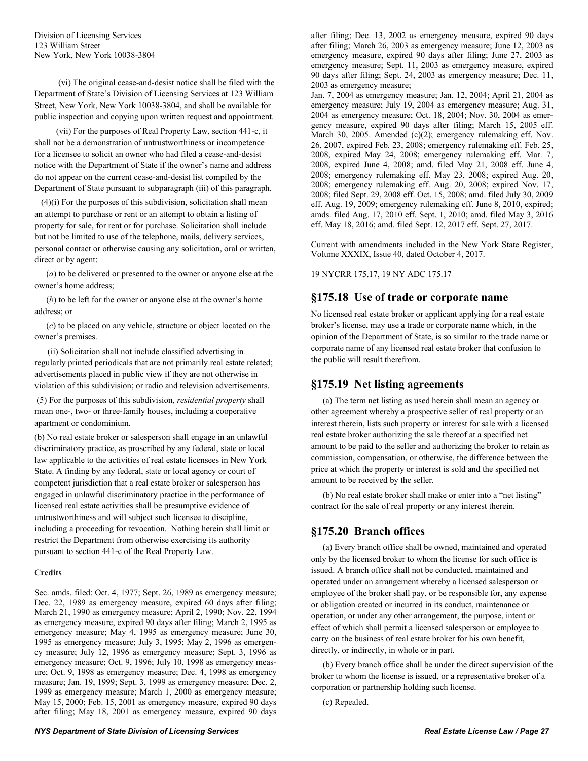Division of Licensing Services
123 William Street
New York, New York 10038-3804

(vi) The original cease-and-desist notice shall be filed with the Department of State's Division of Licensing Services at 123 William Street, New York, New York 10038-3804, and shall be available for public inspection and copying upon written request and appointment.

(vii) For the purposes of Real Property Law, section 441-c, it shall not be a demonstration of untrustworthiness or incompetence for a licensee to solicit an owner who had filed a cease-and-desist notice with the Department of State if the owner's name and address do not appear on the current cease-and-desist list compiled by the Department of State pursuant to subparagraph (iii) of this paragraph.

(4)(i) For the purposes of this subdivision, solicitation shall mean an attempt to purchase or rent or an attempt to obtain a listing of property for sale, for rent or for purchase. Solicitation shall include but not be limited to use of the telephone, mails, delivery services, personal contact or otherwise causing any solicitation, oral or written, direct or by agent:

(*a*) to be delivered or presented to the owner or anyone else at the owner's home address;

(*b*) to be left for the owner or anyone else at the owner's home address; or

(*c*) to be placed on any vehicle, structure or object located on the owner's premises.

(ii) Solicitation shall not include classified advertising in regularly printed periodicals that are not primarily real estate related; advertisements placed in public view if they are not otherwise in violation of this subdivision; or radio and television advertisements.

(5) For the purposes of this subdivision, *residential property* shall mean one-, two- or three-family houses, including a cooperative apartment or condominium.

(b) No real estate broker or salesperson shall engage in an unlawful discriminatory practice, as proscribed by any federal, state or local law applicable to the activities of real estate licensees in New York State. A finding by any federal, state or local agency or court of competent jurisdiction that a real estate broker or salesperson has engaged in unlawful discriminatory practice in the performance of licensed real estate activities shall be presumptive evidence of untrustworthiness and will subject such licensee to discipline, including a proceeding for revocation. Nothing herein shall limit or restrict the Department from otherwise exercising its authority pursuant to section 441-c of the Real Property Law.

**Credits**

Sec. amds. filed: Oct. 4, 1977; Sept. 26, 1989 as emergency measure; Dec. 22, 1989 as emergency measure, expired 60 days after filing; March 21, 1990 as emergency measure; April 2, 1990; Nov. 22, 1994 as emergency measure, expired 90 days after filing; March 2, 1995 as emergency measure; May 4, 1995 as emergency measure; June 30, 1995 as emergency measure; July 3, 1995; May 2, 1996 as emergency measure; July 12, 1996 as emergency measure; Sept. 3, 1996 as emergency measure; Oct. 9, 1996; July 10, 1998 as emergency measure; Oct. 9, 1998 as emergency measure; Dec. 4, 1998 as emergency measure; Jan. 19, 1999; Sept. 3, 1999 as emergency measure; Dec. 2, 1999 as emergency measure; March 1, 2000 as emergency measure; May 15, 2000; Feb. 15, 2001 as emergency measure, expired 90 days after filing; May 18, 2001 as emergency measure, expired 90 days after filing; Dec. 13, 2002 as emergency measure, expired 90 days after filing; March 26, 2003 as emergency measure; June 12, 2003 as emergency measure, expired 90 days after filing; June 27, 2003 as emergency measure; Sept. 11, 2003 as emergency measure, expired 90 days after filing; Sept. 24, 2003 as emergency measure; Dec. 11, 2003 as emergency measure;
Jan. 7, 2004 as emergency measure; Jan. 12, 2004; April 21, 2004 as emergency measure; July 19, 2004 as emergency measure; Aug. 31, 2004 as emergency measure; Oct. 18, 2004; Nov. 30, 2004 as emergency measure, expired 90 days after filing; March 15, 2005 eff. March 30, 2005. Amended (c)(2); emergency rulemaking eff. Nov. 26, 2007, expired Feb. 23, 2008; emergency rulemaking eff. Feb. 25, 2008, expired May 24, 2008; emergency rulemaking eff. Mar. 7, 2008, expired June 4, 2008; amd. filed May 21, 2008 eff. June 4, 2008; emergency rulemaking eff. May 23, 2008; expired Aug. 20, 2008; emergency rulemaking eff. Aug. 20, 2008; expired Nov. 17, 2008; filed Sept. 29, 2008 eff. Oct. 15, 2008; amd. filed July 30, 2009 eff. Aug. 19, 2009; emergency rulemaking eff. June 8, 2010, expired; amds. filed Aug. 17, 2010 eff. Sept. 1, 2010; amd. filed May 3, 2016 eff. May 18, 2016; amd. filed Sept. 12, 2017 eff. Sept. 27, 2017.

Current with amendments included in the New York State Register, Volume XXXIX, Issue 40, dated October 4, 2017.

19 NYCRR 175.17, 19 NY ADC 175.17

## §175.18 Use of trade or corporate name

No licensed real estate broker or applicant applying for a real estate broker's license, may use a trade or corporate name which, in the opinion of the Department of State, is so similar to the trade name or corporate name of any licensed real estate broker that confusion to the public will result therefrom.

## §175.19 Net listing agreements

(a) The term net listing as used herein shall mean an agency or other agreement whereby a prospective seller of real property or an interest therein, lists such property or interest for sale with a licensed real estate broker authorizing the sale thereof at a specified net amount to be paid to the seller and authorizing the broker to retain as commission, compensation, or otherwise, the difference between the price at which the property or interest is sold and the specified net amount to be received by the seller.

(b) No real estate broker shall make or enter into a "net listing" contract for the sale of real property or any interest therein.

## §175.20 Branch offices

(a) Every branch office shall be owned, maintained and operated only by the licensed broker to whom the license for such office is issued. A branch office shall not be conducted, maintained and operated under an arrangement whereby a licensed salesperson or employee of the broker shall pay, or be responsible for, any expense or obligation created or incurred in its conduct, maintenance or operation, or under any other arrangement, the purpose, intent or effect of which shall permit a licensed salesperson or employee to carry on the business of real estate broker for his own benefit, directly, or indirectly, in whole or in part.

(b) Every branch office shall be under the direct supervision of the broker to whom the license is issued, or a representative broker of a corporation or partnership holding such license.

(c) Repealed.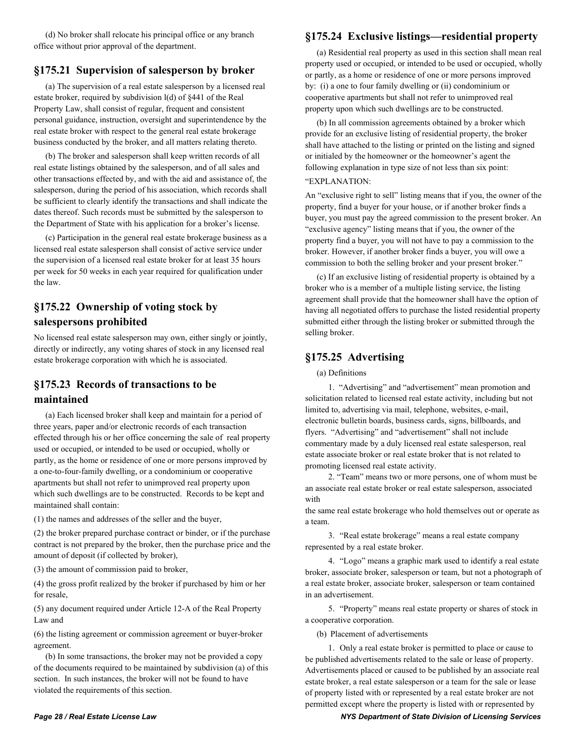(d) No broker shall relocate his principal office or any branch office without prior approval of the department.

## §175.21 Supervision of salesperson by broker

(a) The supervision of a real estate salesperson by a licensed real estate broker, required by subdivision l(d) of §441 of the Real Property Law, shall consist of regular, frequent and consistent personal guidance, instruction, oversight and superintendence by the real estate broker with respect to the general real estate brokerage business conducted by the broker, and all matters relating thereto.

(b) The broker and salesperson shall keep written records of all real estate listings obtained by the salesperson, and of all sales and other transactions effected by, and with the aid and assistance of, the salesperson, during the period of his association, which records shall be sufficient to clearly identify the transactions and shall indicate the dates thereof. Such records must be submitted by the salesperson to the Department of State with his application for a broker's license.

(c) Participation in the general real estate brokerage business as a licensed real estate salesperson shall consist of active service under the supervision of a licensed real estate broker for at least 35 hours per week for 50 weeks in each year required for qualification under the law.

## §175.22 Ownership of voting stock by salespersons prohibited

No licensed real estate salesperson may own, either singly or jointly, directly or indirectly, any voting shares of stock in any licensed real estate brokerage corporation with which he is associated.

## §175.23 Records of transactions to be maintained

(a) Each licensed broker shall keep and maintain for a period of three years, paper and/or electronic records of each transaction effected through his or her office concerning the sale of real property used or occupied, or intended to be used or occupied, wholly or partly, as the home or residence of one or more persons improved by a one-to-four-family dwelling, or a condominium or cooperative apartments but shall not refer to unimproved real property upon which such dwellings are to be constructed. Records to be kept and maintained shall contain:

(1) the names and addresses of the seller and the buyer,

(2) the broker prepared purchase contract or binder, or if the purchase contract is not prepared by the broker, then the purchase price and the amount of deposit (if collected by broker),

(3) the amount of commission paid to broker,

(4) the gross profit realized by the broker if purchased by him or her for resale,

(5) any document required under Article 12-A of the Real Property Law and

(6) the listing agreement or commission agreement or buyer-broker agreement.

(b) In some transactions, the broker may not be provided a copy of the documents required to be maintained by subdivision (a) of this section. In such instances, the broker will not be found to have violated the requirements of this section.

## §175.24 Exclusive listings—residential property

(a) Residential real property as used in this section shall mean real property used or occupied, or intended to be used or occupied, wholly or partly, as a home or residence of one or more persons improved by: (i) a one to four family dwelling or (ii) condominium or cooperative apartments but shall not refer to unimproved real property upon which such dwellings are to be constructed.

(b) In all commission agreements obtained by a broker which provide for an exclusive listing of residential property, the broker shall have attached to the listing or printed on the listing and signed or initialed by the homeowner or the homeowner's agent the following explanation in type size of not less than six point:

"EXPLANATION:

An "exclusive right to sell" listing means that if you, the owner of the property, find a buyer for your house, or if another broker finds a buyer, you must pay the agreed commission to the present broker. An "exclusive agency" listing means that if you, the owner of the property find a buyer, you will not have to pay a commission to the broker. However, if another broker finds a buyer, you will owe a commission to both the selling broker and your present broker."

(c) If an exclusive listing of residential property is obtained by a broker who is a member of a multiple listing service, the listing agreement shall provide that the homeowner shall have the option of having all negotiated offers to purchase the listed residential property submitted either through the listing broker or submitted through the selling broker.

## §175.25 Advertising

(a) Definitions

1. "Advertising" and "advertisement" mean promotion and solicitation related to licensed real estate activity, including but not limited to, advertising via mail, telephone, websites, e-mail, electronic bulletin boards, business cards, signs, billboards, and flyers. "Advertising" and "advertisement" shall not include commentary made by a duly licensed real estate salesperson, real estate associate broker or real estate broker that is not related to promoting licensed real estate activity.

2. "Team" means two or more persons, one of whom must be an associate real estate broker or real estate salesperson, associated with the same real estate brokerage who hold themselves out or operate as a team.

3. "Real estate brokerage" means a real estate company represented by a real estate broker.

4. "Logo" means a graphic mark used to identify a real estate broker, associate broker, salesperson or team, but not a photograph of a real estate broker, associate broker, salesperson or team contained in an advertisement.

5. "Property" means real estate property or shares of stock in a cooperative corporation.

(b) Placement of advertisements

1. Only a real estate broker is permitted to place or cause to be published advertisements related to the sale or lease of property. Advertisements placed or caused to be published by an associate real estate broker, a real estate salesperson or a team for the sale or lease of property listed with or represented by a real estate broker are not permitted except where the property is listed with or represented by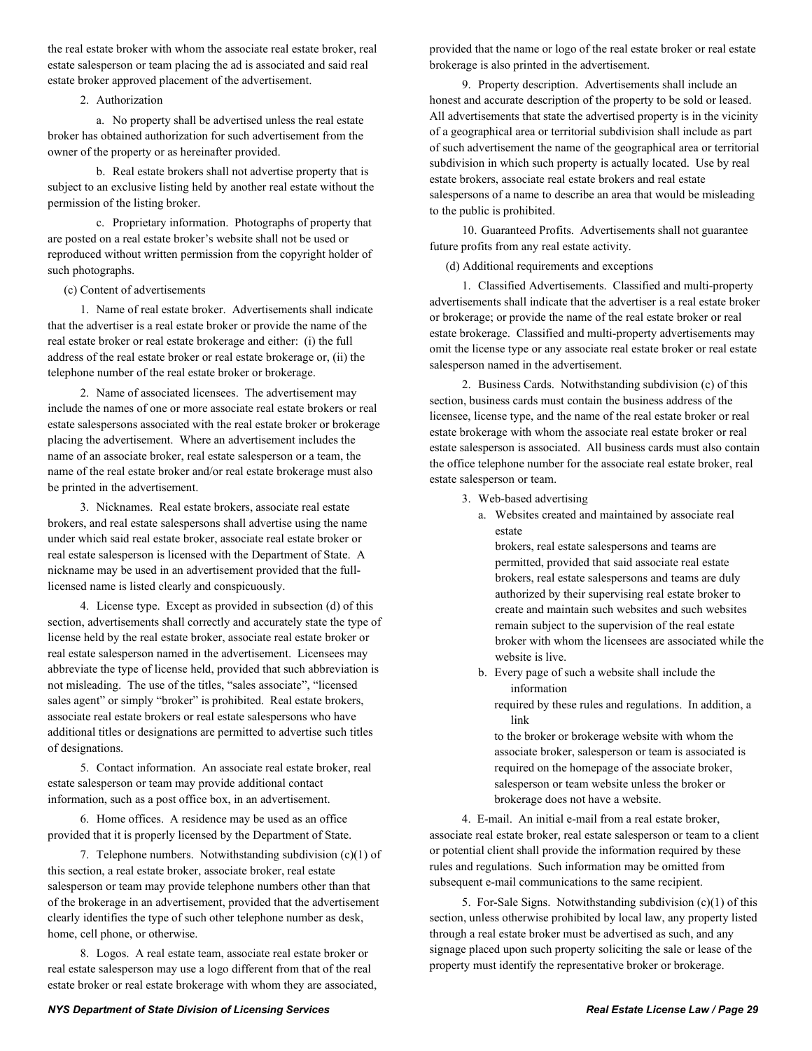the real estate broker with whom the associate real estate broker, real estate salesperson or team placing the ad is associated and said real estate broker approved placement of the advertisement.

2. Authorization

a. No property shall be advertised unless the real estate broker has obtained authorization for such advertisement from the owner of the property or as hereinafter provided.

b. Real estate brokers shall not advertise property that is subject to an exclusive listing held by another real estate without the permission of the listing broker.

c. Proprietary information. Photographs of property that are posted on a real estate broker's website shall not be used or reproduced without written permission from the copyright holder of such photographs.

(c) Content of advertisements

1. Name of real estate broker. Advertisements shall indicate that the advertiser is a real estate broker or provide the name of the real estate broker or real estate brokerage and either: (i) the full address of the real estate broker or real estate brokerage or, (ii) the telephone number of the real estate broker or brokerage.

2. Name of associated licensees. The advertisement may include the names of one or more associate real estate brokers or real estate salespersons associated with the real estate broker or brokerage placing the advertisement. Where an advertisement includes the name of an associate broker, real estate salesperson or a team, the name of the real estate broker and/or real estate brokerage must also be printed in the advertisement.

3. Nicknames. Real estate brokers, associate real estate brokers, and real estate salespersons shall advertise using the name under which said real estate broker, associate real estate broker or real estate salesperson is licensed with the Department of State. A nickname may be used in an advertisement provided that the full-licensed name is listed clearly and conspicuously.

4. License type. Except as provided in subsection (d) of this section, advertisements shall correctly and accurately state the type of license held by the real estate broker, associate real estate broker or real estate salesperson named in the advertisement. Licensees may abbreviate the type of license held, provided that such abbreviation is not misleading. The use of the titles, "sales associate", "licensed sales agent" or simply "broker" is prohibited. Real estate brokers, associate real estate brokers or real estate salespersons who have additional titles or designations are permitted to advertise such titles of designations.

5. Contact information. An associate real estate broker, real estate salesperson or team may provide additional contact information, such as a post office box, in an advertisement.

6. Home offices. A residence may be used as an office provided that it is properly licensed by the Department of State.

7. Telephone numbers. Notwithstanding subdivision (c)(1) of this section, a real estate broker, associate broker, real estate salesperson or team may provide telephone numbers other than that of the brokerage in an advertisement, provided that the advertisement clearly identifies the type of such other telephone number as desk, home, cell phone, or otherwise.

8. Logos. A real estate team, associate real estate broker or real estate salesperson may use a logo different from that of the real estate broker or real estate brokerage with whom they are associated, provided that the name or logo of the real estate broker or real estate brokerage is also printed in the advertisement.

9. Property description. Advertisements shall include an honest and accurate description of the property to be sold or leased. All advertisements that state the advertised property is in the vicinity of a geographical area or territorial subdivision shall include as part of such advertisement the name of the geographical area or territorial subdivision in which such property is actually located. Use by real estate brokers, associate real estate brokers and real estate salespersons of a name to describe an area that would be misleading to the public is prohibited.

10. Guaranteed Profits. Advertisements shall not guarantee future profits from any real estate activity.

(d) Additional requirements and exceptions

1. Classified Advertisements. Classified and multi-property advertisements shall indicate that the advertiser is a real estate broker or brokerage; or provide the name of the real estate broker or real estate brokerage. Classified and multi-property advertisements may omit the license type or any associate real estate broker or real estate salesperson named in the advertisement.

2. Business Cards. Notwithstanding subdivision (c) of this section, business cards must contain the business address of the licensee, license type, and the name of the real estate broker or real estate brokerage with whom the associate real estate broker or real estate salesperson is associated. All business cards must also contain the office telephone number for the associate real estate broker, real estate salesperson or team.

3. Web-based advertising

a. Websites created and maintained by associate real estate brokers, real estate salespersons and teams are permitted, provided that said associate real estate brokers, real estate salespersons and teams are duly authorized by their supervising real estate broker to create and maintain such websites and such websites remain subject to the supervision of the real estate broker with whom the licensees are associated while the website is live.

b. Every page of such a website shall include the information required by these rules and regulations. In addition, a link to the broker or brokerage website with whom the associate broker, salesperson or team is associated is required on the homepage of the associate broker, salesperson or team website unless the broker or brokerage does not have a website.

4. E-mail. An initial e-mail from a real estate broker, associate real estate broker, real estate salesperson or team to a client or potential client shall provide the information required by these rules and regulations. Such information may be omitted from subsequent e-mail communications to the same recipient.

5. For-Sale Signs. Notwithstanding subdivision (c)(1) of this section, unless otherwise prohibited by local law, any property listed through a real estate broker must be advertised as such, and any signage placed upon such property soliciting the sale or lease of the property must identify the representative broker or brokerage.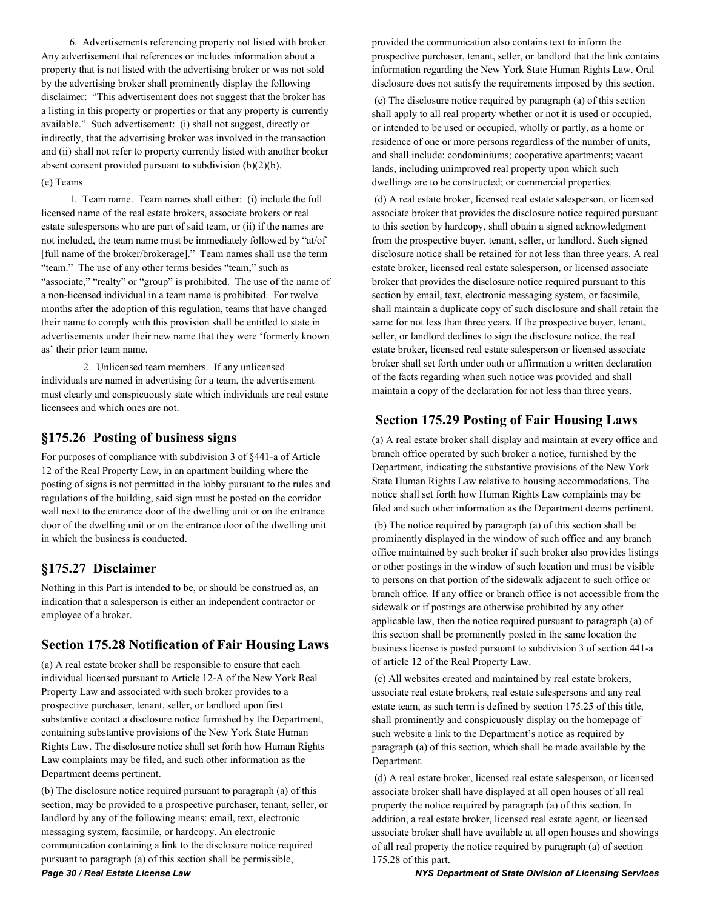6. Advertisements referencing property not listed with broker. Any advertisement that references or includes information about a property that is not listed with the advertising broker or was not sold by the advertising broker shall prominently display the following disclaimer: "This advertisement does not suggest that the broker has a listing in this property or properties or that any property is currently available." Such advertisement: (i) shall not suggest, directly or indirectly, that the advertising broker was involved in the transaction and (ii) shall not refer to property currently listed with another broker absent consent provided pursuant to subdivision (b)(2)(b).

(e) Teams

1. Team name. Team names shall either: (i) include the full licensed name of the real estate brokers, associate brokers or real estate salespersons who are part of said team, or (ii) if the names are not included, the team name must be immediately followed by "at/of [full name of the broker/brokerage]." Team names shall use the term "team." The use of any other terms besides "team," such as "associate," "realty" or "group" is prohibited. The use of the name of a non-licensed individual in a team name is prohibited. For twelve months after the adoption of this regulation, teams that have changed their name to comply with this provision shall be entitled to state in advertisements under their new name that they were 'formerly known as' their prior team name.

2. Unlicensed team members. If any unlicensed individuals are named in advertising for a team, the advertisement must clearly and conspicuously state which individuals are real estate licensees and which ones are not.

## §175.26 Posting of business signs

For purposes of compliance with subdivision 3 of §441-a of Article 12 of the Real Property Law, in an apartment building where the posting of signs is not permitted in the lobby pursuant to the rules and regulations of the building, said sign must be posted on the corridor wall next to the entrance door of the dwelling unit or on the entrance door of the dwelling unit or on the entrance door of the dwelling unit in which the business is conducted.

## §175.27 Disclaimer

Nothing in this Part is intended to be, or should be construed as, an indication that a salesperson is either an independent contractor or employee of a broker.

## Section 175.28 Notification of Fair Housing Laws

(a) A real estate broker shall be responsible to ensure that each individual licensed pursuant to Article 12-A of the New York Real Property Law and associated with such broker provides to a prospective purchaser, tenant, seller, or landlord upon first substantive contact a disclosure notice furnished by the Department, containing substantive provisions of the New York State Human Rights Law. The disclosure notice shall set forth how Human Rights Law complaints may be filed, and such other information as the Department deems pertinent.

(b) The disclosure notice required pursuant to paragraph (a) of this section, may be provided to a prospective purchaser, tenant, seller, or landlord by any of the following means: email, text, electronic messaging system, facsimile, or hardcopy. An electronic communication containing a link to the disclosure notice required pursuant to paragraph (a) of this section shall be permissible, provided the communication also contains text to inform the prospective purchaser, tenant, seller, or landlord that the link contains information regarding the New York State Human Rights Law. Oral disclosure does not satisfy the requirements imposed by this section.

(c) The disclosure notice required by paragraph (a) of this section shall apply to all real property whether or not it is used or occupied, or intended to be used or occupied, wholly or partly, as a home or residence of one or more persons regardless of the number of units, and shall include: condominiums; cooperative apartments; vacant lands, including unimproved real property upon which such dwellings are to be constructed; or commercial properties.

(d) A real estate broker, licensed real estate salesperson, or licensed associate broker that provides the disclosure notice required pursuant to this section by hardcopy, shall obtain a signed acknowledgment from the prospective buyer, tenant, seller, or landlord. Such signed disclosure notice shall be retained for not less than three years. A real estate broker, licensed real estate salesperson, or licensed associate broker that provides the disclosure notice required pursuant to this section by email, text, electronic messaging system, or facsimile, shall maintain a duplicate copy of such disclosure and shall retain the same for not less than three years. If the prospective buyer, tenant, seller, or landlord declines to sign the disclosure notice, the real estate broker, licensed real estate salesperson or licensed associate broker shall set forth under oath or affirmation a written declaration of the facts regarding when such notice was provided and shall maintain a copy of the declaration for not less than three years.

## Section 175.29 Posting of Fair Housing Laws

(a) A real estate broker shall display and maintain at every office and branch office operated by such broker a notice, furnished by the Department, indicating the substantive provisions of the New York State Human Rights Law relative to housing accommodations. The notice shall set forth how Human Rights Law complaints may be filed and such other information as the Department deems pertinent.

(b) The notice required by paragraph (a) of this section shall be prominently displayed in the window of such office and any branch office maintained by such broker if such broker also provides listings or other postings in the window of such location and must be visible to persons on that portion of the sidewalk adjacent to such office or branch office. If any office or branch office is not accessible from the sidewalk or if postings are otherwise prohibited by any other applicable law, then the notice required pursuant to paragraph (a) of this section shall be prominently posted in the same location the business license is posted pursuant to subdivision 3 of section 441-a of article 12 of the Real Property Law.

(c) All websites created and maintained by real estate brokers, associate real estate brokers, real estate salespersons and any real estate team, as such term is defined by section 175.25 of this title, shall prominently and conspicuously display on the homepage of such website a link to the Department's notice as required by paragraph (a) of this section, which shall be made available by the Department.

(d) A real estate broker, licensed real estate salesperson, or licensed associate broker shall have displayed at all open houses of all real property the notice required by paragraph (a) of this section. In addition, a real estate broker, licensed real estate agent, or licensed associate broker shall have available at all open houses and showings of all real property the notice required by paragraph (a) of section 175.28 of this part.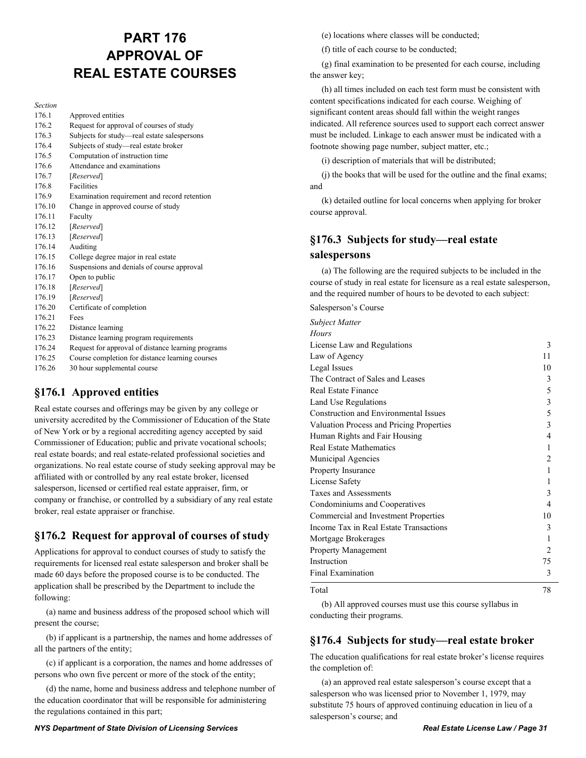# PART 176 APPROVAL OF REAL ESTATE COURSES

*Section*

| | |
|---|---|
| 176.1 | Approved entities |
| 176.2 | Request for approval of courses of study |
| 176.3 | Subjects for study—real estate salespersons |
| 176.4 | Subjects of study—real estate broker |
| 176.5 | Computation of instruction time |
| 176.6 | Attendance and examinations |
| 176.7 | [*Reserved*] |
| 176.8 | Facilities |
| 176.9 | Examination requirement and record retention |
| 176.10 | Change in approved course of study |
| 176.11 | Faculty |
| 176.12 | [*Reserved*] |
| 176.13 | [*Reserved*] |
| 176.14 | Auditing |
| 176.15 | College degree major in real estate |
| 176.16 | Suspensions and denials of course approval |
| 176.17 | Open to public |
| 176.18 | [*Reserved*] |
| 176.19 | [*Reserved*] |
| 176.20 | Certificate of completion |
| 176.21 | Fees |
| 176.22 | Distance learning |
| 176.23 | Distance learning program requirements |
| 176.24 | Request for approval of distance learning programs |
| 176.25 | Course completion for distance learning courses |
| 176.26 | 30 hour supplemental course |

## §176.1 Approved entities

Real estate courses and offerings may be given by any college or university accredited by the Commissioner of Education of the State of New York or by a regional accrediting agency accepted by said Commissioner of Education; public and private vocational schools; real estate boards; and real estate-related professional societies and organizations. No real estate course of study seeking approval may be affiliated with or controlled by any real estate broker, licensed salesperson, licensed or certified real estate appraiser, firm, or company or franchise, or controlled by a subsidiary of any real estate broker, real estate appraiser or franchise.

## §176.2 Request for approval of courses of study

Applications for approval to conduct courses of study to satisfy the requirements for licensed real estate salesperson and broker shall be made 60 days before the proposed course is to be conducted. The application shall be prescribed by the Department to include the following:

(a) name and business address of the proposed school which will present the course;

(b) if applicant is a partnership, the names and home addresses of all the partners of the entity;

(c) if applicant is a corporation, the names and home addresses of persons who own five percent or more of the stock of the entity;

(d) the name, home and business address and telephone number of the education coordinator that will be responsible for administering the regulations contained in this part;

(e) locations where classes will be conducted;

(f) title of each course to be conducted;

(g) final examination to be presented for each course, including the answer key;

(h) all times included on each test form must be consistent with content specifications indicated for each course. Weighing of significant content areas should fall within the weight ranges indicated. All reference sources used to support each correct answer must be included. Linkage to each answer must be indicated with a footnote showing page number, subject matter, etc.;

(i) description of materials that will be distributed;

(j) the books that will be used for the outline and the final exams; and

(k) detailed outline for local concerns when applying for broker course approval.

## §176.3 Subjects for study—real estate salespersons

(a) The following are the required subjects to be included in the course of study in real estate for licensure as a real estate salesperson, and the required number of hours to be devoted to each subject:

Salesperson's Course

| *Subject Matter* | *Hours* |
|---|---|
| License Law and Regulations | 3 |
| Law of Agency | 11 |
| Legal Issues | 10 |
| The Contract of Sales and Leases | 3 |
| Real Estate Finance | 5 |
| Land Use Regulations | 3 |
| Construction and Environmental Issues | 5 |
| Valuation Process and Pricing Properties | 3 |
| Human Rights and Fair Housing | 4 |
| Real Estate Mathematics | 1 |
| Municipal Agencies | 2 |
| Property Insurance | 1 |
| License Safety | 1 |
| Taxes and Assessments | 3 |
| Condominiums and Cooperatives | 4 |
| Commercial and Investment Properties | 10 |
| Income Tax in Real Estate Transactions | 3 |
| Mortgage Brokerages | 1 |
| Property Management | 2 |
| Instruction | 75 |
| Final Examination | 3 |
| Total | 78 |

(b) All approved courses must use this course syllabus in conducting their programs.

## §176.4 Subjects for study—real estate broker

The education qualifications for real estate broker's license requires the completion of:

(a) an approved real estate salesperson's course except that a salesperson who was licensed prior to November 1, 1979, may substitute 75 hours of approved continuing education in lieu of a salesperson's course; and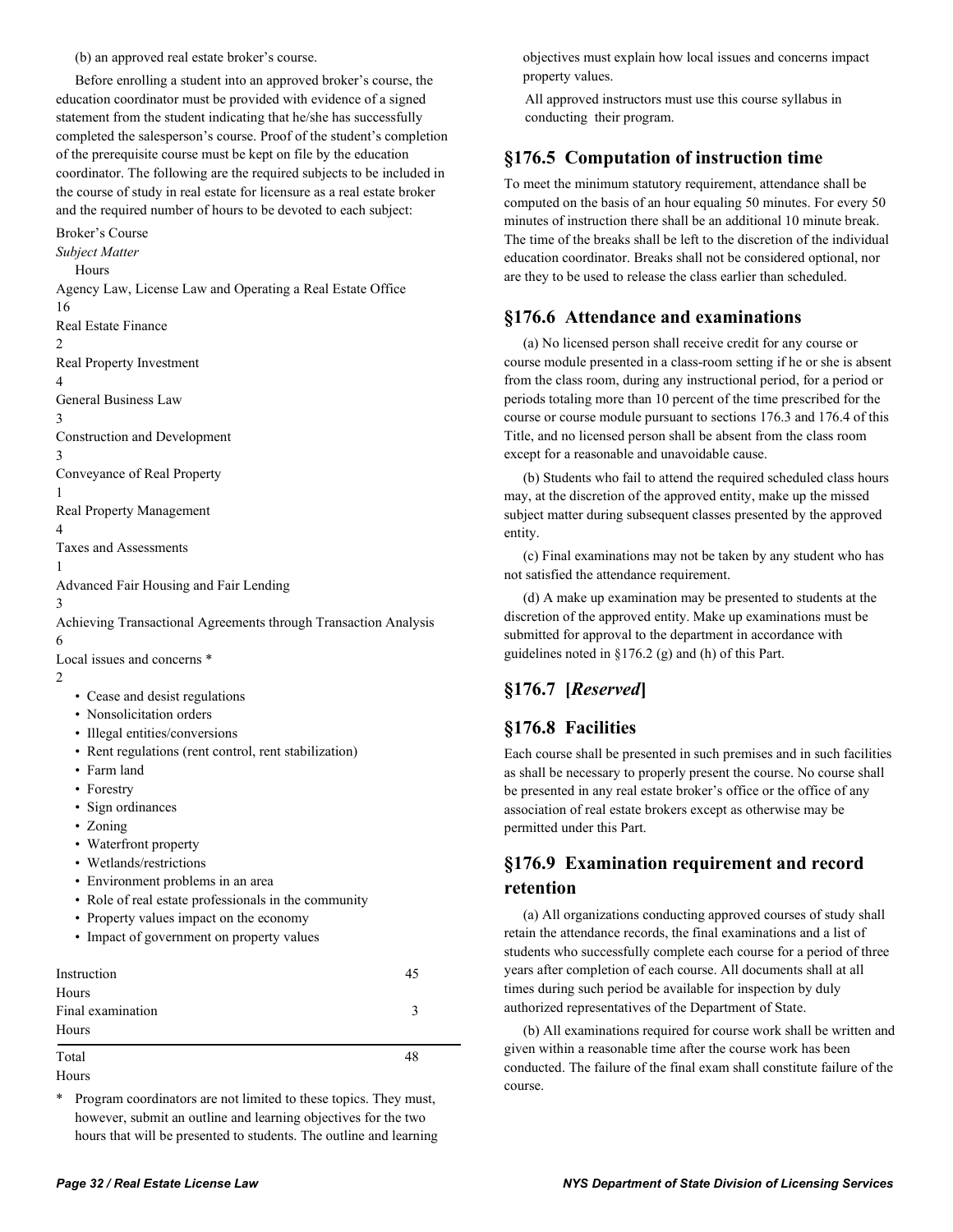(b) an approved real estate broker's course.

Before enrolling a student into an approved broker's course, the education coordinator must be provided with evidence of a signed statement from the student indicating that he/she has successfully completed the salesperson's course. Proof of the student's completion of the prerequisite course must be kept on file by the education coordinator. The following are the required subjects to be included in the course of study in real estate for licensure as a real estate broker and the required number of hours to be devoted to each subject:

Broker's Course

| *Subject Matter* | Hours |
|---|---|
| Agency Law, License Law and Operating a Real Estate Office | 16 |
| Real Estate Finance | 2 |
| Real Property Investment | 4 |
| General Business Law | 3 |
| Construction and Development | 3 |
| Conveyance of Real Property | 1 |
| Real Property Management | 4 |
| Taxes and Assessments | 1 |
| Advanced Fair Housing and Fair Lending | 3 |
| Achieving Transactional Agreements through Transaction Analysis | 6 |
| Local issues and concerns * | 2 |

- Cease and desist regulations
- Nonsolicitation orders
- Illegal entities/conversions
- Rent regulations (rent control, rent stabilization)
- Farm land
- Forestry
- Sign ordinances
- Zoning
- Waterfront property
- Wetlands/restrictions
- Environment problems in an area
- Role of real estate professionals in the community
- Property values impact on the economy
- Impact of government on property values

| | |
|---|---|
| Instruction Hours | 45 |
| Final examination Hours | 3 |
| Total Hours | 48 |

\* Program coordinators are not limited to these topics. They must, however, submit an outline and learning objectives for the two hours that will be presented to students. The outline and learning objectives must explain how local issues and concerns impact property values.

All approved instructors must use this course syllabus in conducting their program.

## §176.5 Computation of instruction time

To meet the minimum statutory requirement, attendance shall be computed on the basis of an hour equaling 50 minutes. For every 50 minutes of instruction there shall be an additional 10 minute break. The time of the breaks shall be left to the discretion of the individual education coordinator. Breaks shall not be considered optional, nor are they to be used to release the class earlier than scheduled.

## §176.6 Attendance and examinations

(a) No licensed person shall receive credit for any course or course module presented in a class-room setting if he or she is absent from the class room, during any instructional period, for a period or periods totaling more than 10 percent of the time prescribed for the course or course module pursuant to sections 176.3 and 176.4 of this Title, and no licensed person shall be absent from the class room except for a reasonable and unavoidable cause.

(b) Students who fail to attend the required scheduled class hours may, at the discretion of the approved entity, make up the missed subject matter during subsequent classes presented by the approved entity.

(c) Final examinations may not be taken by any student who has not satisfied the attendance requirement.

(d) A make up examination may be presented to students at the discretion of the approved entity. Make up examinations must be submitted for approval to the department in accordance with guidelines noted in §176.2 (g) and (h) of this Part.

## §176.7 [*Reserved*]

## §176.8 Facilities

Each course shall be presented in such premises and in such facilities as shall be necessary to properly present the course. No course shall be presented in any real estate broker's office or the office of any association of real estate brokers except as otherwise may be permitted under this Part.

## §176.9 Examination requirement and record retention

(a) All organizations conducting approved courses of study shall retain the attendance records, the final examinations and a list of students who successfully complete each course for a period of three years after completion of each course. All documents shall at all times during such period be available for inspection by duly authorized representatives of the Department of State.

(b) All examinations required for course work shall be written and given within a reasonable time after the course work has been conducted. The failure of the final exam shall constitute failure of the course.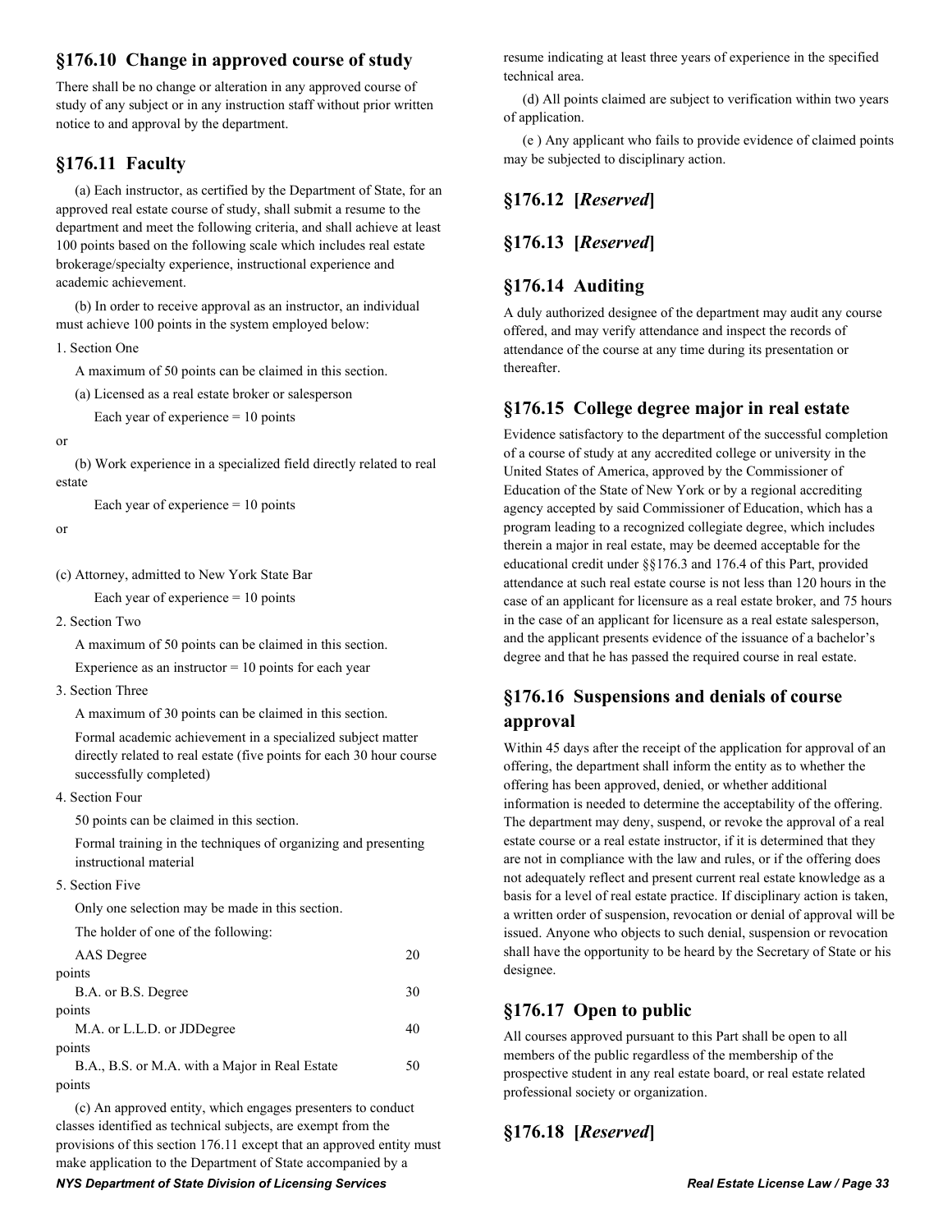## §176.10 Change in approved course of study

There shall be no change or alteration in any approved course of study of any subject or in any instruction staff without prior written notice to and approval by the department.

## §176.11 Faculty

(a) Each instructor, as certified by the Department of State, for an approved real estate course of study, shall submit a resume to the department and meet the following criteria, and shall achieve at least 100 points based on the following scale which includes real estate brokerage/specialty experience, instructional experience and academic achievement.

(b) In order to receive approval as an instructor, an individual must achieve 100 points in the system employed below:

1. Section One

A maximum of 50 points can be claimed in this section.

(a) Licensed as a real estate broker or salesperson

Each year of experience = 10 points

or

(b) Work experience in a specialized field directly related to real estate

Each year of experience = 10 points

or

(c) Attorney, admitted to New York State Bar

Each year of experience = 10 points

2. Section Two

A maximum of 50 points can be claimed in this section.

Experience as an instructor = 10 points for each year

3. Section Three

A maximum of 30 points can be claimed in this section.

Formal academic achievement in a specialized subject matter directly related to real estate (five points for each 30 hour course successfully completed)

4. Section Four

50 points can be claimed in this section.

Formal training in the techniques of organizing and presenting instructional material

5. Section Five

Only one selection may be made in this section.

The holder of one of the following:

| | |
|---|---|
| AAS Degree | 20 points |
| B.A. or B.S. Degree | 30 points |
| M.A. or L.L.D. or JDDegree | 40 points |
| B.A., B.S. or M.A. with a Major in Real Estate | 50 points |

(c) An approved entity, which engages presenters to conduct classes identified as technical subjects, are exempt from the provisions of this section 176.11 except that an approved entity must make application to the Department of State accompanied by a resume indicating at least three years of experience in the specified technical area.

(d) All points claimed are subject to verification within two years of application.

(e ) Any applicant who fails to provide evidence of claimed points may be subjected to disciplinary action.

## §176.12 [*Reserved*]

## §176.13 [*Reserved*]

## §176.14 Auditing

A duly authorized designee of the department may audit any course offered, and may verify attendance and inspect the records of attendance of the course at any time during its presentation or thereafter.

## §176.15 College degree major in real estate

Evidence satisfactory to the department of the successful completion of a course of study at any accredited college or university in the United States of America, approved by the Commissioner of Education of the State of New York or by a regional accrediting agency accepted by said Commissioner of Education, which has a program leading to a recognized collegiate degree, which includes therein a major in real estate, may be deemed acceptable for the educational credit under §§176.3 and 176.4 of this Part, provided attendance at such real estate course is not less than 120 hours in the case of an applicant for licensure as a real estate broker, and 75 hours in the case of an applicant for licensure as a real estate salesperson, and the applicant presents evidence of the issuance of a bachelor's degree and that he has passed the required course in real estate.

## §176.16 Suspensions and denials of course approval

Within 45 days after the receipt of the application for approval of an offering, the department shall inform the entity as to whether the offering has been approved, denied, or whether additional information is needed to determine the acceptability of the offering. The department may deny, suspend, or revoke the approval of a real estate course or a real estate instructor, if it is determined that they are not in compliance with the law and rules, or if the offering does not adequately reflect and present current real estate knowledge as a basis for a level of real estate practice. If disciplinary action is taken, a written order of suspension, revocation or denial of approval will be issued. Anyone who objects to such denial, suspension or revocation shall have the opportunity to be heard by the Secretary of State or his designee.

## §176.17 Open to public

All courses approved pursuant to this Part shall be open to all members of the public regardless of the membership of the prospective student in any real estate board, or real estate related professional society or organization.

## §176.18 [*Reserved*]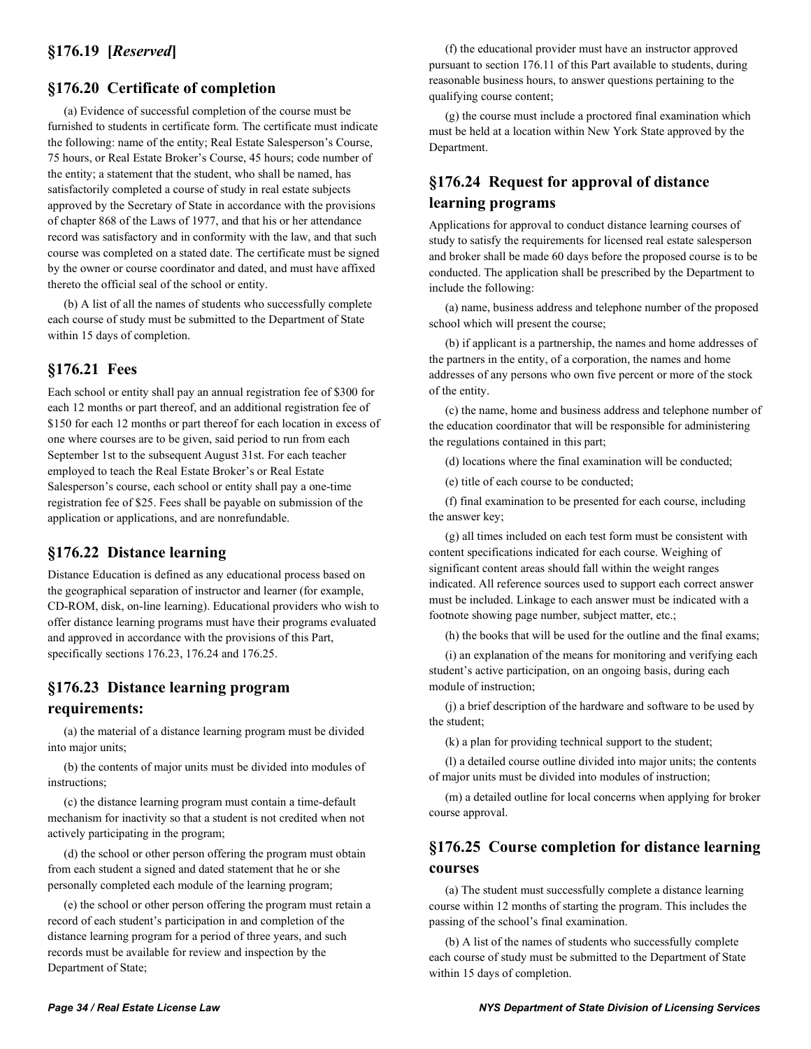## §176.19 [*Reserved*]

## §176.20 Certificate of completion

(a) Evidence of successful completion of the course must be furnished to students in certificate form. The certificate must indicate the following: name of the entity; Real Estate Salesperson's Course, 75 hours, or Real Estate Broker's Course, 45 hours; code number of the entity; a statement that the student, who shall be named, has satisfactorily completed a course of study in real estate subjects approved by the Secretary of State in accordance with the provisions of chapter 868 of the Laws of 1977, and that his or her attendance record was satisfactory and in conformity with the law, and that such course was completed on a stated date. The certificate must be signed by the owner or course coordinator and dated, and must have affixed thereto the official seal of the school or entity.

(b) A list of all the names of students who successfully complete each course of study must be submitted to the Department of State within 15 days of completion.

## §176.21 Fees

Each school or entity shall pay an annual registration fee of $300 for each 12 months or part thereof, and an additional registration fee of $150 for each 12 months or part thereof for each location in excess of one where courses are to be given, said period to run from each September 1st to the subsequent August 31st. For each teacher employed to teach the Real Estate Broker's or Real Estate Salesperson's course, each school or entity shall pay a one-time registration fee of $25. Fees shall be payable on submission of the application or applications, and are nonrefundable.

## §176.22 Distance learning

Distance Education is defined as any educational process based on the geographical separation of instructor and learner (for example, CD-ROM, disk, on-line learning). Educational providers who wish to offer distance learning programs must have their programs evaluated and approved in accordance with the provisions of this Part, specifically sections 176.23, 176.24 and 176.25.

## §176.23 Distance learning program requirements:

(a) the material of a distance learning program must be divided into major units;

(b) the contents of major units must be divided into modules of instructions;

(c) the distance learning program must contain a time-default mechanism for inactivity so that a student is not credited when not actively participating in the program;

(d) the school or other person offering the program must obtain from each student a signed and dated statement that he or she personally completed each module of the learning program;

(e) the school or other person offering the program must retain a record of each student's participation in and completion of the distance learning program for a period of three years, and such records must be available for review and inspection by the Department of State;

(f) the educational provider must have an instructor approved pursuant to section 176.11 of this Part available to students, during reasonable business hours, to answer questions pertaining to the qualifying course content;

(g) the course must include a proctored final examination which must be held at a location within New York State approved by the Department.

## §176.24 Request for approval of distance learning programs

Applications for approval to conduct distance learning courses of study to satisfy the requirements for licensed real estate salesperson and broker shall be made 60 days before the proposed course is to be conducted. The application shall be prescribed by the Department to include the following:

(a) name, business address and telephone number of the proposed school which will present the course;

(b) if applicant is a partnership, the names and home addresses of the partners in the entity, of a corporation, the names and home addresses of any persons who own five percent or more of the stock of the entity.

(c) the name, home and business address and telephone number of the education coordinator that will be responsible for administering the regulations contained in this part;

(d) locations where the final examination will be conducted;

(e) title of each course to be conducted;

(f) final examination to be presented for each course, including the answer key;

(g) all times included on each test form must be consistent with content specifications indicated for each course. Weighing of significant content areas should fall within the weight ranges indicated. All reference sources used to support each correct answer must be included. Linkage to each answer must be indicated with a footnote showing page number, subject matter, etc.;

(h) the books that will be used for the outline and the final exams;

(i) an explanation of the means for monitoring and verifying each student's active participation, on an ongoing basis, during each module of instruction;

(j) a brief description of the hardware and software to be used by the student;

(k) a plan for providing technical support to the student;

(l) a detailed course outline divided into major units; the contents of major units must be divided into modules of instruction;

(m) a detailed outline for local concerns when applying for broker course approval.

## §176.25 Course completion for distance learning courses

(a) The student must successfully complete a distance learning course within 12 months of starting the program. This includes the passing of the school's final examination.

(b) A list of the names of students who successfully complete each course of study must be submitted to the Department of State within 15 days of completion.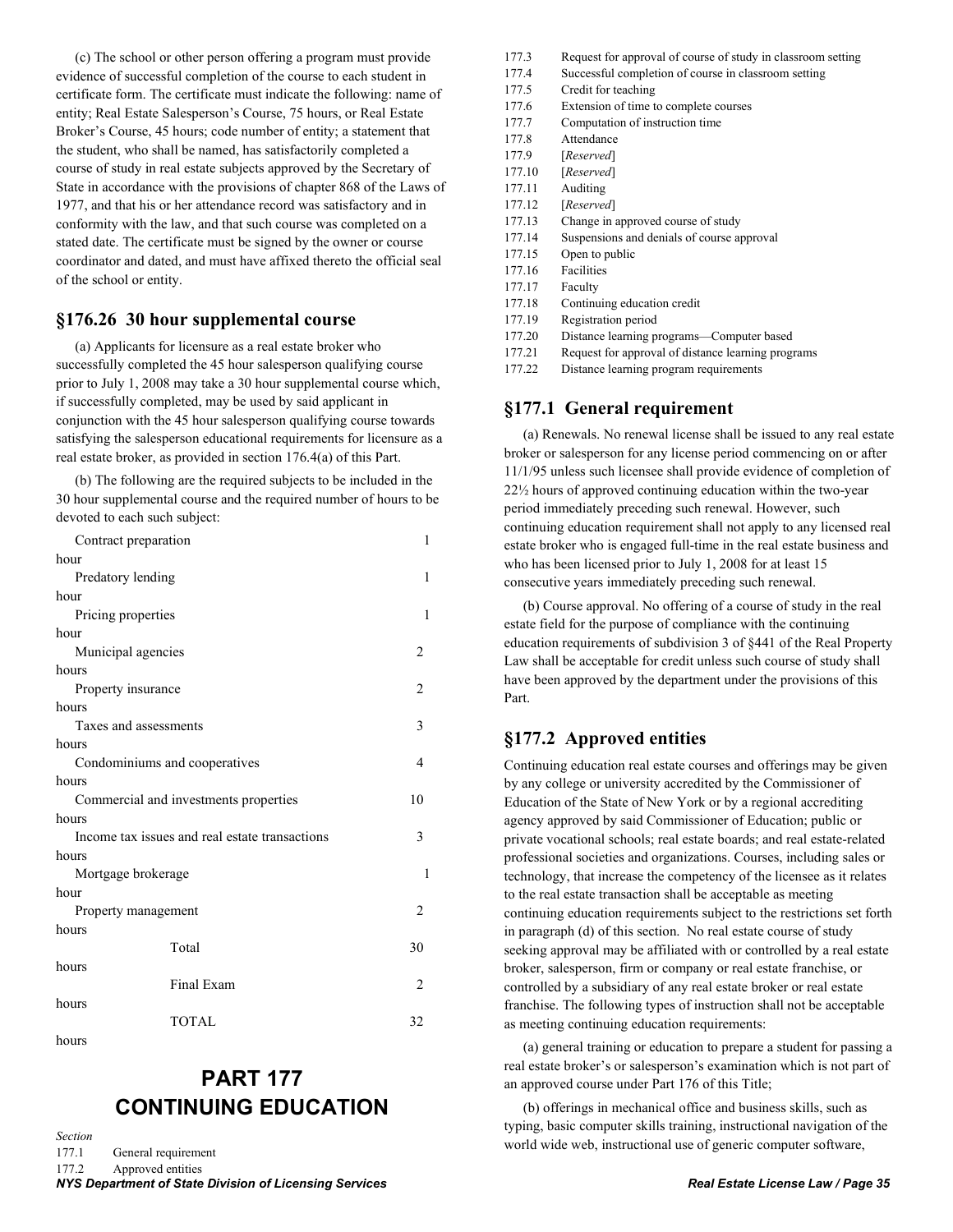(c) The school or other person offering a program must provide evidence of successful completion of the course to each student in certificate form. The certificate must indicate the following: name of entity; Real Estate Salesperson's Course, 75 hours, or Real Estate Broker's Course, 45 hours; code number of entity; a statement that the student, who shall be named, has satisfactorily completed a course of study in real estate subjects approved by the Secretary of State in accordance with the provisions of chapter 868 of the Laws of 1977, and that his or her attendance record was satisfactory and in conformity with the law, and that such course was completed on a stated date. The certificate must be signed by the owner or course coordinator and dated, and must have affixed thereto the official seal of the school or entity.

## §176.26 30 hour supplemental course

(a) Applicants for licensure as a real estate broker who successfully completed the 45 hour salesperson qualifying course prior to July 1, 2008 may take a 30 hour supplemental course which, if successfully completed, may be used by said applicant in conjunction with the 45 hour salesperson qualifying course towards satisfying the salesperson educational requirements for licensure as a real estate broker, as provided in section 176.4(a) of this Part.

(b) The following are the required subjects to be included in the 30 hour supplemental course and the required number of hours to be devoted to each such subject:

| Subject | Hours |
|---|---|
| Contract preparation | 1 hour |
| Predatory lending | 1 hour |
| Pricing properties | 1 hour |
| Municipal agencies | 2 hours |
| Property insurance | 2 hours |
| Taxes and assessments | 3 hours |
| Condominiums and cooperatives | 4 hours |
| Commercial and investments properties | 10 hours |
| Income tax issues and real estate transactions | 3 hours |
| Mortgage brokerage | 1 hour |
| Property management | 2 hours |
| Total | 30 hours |
| Final Exam | 2 hours |
| TOTAL | 32 hours |

# PART 177 CONTINUING EDUCATION

*Section*

177.1 General requirement
177.2 Approved entities
177.3 Request for approval of course of study in classroom setting
177.4 Successful completion of course in classroom setting
177.5 Credit for teaching
177.6 Extension of time to complete courses
177.7 Computation of instruction time
177.8 Attendance
177.9 [*Reserved*]
177.10 [*Reserved*]
177.11 Auditing
177.12 [*Reserved*]
177.13 Change in approved course of study
177.14 Suspensions and denials of course approval
177.15 Open to public
177.16 Facilities
177.17 Faculty
177.18 Continuing education credit
177.19 Registration period
177.20 Distance learning programs—Computer based
177.21 Request for approval of distance learning programs
177.22 Distance learning program requirements

## §177.1 General requirement

(a) Renewals. No renewal license shall be issued to any real estate broker or salesperson for any license period commencing on or after 11/1/95 unless such licensee shall provide evidence of completion of 22½ hours of approved continuing education within the two-year period immediately preceding such renewal. However, such continuing education requirement shall not apply to any licensed real estate broker who is engaged full-time in the real estate business and who has been licensed prior to July 1, 2008 for at least 15 consecutive years immediately preceding such renewal.

(b) Course approval. No offering of a course of study in the real estate field for the purpose of compliance with the continuing education requirements of subdivision 3 of §441 of the Real Property Law shall be acceptable for credit unless such course of study shall have been approved by the department under the provisions of this Part.

## §177.2 Approved entities

Continuing education real estate courses and offerings may be given by any college or university accredited by the Commissioner of Education of the State of New York or by a regional accrediting agency approved by said Commissioner of Education; public or private vocational schools; real estate boards; and real estate-related professional societies and organizations. Courses, including sales or technology, that increase the competency of the licensee as it relates to the real estate transaction shall be acceptable as meeting continuing education requirements subject to the restrictions set forth in paragraph (d) of this section. No real estate course of study seeking approval may be affiliated with or controlled by a real estate broker, salesperson, firm or company or real estate franchise, or controlled by a subsidiary of any real estate broker or real estate franchise. The following types of instruction shall not be acceptable as meeting continuing education requirements:

(a) general training or education to prepare a student for passing a real estate broker's or salesperson's examination which is not part of an approved course under Part 176 of this Title;

(b) offerings in mechanical office and business skills, such as typing, basic computer skills training, instructional navigation of the world wide web, instructional use of generic computer software,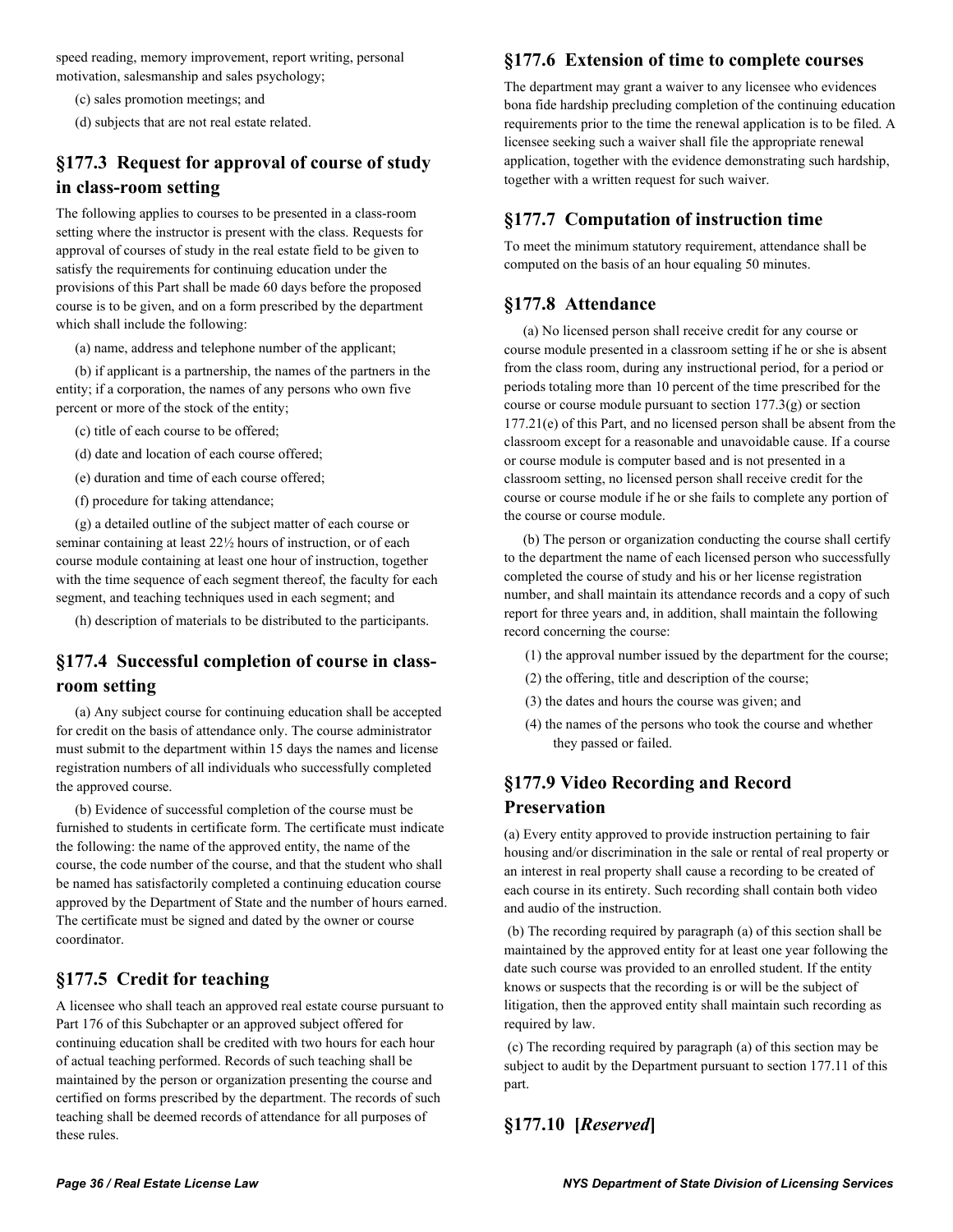speed reading, memory improvement, report writing, personal motivation, salesmanship and sales psychology;

(c) sales promotion meetings; and

(d) subjects that are not real estate related.

## §177.3 Request for approval of course of study in class-room setting

The following applies to courses to be presented in a class-room setting where the instructor is present with the class. Requests for approval of courses of study in the real estate field to be given to satisfy the requirements for continuing education under the provisions of this Part shall be made 60 days before the proposed course is to be given, and on a form prescribed by the department which shall include the following:

(a) name, address and telephone number of the applicant;

(b) if applicant is a partnership, the names of the partners in the entity; if a corporation, the names of any persons who own five percent or more of the stock of the entity;

(c) title of each course to be offered;

(d) date and location of each course offered;

(e) duration and time of each course offered;

(f) procedure for taking attendance;

(g) a detailed outline of the subject matter of each course or seminar containing at least 22½ hours of instruction, or of each course module containing at least one hour of instruction, together with the time sequence of each segment thereof, the faculty for each segment, and teaching techniques used in each segment; and

(h) description of materials to be distributed to the participants.

## §177.4 Successful completion of course in class-room setting

(a) Any subject course for continuing education shall be accepted for credit on the basis of attendance only. The course administrator must submit to the department within 15 days the names and license registration numbers of all individuals who successfully completed the approved course.

(b) Evidence of successful completion of the course must be furnished to students in certificate form. The certificate must indicate the following: the name of the approved entity, the name of the course, the code number of the course, and that the student who shall be named has satisfactorily completed a continuing education course approved by the Department of State and the number of hours earned. The certificate must be signed and dated by the owner or course coordinator.

## §177.5 Credit for teaching

A licensee who shall teach an approved real estate course pursuant to Part 176 of this Subchapter or an approved subject offered for continuing education shall be credited with two hours for each hour of actual teaching performed. Records of such teaching shall be maintained by the person or organization presenting the course and certified on forms prescribed by the department. The records of such teaching shall be deemed records of attendance for all purposes of these rules.

## §177.6 Extension of time to complete courses

The department may grant a waiver to any licensee who evidences bona fide hardship precluding completion of the continuing education requirements prior to the time the renewal application is to be filed. A licensee seeking such a waiver shall file the appropriate renewal application, together with the evidence demonstrating such hardship, together with a written request for such waiver.

## §177.7 Computation of instruction time

To meet the minimum statutory requirement, attendance shall be computed on the basis of an hour equaling 50 minutes.

## §177.8 Attendance

(a) No licensed person shall receive credit for any course or course module presented in a classroom setting if he or she is absent from the class room, during any instructional period, for a period or periods totaling more than 10 percent of the time prescribed for the course or course module pursuant to section 177.3(g) or section 177.21(e) of this Part, and no licensed person shall be absent from the classroom except for a reasonable and unavoidable cause. If a course or course module is computer based and is not presented in a classroom setting, no licensed person shall receive credit for the course or course module if he or she fails to complete any portion of the course or course module.

(b) The person or organization conducting the course shall certify to the department the name of each licensed person who successfully completed the course of study and his or her license registration number, and shall maintain its attendance records and a copy of such report for three years and, in addition, shall maintain the following record concerning the course:

(1) the approval number issued by the department for the course;

(2) the offering, title and description of the course;

(3) the dates and hours the course was given; and

(4) the names of the persons who took the course and whether they passed or failed.

## §177.9 Video Recording and Record Preservation

(a) Every entity approved to provide instruction pertaining to fair housing and/or discrimination in the sale or rental of real property or an interest in real property shall cause a recording to be created of each course in its entirety. Such recording shall contain both video and audio of the instruction.

(b) The recording required by paragraph (a) of this section shall be maintained by the approved entity for at least one year following the date such course was provided to an enrolled student. If the entity knows or suspects that the recording is or will be the subject of litigation, then the approved entity shall maintain such recording as required by law.

(c) The recording required by paragraph (a) of this section may be subject to audit by the Department pursuant to section 177.11 of this part.

## §177.10 [*Reserved*]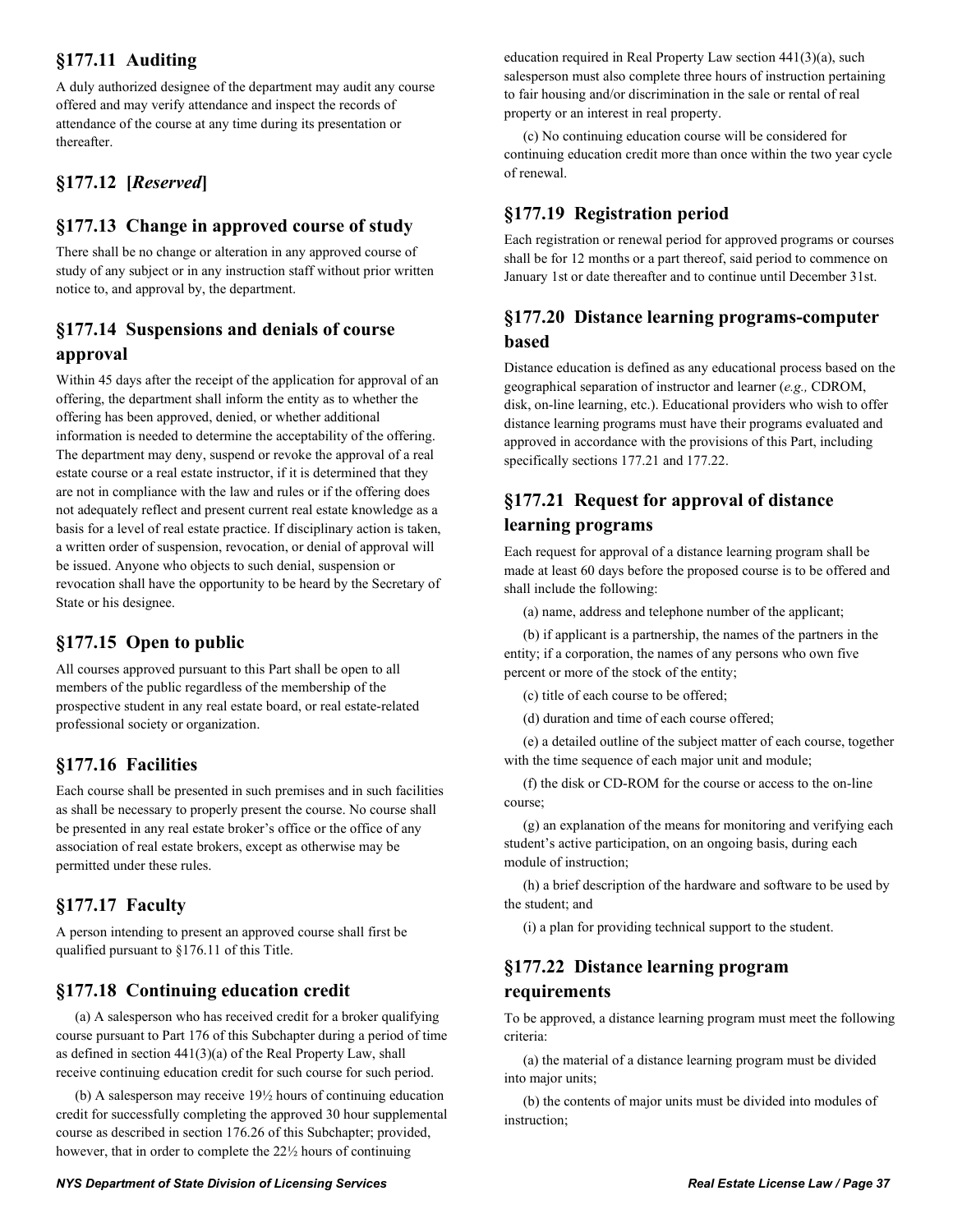## §177.11 Auditing

A duly authorized designee of the department may audit any course offered and may verify attendance and inspect the records of attendance of the course at any time during its presentation or thereafter.

## §177.12 [*Reserved*]

## §177.13 Change in approved course of study

There shall be no change or alteration in any approved course of study of any subject or in any instruction staff without prior written notice to, and approval by, the department.

## §177.14 Suspensions and denials of course approval

Within 45 days after the receipt of the application for approval of an offering, the department shall inform the entity as to whether the offering has been approved, denied, or whether additional information is needed to determine the acceptability of the offering. The department may deny, suspend or revoke the approval of a real estate course or a real estate instructor, if it is determined that they are not in compliance with the law and rules or if the offering does not adequately reflect and present current real estate knowledge as a basis for a level of real estate practice. If disciplinary action is taken, a written order of suspension, revocation, or denial of approval will be issued. Anyone who objects to such denial, suspension or revocation shall have the opportunity to be heard by the Secretary of State or his designee.

## §177.15 Open to public

All courses approved pursuant to this Part shall be open to all members of the public regardless of the membership of the prospective student in any real estate board, or real estate-related professional society or organization.

## §177.16 Facilities

Each course shall be presented in such premises and in such facilities as shall be necessary to properly present the course. No course shall be presented in any real estate broker's office or the office of any association of real estate brokers, except as otherwise may be permitted under these rules.

## §177.17 Faculty

A person intending to present an approved course shall first be qualified pursuant to §176.11 of this Title.

## §177.18 Continuing education credit

(a) A salesperson who has received credit for a broker qualifying course pursuant to Part 176 of this Subchapter during a period of time as defined in section 441(3)(a) of the Real Property Law, shall receive continuing education credit for such course for such period.

(b) A salesperson may receive 19½ hours of continuing education credit for successfully completing the approved 30 hour supplemental course as described in section 176.26 of this Subchapter; provided, however, that in order to complete the 22½ hours of continuing education required in Real Property Law section 441(3)(a), such salesperson must also complete three hours of instruction pertaining to fair housing and/or discrimination in the sale or rental of real property or an interest in real property.

(c) No continuing education course will be considered for continuing education credit more than once within the two year cycle of renewal.

## §177.19 Registration period

Each registration or renewal period for approved programs or courses shall be for 12 months or a part thereof, said period to commence on January 1st or date thereafter and to continue until December 31st.

## §177.20 Distance learning programs-computer based

Distance education is defined as any educational process based on the geographical separation of instructor and learner (*e.g.,* CDROM, disk, on-line learning, etc.). Educational providers who wish to offer distance learning programs must have their programs evaluated and approved in accordance with the provisions of this Part, including specifically sections 177.21 and 177.22.

## §177.21 Request for approval of distance learning programs

Each request for approval of a distance learning program shall be made at least 60 days before the proposed course is to be offered and shall include the following:

(a) name, address and telephone number of the applicant;

(b) if applicant is a partnership, the names of the partners in the entity; if a corporation, the names of any persons who own five percent or more of the stock of the entity;

(c) title of each course to be offered;

(d) duration and time of each course offered;

(e) a detailed outline of the subject matter of each course, together with the time sequence of each major unit and module;

(f) the disk or CD-ROM for the course or access to the on-line course;

(g) an explanation of the means for monitoring and verifying each student's active participation, on an ongoing basis, during each module of instruction;

(h) a brief description of the hardware and software to be used by the student; and

(i) a plan for providing technical support to the student.

## §177.22 Distance learning program requirements

To be approved, a distance learning program must meet the following criteria:

(a) the material of a distance learning program must be divided into major units;

(b) the contents of major units must be divided into modules of instruction;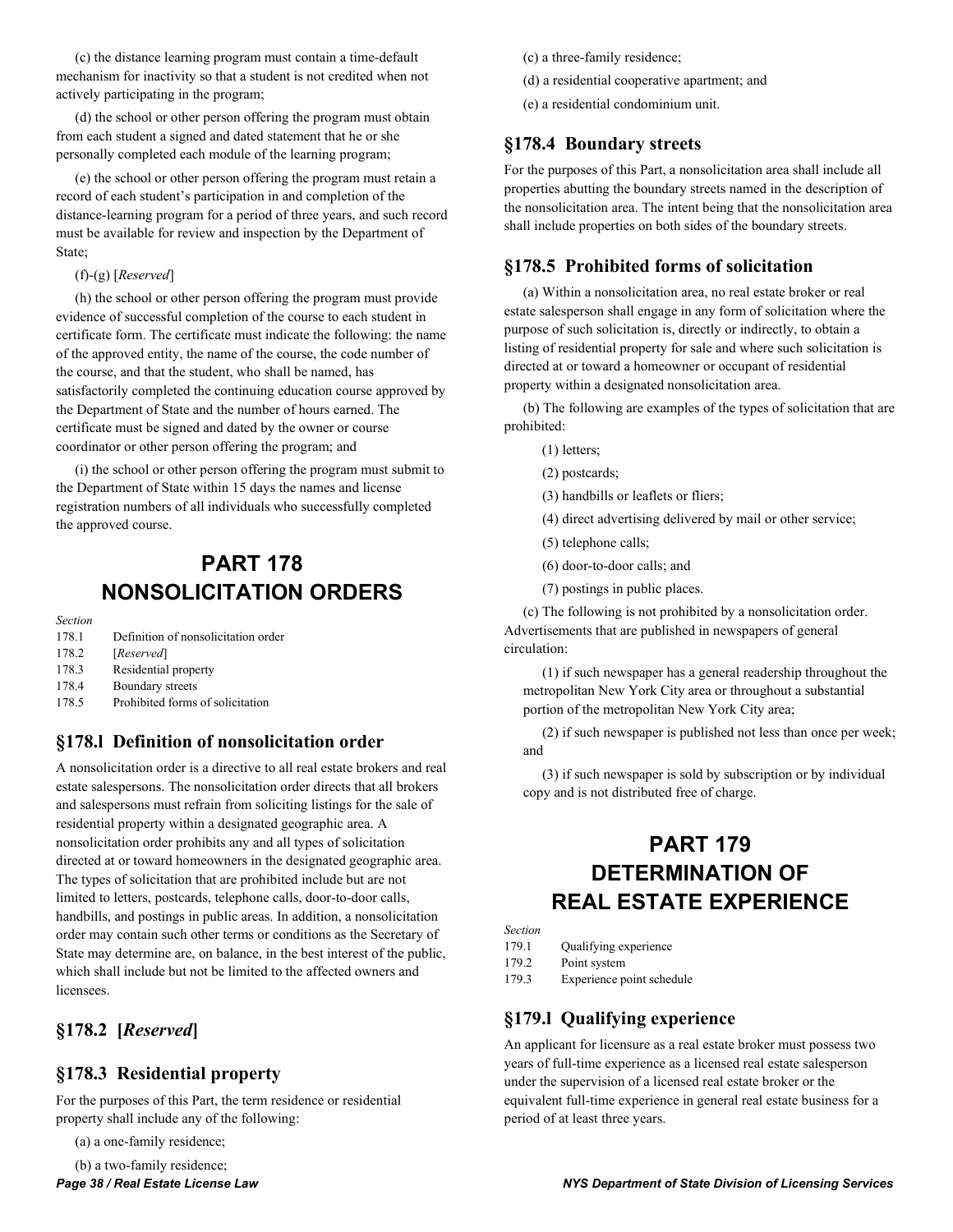(c) the distance learning program must contain a time-default mechanism for inactivity so that a student is not credited when not actively participating in the program;

(d) the school or other person offering the program must obtain from each student a signed and dated statement that he or she personally completed each module of the learning program;

(e) the school or other person offering the program must retain a record of each student's participation in and completion of the distance-learning program for a period of three years, and such record must be available for review and inspection by the Department of State;

(f)-(g) [*Reserved*]

(h) the school or other person offering the program must provide evidence of successful completion of the course to each student in certificate form. The certificate must indicate the following: the name of the approved entity, the name of the course, the code number of the course, and that the student, who shall be named, has satisfactorily completed the continuing education course approved by the Department of State and the number of hours earned. The certificate must be signed and dated by the owner or course coordinator or other person offering the program; and

(i) the school or other person offering the program must submit to the Department of State within 15 days the names and license registration numbers of all individuals who successfully completed the approved course.

# PART 178 NONSOLICITATION ORDERS

*Section*

| | |
|---|---|
| 178.1 | Definition of nonsolicitation order |
| 178.2 | [*Reserved*] |
| 178.3 | Residential property |
| 178.4 | Boundary streets |
| 178.5 | Prohibited forms of solicitation |

## §178.l Definition of nonsolicitation order

A nonsolicitation order is a directive to all real estate brokers and real estate salespersons. The nonsolicitation order directs that all brokers and salespersons must refrain from soliciting listings for the sale of residential property within a designated geographic area. A nonsolicitation order prohibits any and all types of solicitation directed at or toward homeowners in the designated geographic area. The types of solicitation that are prohibited include but are not limited to letters, postcards, telephone calls, door-to-door calls, handbills, and postings in public areas. In addition, a nonsolicitation order may contain such other terms or conditions as the Secretary of State may determine are, on balance, in the best interest of the public, which shall include but not be limited to the affected owners and licensees.

## §178.2 [*Reserved*]

## §178.3 Residential property

For the purposes of this Part, the term residence or residential property shall include any of the following:

(a) a one-family residence;

(b) a two-family residence;

(c) a three-family residence;

(d) a residential cooperative apartment; and

(e) a residential condominium unit.

## §178.4 Boundary streets

For the purposes of this Part, a nonsolicitation area shall include all properties abutting the boundary streets named in the description of the nonsolicitation area. The intent being that the nonsolicitation area shall include properties on both sides of the boundary streets.

## §178.5 Prohibited forms of solicitation

(a) Within a nonsolicitation area, no real estate broker or real estate salesperson shall engage in any form of solicitation where the purpose of such solicitation is, directly or indirectly, to obtain a listing of residential property for sale and where such solicitation is directed at or toward a homeowner or occupant of residential property within a designated nonsolicitation area.

(b) The following are examples of the types of solicitation that are prohibited:

(1) letters;

(2) postcards;

(3) handbills or leaflets or fliers;

(4) direct advertising delivered by mail or other service;

(5) telephone calls;

(6) door-to-door calls; and

(7) postings in public places.

(c) The following is not prohibited by a nonsolicitation order. Advertisements that are published in newspapers of general circulation:

(1) if such newspaper has a general readership throughout the metropolitan New York City area or throughout a substantial portion of the metropolitan New York City area;

(2) if such newspaper is published not less than once per week; and

(3) if such newspaper is sold by subscription or by individual copy and is not distributed free of charge.

# PART 179 DETERMINATION OF REAL ESTATE EXPERIENCE

*Section*

| | |
|---|---|
| 179.1 | Qualifying experience |
| 179.2 | Point system |
| 179.3 | Experience point schedule |

## §179.l Qualifying experience

An applicant for licensure as a real estate broker must possess two years of full-time experience as a licensed real estate salesperson under the supervision of a licensed real estate broker or the equivalent full-time experience in general real estate business for a period of at least three years.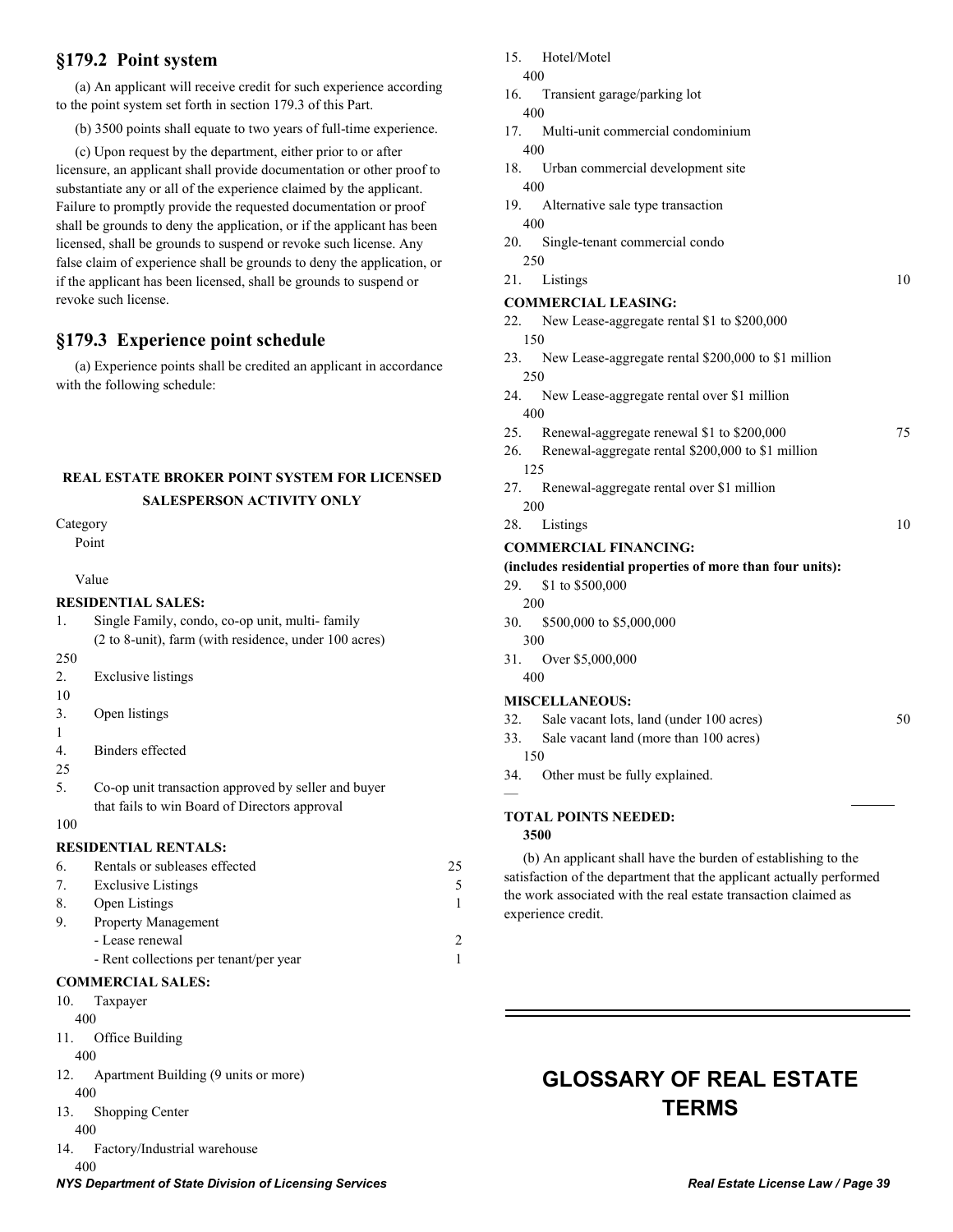## §179.2 Point system

(a) An applicant will receive credit for such experience according to the point system set forth in section 179.3 of this Part.

(b) 3500 points shall equate to two years of full-time experience.

(c) Upon request by the department, either prior to or after licensure, an applicant shall provide documentation or other proof to substantiate any or all of the experience claimed by the applicant. Failure to promptly provide the requested documentation or proof shall be grounds to deny the application, or if the applicant has been licensed, shall be grounds to suspend or revoke such license. Any false claim of experience shall be grounds to deny the application, or if the applicant has been licensed, shall be grounds to suspend or revoke such license.

## §179.3 Experience point schedule

(a) Experience points shall be credited an applicant in accordance with the following schedule:

**REAL ESTATE BROKER POINT SYSTEM FOR LICENSED SALESPERSON ACTIVITY ONLY**

| Category | Point Value |
|---|---|
| **RESIDENTIAL SALES:** | |
| 1. Single Family, condo, co-op unit, multi- family (2 to 8-unit), farm (with residence, under 100 acres) | 250 |
| 2. Exclusive listings | 10 |
| 3. Open listings | 1 |
| 4. Binders effected | 25 |
| 5. Co-op unit transaction approved by seller and buyer that fails to win Board of Directors approval | 100 |
| **RESIDENTIAL RENTALS:** | |
| 6. Rentals or subleases effected | 25 |
| 7. Exclusive Listings | 5 |
| 8. Open Listings | 1 |
| 9. Property Management | |
| - Lease renewal | 2 |
| - Rent collections per tenant/per year | 1 |
| **COMMERCIAL SALES:** | |
| 10. Taxpayer | 400 |
| 11. Office Building | 400 |
| 12. Apartment Building (9 units or more) | 400 |
| 13. Shopping Center | 400 |
| 14. Factory/Industrial warehouse | 400 |
| 15. Hotel/Motel | 400 |
| 16. Transient garage/parking lot | 400 |
| 17. Multi-unit commercial condominium | 400 |
| 18. Urban commercial development site | 400 |
| 19. Alternative sale type transaction | 400 |
| 20. Single-tenant commercial condo | 250 |
| 21. Listings | 10 |
| **COMMERCIAL LEASING:** | |
| 22. New Lease-aggregate rental $1 to $200,000 | 150 |
| 23. New Lease-aggregate rental $200,000 to $1 million | 250 |
| 24. New Lease-aggregate rental over $1 million | 400 |
| 25. Renewal-aggregate renewal $1 to $200,000 | 75 |
| 26. Renewal-aggregate rental $200,000 to $1 million | 125 |
| 27. Renewal-aggregate rental over $1 million | 200 |
| 28. Listings | 10 |
| **COMMERCIAL FINANCING:** **(includes residential properties of more than four units):** | |
| 29. $1 to $500,000 | 200 |
| 30. $500,000 to $5,000,000 | 300 |
| 31. Over $5,000,000 | 400 |
| **MISCELLANEOUS:** | |
| 32. Sale vacant lots, land (under 100 acres) | 50 |
| 33. Sale vacant land (more than 100 acres) | 150 |
| 34. Other must be fully explained. | — |
| **TOTAL POINTS NEEDED:** | **3500** |

(b) An applicant shall have the burden of establishing to the satisfaction of the department that the applicant actually performed the work associated with the real estate transaction claimed as experience credit.

# GLOSSARY OF REAL ESTATE TERMS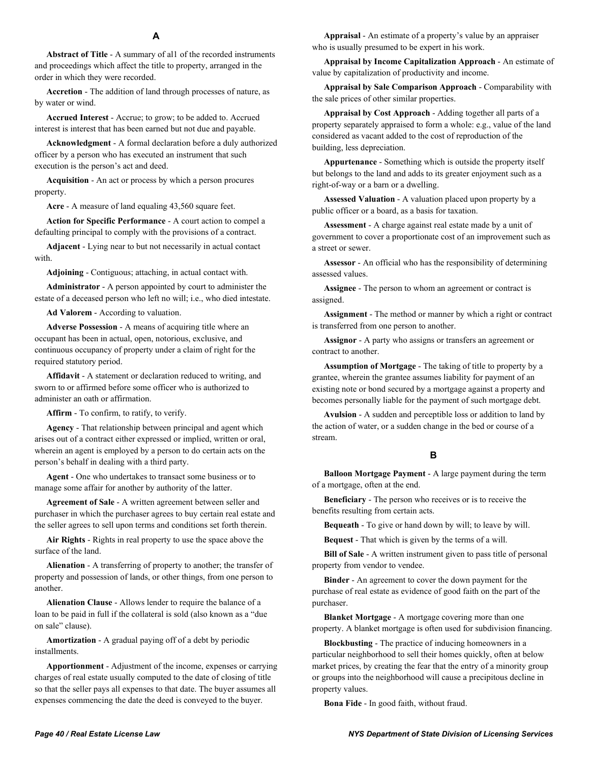## A

**Abstract of Title** - A summary of al1 of the recorded instruments and proceedings which affect the title to property, arranged in the order in which they were recorded.

**Accretion** - The addition of land through processes of nature, as by water or wind.

**Accrued Interest** - Accrue; to grow; to be added to. Accrued interest is interest that has been earned but not due and payable.

**Acknowledgment** - A formal declaration before a duly authorized officer by a person who has executed an instrument that such execution is the person's act and deed.

**Acquisition** - An act or process by which a person procures property.

**Acre** - A measure of land equaling 43,560 square feet.

**Action for Specific Performance** - A court action to compel a defaulting principal to comply with the provisions of a contract.

**Adjacent** - Lying near to but not necessarily in actual contact with.

**Adjoining** - Contiguous; attaching, in actual contact with.

**Administrator** - A person appointed by court to administer the estate of a deceased person who left no will; i.e., who died intestate.

**Ad Valorem** - According to valuation.

**Adverse Possession** - A means of acquiring title where an occupant has been in actual, open, notorious, exclusive, and continuous occupancy of property under a claim of right for the required statutory period.

**Affidavit** - A statement or declaration reduced to writing, and sworn to or affirmed before some officer who is authorized to administer an oath or affirmation.

**Affirm** - To confirm, to ratify, to verify.

**Agency** - That relationship between principal and agent which arises out of a contract either expressed or implied, written or oral, wherein an agent is employed by a person to do certain acts on the person's behalf in dealing with a third party.

**Agent** - One who undertakes to transact some business or to manage some affair for another by authority of the latter.

**Agreement of Sale** - A written agreement between seller and purchaser in which the purchaser agrees to buy certain real estate and the seller agrees to sell upon terms and conditions set forth therein.

**Air Rights** - Rights in real property to use the space above the surface of the land.

**Alienation** - A transferring of property to another; the transfer of property and possession of lands, or other things, from one person to another.

**Alienation Clause** - Allows lender to require the balance of a loan to be paid in full if the collateral is sold (also known as a "due on sale" clause).

**Amortization** - A gradual paying off of a debt by periodic installments.

**Apportionment** - Adjustment of the income, expenses or carrying charges of real estate usually computed to the date of closing of title so that the seller pays all expenses to that date. The buyer assumes all expenses commencing the date the deed is conveyed to the buyer.

**Appraisal** - An estimate of a property's value by an appraiser who is usually presumed to be expert in his work.

**Appraisal by Income Capitalization Approach** - An estimate of value by capitalization of productivity and income.

**Appraisal by Sale Comparison Approach** - Comparability with the sale prices of other similar properties.

**Appraisal by Cost Approach** - Adding together all parts of a property separately appraised to form a whole: e.g., value of the land considered as vacant added to the cost of reproduction of the building, less depreciation.

**Appurtenance** - Something which is outside the property itself but belongs to the land and adds to its greater enjoyment such as a right-of-way or a barn or a dwelling.

**Assessed Valuation** - A valuation placed upon property by a public officer or a board, as a basis for taxation.

**Assessment** - A charge against real estate made by a unit of government to cover a proportionate cost of an improvement such as a street or sewer.

**Assessor** - An official who has the responsibility of determining assessed values.

**Assignee** - The person to whom an agreement or contract is assigned.

**Assignment** - The method or manner by which a right or contract is transferred from one person to another.

**Assignor** - A party who assigns or transfers an agreement or contract to another.

**Assumption of Mortgage** - The taking of title to property by a grantee, wherein the grantee assumes liability for payment of an existing note or bond secured by a mortgage against a property and becomes personally liable for the payment of such mortgage debt.

**Avulsion** - A sudden and perceptible loss or addition to land by the action of water, or a sudden change in the bed or course of a stream.

## B

**Balloon Mortgage Payment** - A large payment during the term of a mortgage, often at the end.

**Beneficiary** - The person who receives or is to receive the benefits resulting from certain acts.

**Bequeath** - To give or hand down by will; to leave by will.

**Bequest** - That which is given by the terms of a will.

**Bill of Sale** - A written instrument given to pass title of personal property from vendor to vendee.

**Binder** - An agreement to cover the down payment for the purchase of real estate as evidence of good faith on the part of the purchaser.

**Blanket Mortgage** - A mortgage covering more than one property. A blanket mortgage is often used for subdivision financing.

**Blockbusting** - The practice of inducing homeowners in a particular neighborhood to sell their homes quickly, often at below market prices, by creating the fear that the entry of a minority group or groups into the neighborhood will cause a precipitous decline in property values.

**Bona Fide** - In good faith, without fraud.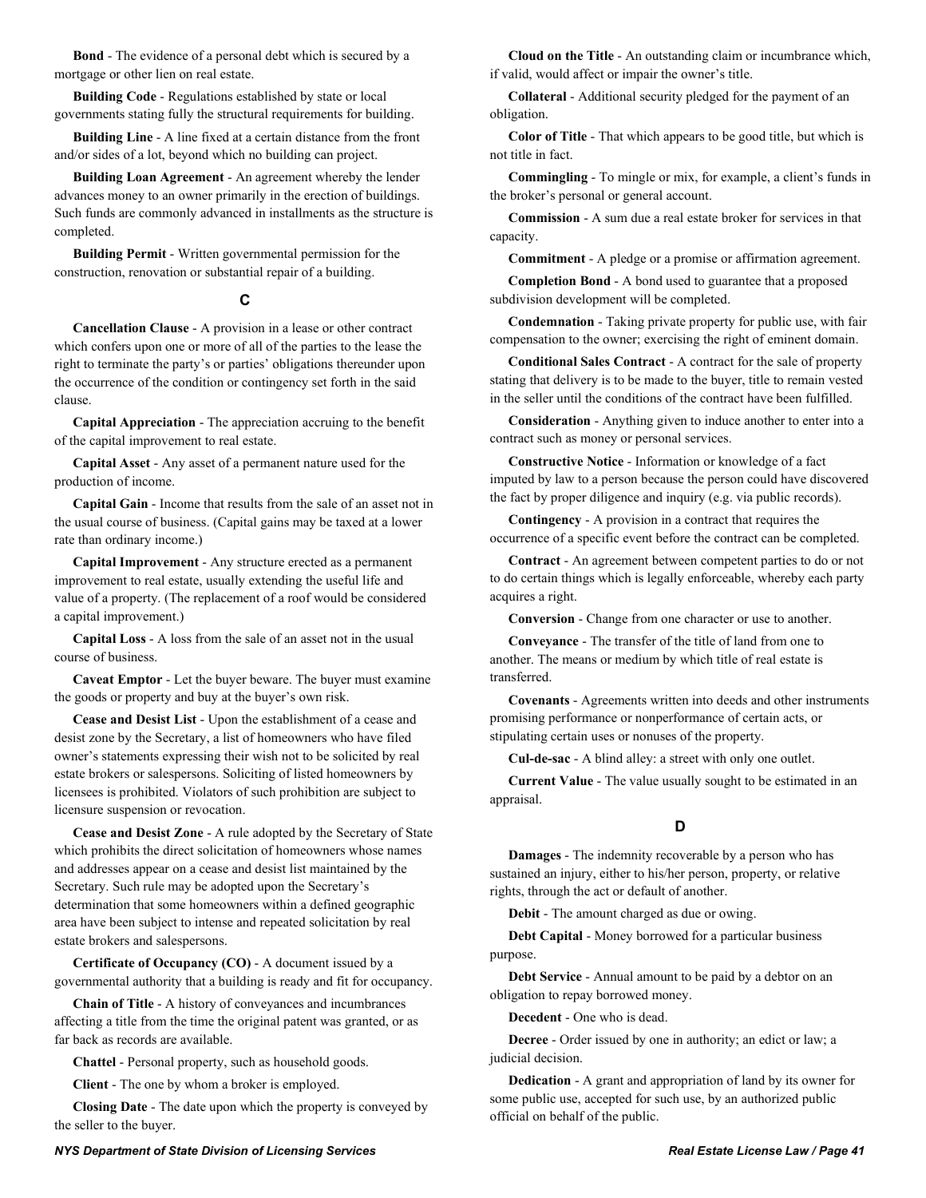**Bond** - The evidence of a personal debt which is secured by a mortgage or other lien on real estate.

**Building Code** - Regulations established by state or local governments stating fully the structural requirements for building.

**Building Line** - A line fixed at a certain distance from the front and/or sides of a lot, beyond which no building can project.

**Building Loan Agreement** - An agreement whereby the lender advances money to an owner primarily in the erection of buildings. Such funds are commonly advanced in installments as the structure is completed.

**Building Permit** - Written governmental permission for the construction, renovation or substantial repair of a building.

### C

**Cancellation Clause** - A provision in a lease or other contract which confers upon one or more of all of the parties to the lease the right to terminate the party's or parties' obligations thereunder upon the occurrence of the condition or contingency set forth in the said clause.

**Capital Appreciation** - The appreciation accruing to the benefit of the capital improvement to real estate.

**Capital Asset** - Any asset of a permanent nature used for the production of income.

**Capital Gain** - Income that results from the sale of an asset not in the usual course of business. (Capital gains may be taxed at a lower rate than ordinary income.)

**Capital Improvement** - Any structure erected as a permanent improvement to real estate, usually extending the useful life and value of a property. (The replacement of a roof would be considered a capital improvement.)

**Capital Loss** - A loss from the sale of an asset not in the usual course of business.

**Caveat Emptor** - Let the buyer beware. The buyer must examine the goods or property and buy at the buyer's own risk.

**Cease and Desist List** - Upon the establishment of a cease and desist zone by the Secretary, a list of homeowners who have filed owner's statements expressing their wish not to be solicited by real estate brokers or salespersons. Soliciting of listed homeowners by licensees is prohibited. Violators of such prohibition are subject to licensure suspension or revocation.

**Cease and Desist Zone** - A rule adopted by the Secretary of State which prohibits the direct solicitation of homeowners whose names and addresses appear on a cease and desist list maintained by the Secretary. Such rule may be adopted upon the Secretary's determination that some homeowners within a defined geographic area have been subject to intense and repeated solicitation by real estate brokers and salespersons.

**Certificate of Occupancy (CO)** - A document issued by a governmental authority that a building is ready and fit for occupancy.

**Chain of Title** - A history of conveyances and incumbrances affecting a title from the time the original patent was granted, or as far back as records are available.

**Chattel** - Personal property, such as household goods.

**Client** - The one by whom a broker is employed.

**Closing Date** - The date upon which the property is conveyed by the seller to the buyer.

**Cloud on the Title** - An outstanding claim or incumbrance which, if valid, would affect or impair the owner's title.

**Collateral** - Additional security pledged for the payment of an obligation.

**Color of Title** - That which appears to be good title, but which is not title in fact.

**Commingling** - To mingle or mix, for example, a client's funds in the broker's personal or general account.

**Commission** - A sum due a real estate broker for services in that capacity.

**Commitment** - A pledge or a promise or affirmation agreement.

**Completion Bond** - A bond used to guarantee that a proposed subdivision development will be completed.

**Condemnation** - Taking private property for public use, with fair compensation to the owner; exercising the right of eminent domain.

**Conditional Sales Contract** - A contract for the sale of property stating that delivery is to be made to the buyer, title to remain vested in the seller until the conditions of the contract have been fulfilled.

**Consideration** - Anything given to induce another to enter into a contract such as money or personal services.

**Constructive Notice** - Information or knowledge of a fact imputed by law to a person because the person could have discovered the fact by proper diligence and inquiry (e.g. via public records).

**Contingency** - A provision in a contract that requires the occurrence of a specific event before the contract can be completed.

**Contract** - An agreement between competent parties to do or not to do certain things which is legally enforceable, whereby each party acquires a right.

**Conversion** - Change from one character or use to another.

**Conveyance** - The transfer of the title of land from one to another. The means or medium by which title of real estate is transferred.

**Covenants** - Agreements written into deeds and other instruments promising performance or nonperformance of certain acts, or stipulating certain uses or nonuses of the property.

**Cul-de-sac** - A blind alley: a street with only one outlet.

**Current Value** - The value usually sought to be estimated in an appraisal.

### D

**Damages** - The indemnity recoverable by a person who has sustained an injury, either to his/her person, property, or relative rights, through the act or default of another.

**Debit** - The amount charged as due or owing.

**Debt Capital** - Money borrowed for a particular business purpose.

**Debt Service** - Annual amount to be paid by a debtor on an obligation to repay borrowed money.

**Decedent** - One who is dead.

**Decree** - Order issued by one in authority; an edict or law; a judicial decision.

**Dedication** - A grant and appropriation of land by its owner for some public use, accepted for such use, by an authorized public official on behalf of the public.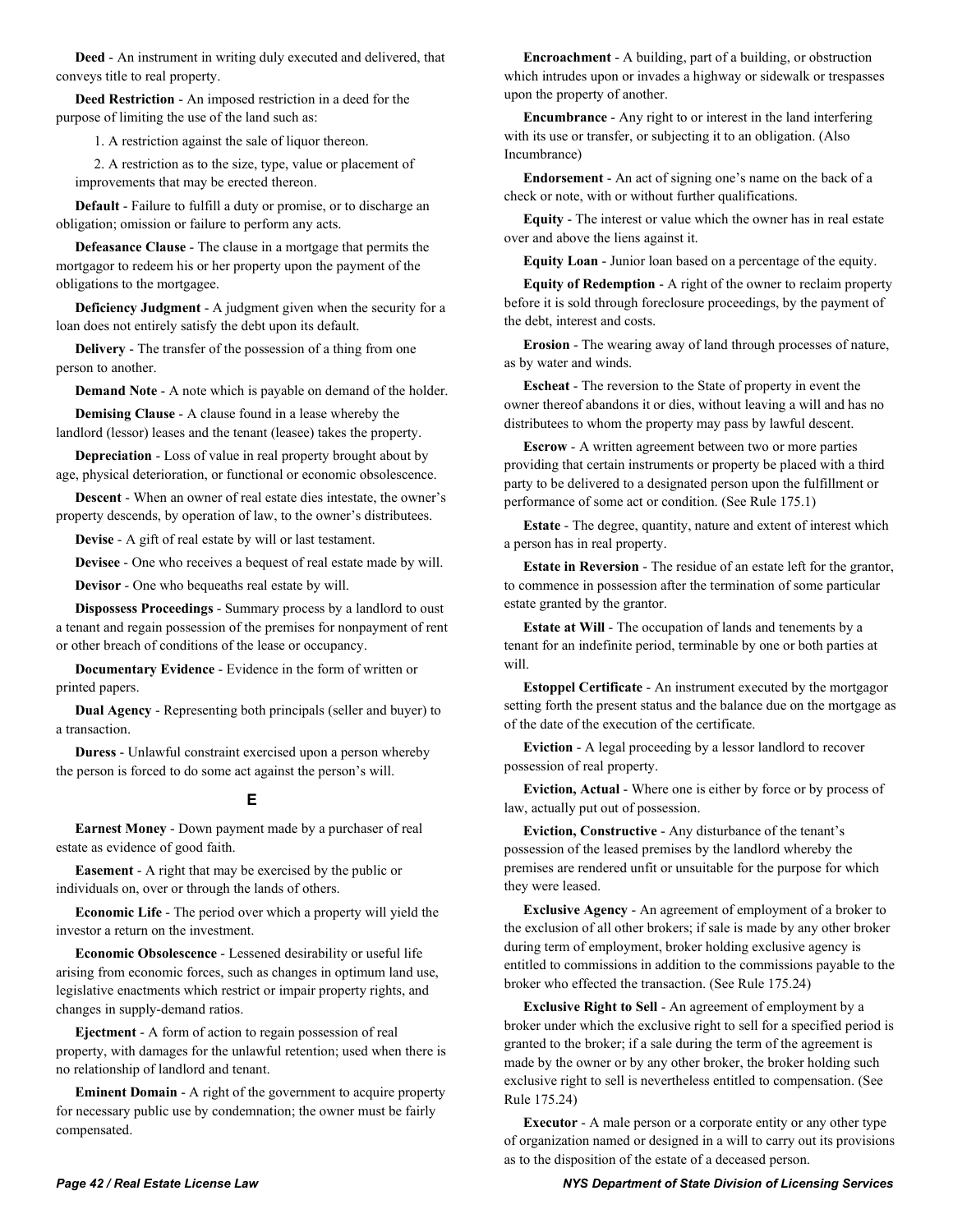**Deed** - An instrument in writing duly executed and delivered, that conveys title to real property.

**Deed Restriction** - An imposed restriction in a deed for the purpose of limiting the use of the land such as:

1. A restriction against the sale of liquor thereon.

2. A restriction as to the size, type, value or placement of improvements that may be erected thereon.

**Default** - Failure to fulfill a duty or promise, or to discharge an obligation; omission or failure to perform any acts.

**Defeasance Clause** - The clause in a mortgage that permits the mortgagor to redeem his or her property upon the payment of the obligations to the mortgagee.

**Deficiency Judgment** - A judgment given when the security for a loan does not entirely satisfy the debt upon its default.

**Delivery** - The transfer of the possession of a thing from one person to another.

**Demand Note** - A note which is payable on demand of the holder.

**Demising Clause** - A clause found in a lease whereby the landlord (lessor) leases and the tenant (leasee) takes the property.

**Depreciation** - Loss of value in real property brought about by age, physical deterioration, or functional or economic obsolescence.

**Descent** - When an owner of real estate dies intestate, the owner's property descends, by operation of law, to the owner's distributees.

**Devise** - A gift of real estate by will or last testament.

**Devisee** - One who receives a bequest of real estate made by will.

**Devisor** - One who bequeaths real estate by will.

**Dispossess Proceedings** - Summary process by a landlord to oust a tenant and regain possession of the premises for nonpayment of rent or other breach of conditions of the lease or occupancy.

**Documentary Evidence** - Evidence in the form of written or printed papers.

**Dual Agency** - Representing both principals (seller and buyer) to a transaction.

**Duress** - Unlawful constraint exercised upon a person whereby the person is forced to do some act against the person's will.

## E

**Earnest Money** - Down payment made by a purchaser of real estate as evidence of good faith.

**Easement** - A right that may be exercised by the public or individuals on, over or through the lands of others.

**Economic Life** - The period over which a property will yield the investor a return on the investment.

**Economic Obsolescence** - Lessened desirability or useful life arising from economic forces, such as changes in optimum land use, legislative enactments which restrict or impair property rights, and changes in supply-demand ratios.

**Ejectment** - A form of action to regain possession of real property, with damages for the unlawful retention; used when there is no relationship of landlord and tenant.

**Eminent Domain** - A right of the government to acquire property for necessary public use by condemnation; the owner must be fairly compensated.

**Encroachment** - A building, part of a building, or obstruction which intrudes upon or invades a highway or sidewalk or trespasses upon the property of another.

**Encumbrance** - Any right to or interest in the land interfering with its use or transfer, or subjecting it to an obligation. (Also Incumbrance)

**Endorsement** - An act of signing one's name on the back of a check or note, with or without further qualifications.

**Equity** - The interest or value which the owner has in real estate over and above the liens against it.

**Equity Loan** - Junior loan based on a percentage of the equity.

**Equity of Redemption** - A right of the owner to reclaim property before it is sold through foreclosure proceedings, by the payment of the debt, interest and costs.

**Erosion** - The wearing away of land through processes of nature, as by water and winds.

**Escheat** - The reversion to the State of property in event the owner thereof abandons it or dies, without leaving a will and has no distributees to whom the property may pass by lawful descent.

**Escrow** - A written agreement between two or more parties providing that certain instruments or property be placed with a third party to be delivered to a designated person upon the fulfillment or performance of some act or condition. (See Rule 175.1)

**Estate** - The degree, quantity, nature and extent of interest which a person has in real property.

**Estate in Reversion** - The residue of an estate left for the grantor, to commence in possession after the termination of some particular estate granted by the grantor.

**Estate at Will** - The occupation of lands and tenements by a tenant for an indefinite period, terminable by one or both parties at will.

**Estoppel Certificate** - An instrument executed by the mortgagor setting forth the present status and the balance due on the mortgage as of the date of the execution of the certificate.

**Eviction** - A legal proceeding by a lessor landlord to recover possession of real property.

**Eviction, Actual** - Where one is either by force or by process of law, actually put out of possession.

**Eviction, Constructive** - Any disturbance of the tenant's possession of the leased premises by the landlord whereby the premises are rendered unfit or unsuitable for the purpose for which they were leased.

**Exclusive Agency** - An agreement of employment of a broker to the exclusion of all other brokers; if sale is made by any other broker during term of employment, broker holding exclusive agency is entitled to commissions in addition to the commissions payable to the broker who effected the transaction. (See Rule 175.24)

**Exclusive Right to Sell** - An agreement of employment by a broker under which the exclusive right to sell for a specified period is granted to the broker; if a sale during the term of the agreement is made by the owner or by any other broker, the broker holding such exclusive right to sell is nevertheless entitled to compensation. (See Rule 175.24)

**Executor** - A male person or a corporate entity or any other type of organization named or designed in a will to carry out its provisions as to the disposition of the estate of a deceased person.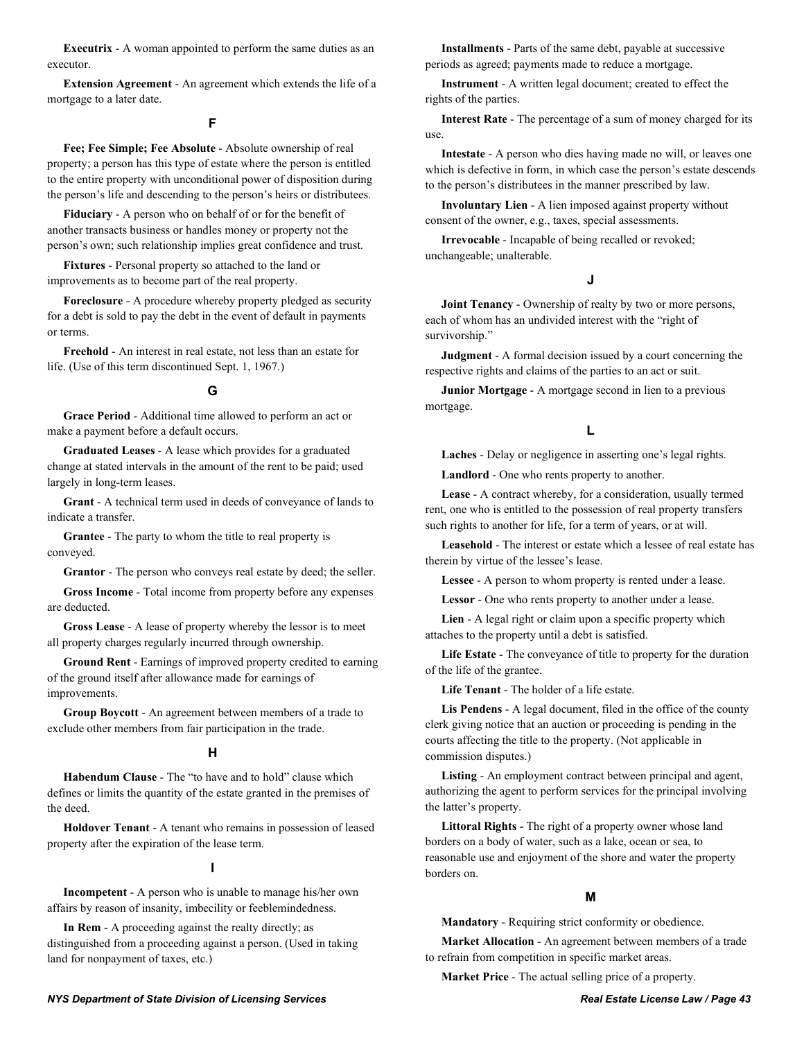**Executrix** - A woman appointed to perform the same duties as an executor.

**Extension Agreement** - An agreement which extends the life of a mortgage to a later date.

### F

**Fee; Fee Simple; Fee Absolute** - Absolute ownership of real property; a person has this type of estate where the person is entitled to the entire property with unconditional power of disposition during the person's life and descending to the person's heirs or distributees.

**Fiduciary** - A person who on behalf of or for the benefit of another transacts business or handles money or property not the person's own; such relationship implies great confidence and trust.

**Fixtures** - Personal property so attached to the land or improvements as to become part of the real property.

**Foreclosure** - A procedure whereby property pledged as security for a debt is sold to pay the debt in the event of default in payments or terms.

**Freehold** - An interest in real estate, not less than an estate for life. (Use of this term discontinued Sept. 1, 1967.)

### G

**Grace Period** - Additional time allowed to perform an act or make a payment before a default occurs.

**Graduated Leases** - A lease which provides for a graduated change at stated intervals in the amount of the rent to be paid; used largely in long-term leases.

**Grant** - A technical term used in deeds of conveyance of lands to indicate a transfer.

**Grantee** - The party to whom the title to real property is conveyed.

**Grantor** - The person who conveys real estate by deed; the seller.

**Gross Income** - Total income from property before any expenses are deducted.

**Gross Lease** - A lease of property whereby the lessor is to meet all property charges regularly incurred through ownership.

**Ground Rent** - Earnings of improved property credited to earning of the ground itself after allowance made for earnings of improvements.

**Group Boycott** - An agreement between members of a trade to exclude other members from fair participation in the trade.

### H

**Habendum Clause** - The "to have and to hold" clause which defines or limits the quantity of the estate granted in the premises of the deed.

**Holdover Tenant** - A tenant who remains in possession of leased property after the expiration of the lease term.

### I

**Incompetent** - A person who is unable to manage his/her own affairs by reason of insanity, imbecility or feeblemindedness.

**In Rem** - A proceeding against the realty directly; as distinguished from a proceeding against a person. (Used in taking land for nonpayment of taxes, etc.)

**Installments** - Parts of the same debt, payable at successive periods as agreed; payments made to reduce a mortgage.

**Instrument** - A written legal document; created to effect the rights of the parties.

**Interest Rate** - The percentage of a sum of money charged for its use.

**Intestate** - A person who dies having made no will, or leaves one which is defective in form, in which case the person's estate descends to the person's distributees in the manner prescribed by law.

**Involuntary Lien** - A lien imposed against property without consent of the owner, e.g., taxes, special assessments.

**Irrevocable** - Incapable of being recalled or revoked; unchangeable; unalterable.

### J

**Joint Tenancy** - Ownership of realty by two or more persons, each of whom has an undivided interest with the "right of survivorship."

**Judgment** - A formal decision issued by a court concerning the respective rights and claims of the parties to an act or suit.

**Junior Mortgage** - A mortgage second in lien to a previous mortgage.

### L

**Laches** - Delay or negligence in asserting one's legal rights.

**Landlord** - One who rents property to another.

**Lease** - A contract whereby, for a consideration, usually termed rent, one who is entitled to the possession of real property transfers such rights to another for life, for a term of years, or at will.

**Leasehold** - The interest or estate which a lessee of real estate has therein by virtue of the lessee's lease.

**Lessee** - A person to whom property is rented under a lease.

**Lessor** - One who rents property to another under a lease.

**Lien** - A legal right or claim upon a specific property which attaches to the property until a debt is satisfied.

**Life Estate** - The conveyance of title to property for the duration of the life of the grantee.

**Life Tenant** - The holder of a life estate.

**Lis Pendens** - A legal document, filed in the office of the county clerk giving notice that an auction or proceeding is pending in the courts affecting the title to the property. (Not applicable in commission disputes.)

**Listing** - An employment contract between principal and agent, authorizing the agent to perform services for the principal involving the latter's property.

**Littoral Rights** - The right of a property owner whose land borders on a body of water, such as a lake, ocean or sea, to reasonable use and enjoyment of the shore and water the property borders on.

### M

**Mandatory** - Requiring strict conformity or obedience.

**Market Allocation** - An agreement between members of a trade to refrain from competition in specific market areas.

**Market Price** - The actual selling price of a property.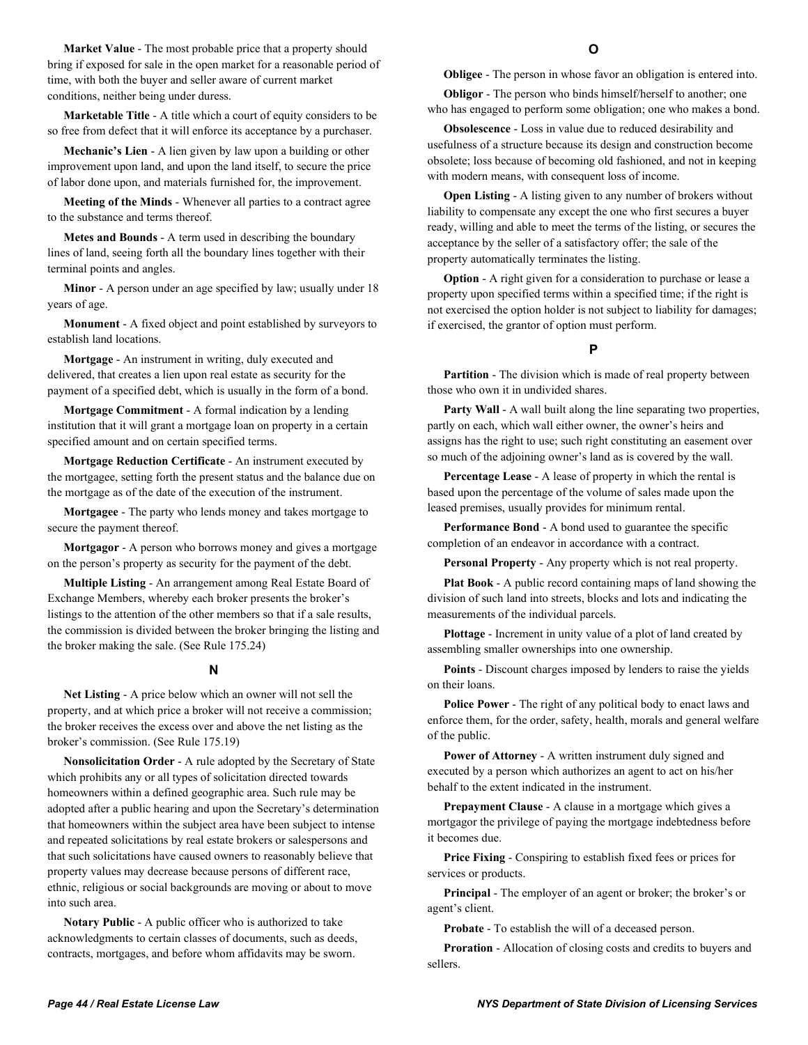**Market Value** - The most probable price that a property should bring if exposed for sale in the open market for a reasonable period of time, with both the buyer and seller aware of current market conditions, neither being under duress.

**Marketable Title** - A title which a court of equity considers to be so free from defect that it will enforce its acceptance by a purchaser.

**Mechanic's Lien** - A lien given by law upon a building or other improvement upon land, and upon the land itself, to secure the price of labor done upon, and materials furnished for, the improvement.

**Meeting of the Minds** - Whenever all parties to a contract agree to the substance and terms thereof.

**Metes and Bounds** - A term used in describing the boundary lines of land, seeing forth all the boundary lines together with their terminal points and angles.

**Minor** - A person under an age specified by law; usually under 18 years of age.

**Monument** - A fixed object and point established by surveyors to establish land locations.

**Mortgage** - An instrument in writing, duly executed and delivered, that creates a lien upon real estate as security for the payment of a specified debt, which is usually in the form of a bond.

**Mortgage Commitment** - A formal indication by a lending institution that it will grant a mortgage loan on property in a certain specified amount and on certain specified terms.

**Mortgage Reduction Certificate** - An instrument executed by the mortgagee, setting forth the present status and the balance due on the mortgage as of the date of the execution of the instrument.

**Mortgagee** - The party who lends money and takes mortgage to secure the payment thereof.

**Mortgagor** - A person who borrows money and gives a mortgage on the person's property as security for the payment of the debt.

**Multiple Listing** - An arrangement among Real Estate Board of Exchange Members, whereby each broker presents the broker's listings to the attention of the other members so that if a sale results, the commission is divided between the broker bringing the listing and the broker making the sale. (See Rule 175.24)

## N

**Net Listing** - A price below which an owner will not sell the property, and at which price a broker will not receive a commission; the broker receives the excess over and above the net listing as the broker's commission. (See Rule 175.19)

**Nonsolicitation Order** - A rule adopted by the Secretary of State which prohibits any or all types of solicitation directed towards homeowners within a defined geographic area. Such rule may be adopted after a public hearing and upon the Secretary's determination that homeowners within the subject area have been subject to intense and repeated solicitations by real estate brokers or salespersons and that such solicitations have caused owners to reasonably believe that property values may decrease because persons of different race, ethnic, religious or social backgrounds are moving or about to move into such area.

**Notary Public** - A public officer who is authorized to take acknowledgments to certain classes of documents, such as deeds, contracts, mortgages, and before whom affidavits may be sworn.

## O

**Obligee** - The person in whose favor an obligation is entered into.

**Obligor** - The person who binds himself/herself to another; one who has engaged to perform some obligation; one who makes a bond.

**Obsolescence** - Loss in value due to reduced desirability and usefulness of a structure because its design and construction become obsolete; loss because of becoming old fashioned, and not in keeping with modern means, with consequent loss of income.

**Open Listing** - A listing given to any number of brokers without liability to compensate any except the one who first secures a buyer ready, willing and able to meet the terms of the listing, or secures the acceptance by the seller of a satisfactory offer; the sale of the property automatically terminates the listing.

**Option** - A right given for a consideration to purchase or lease a property upon specified terms within a specified time; if the right is not exercised the option holder is not subject to liability for damages; if exercised, the grantor of option must perform.

## P

**Partition** - The division which is made of real property between those who own it in undivided shares.

**Party Wall** - A wall built along the line separating two properties, partly on each, which wall either owner, the owner's heirs and assigns has the right to use; such right constituting an easement over so much of the adjoining owner's land as is covered by the wall.

**Percentage Lease** - A lease of property in which the rental is based upon the percentage of the volume of sales made upon the leased premises, usually provides for minimum rental.

**Performance Bond** - A bond used to guarantee the specific completion of an endeavor in accordance with a contract.

**Personal Property** - Any property which is not real property.

**Plat Book** - A public record containing maps of land showing the division of such land into streets, blocks and lots and indicating the measurements of the individual parcels.

**Plottage** - Increment in unity value of a plot of land created by assembling smaller ownerships into one ownership.

**Points** - Discount charges imposed by lenders to raise the yields on their loans.

**Police Power** - The right of any political body to enact laws and enforce them, for the order, safety, health, morals and general welfare of the public.

**Power of Attorney** - A written instrument duly signed and executed by a person which authorizes an agent to act on his/her behalf to the extent indicated in the instrument.

**Prepayment Clause** - A clause in a mortgage which gives a mortgagor the privilege of paying the mortgage indebtedness before it becomes due.

**Price Fixing** - Conspiring to establish fixed fees or prices for services or products.

**Principal** - The employer of an agent or broker; the broker's or agent's client.

**Probate** - To establish the will of a deceased person.

**Proration** - Allocation of closing costs and credits to buyers and sellers.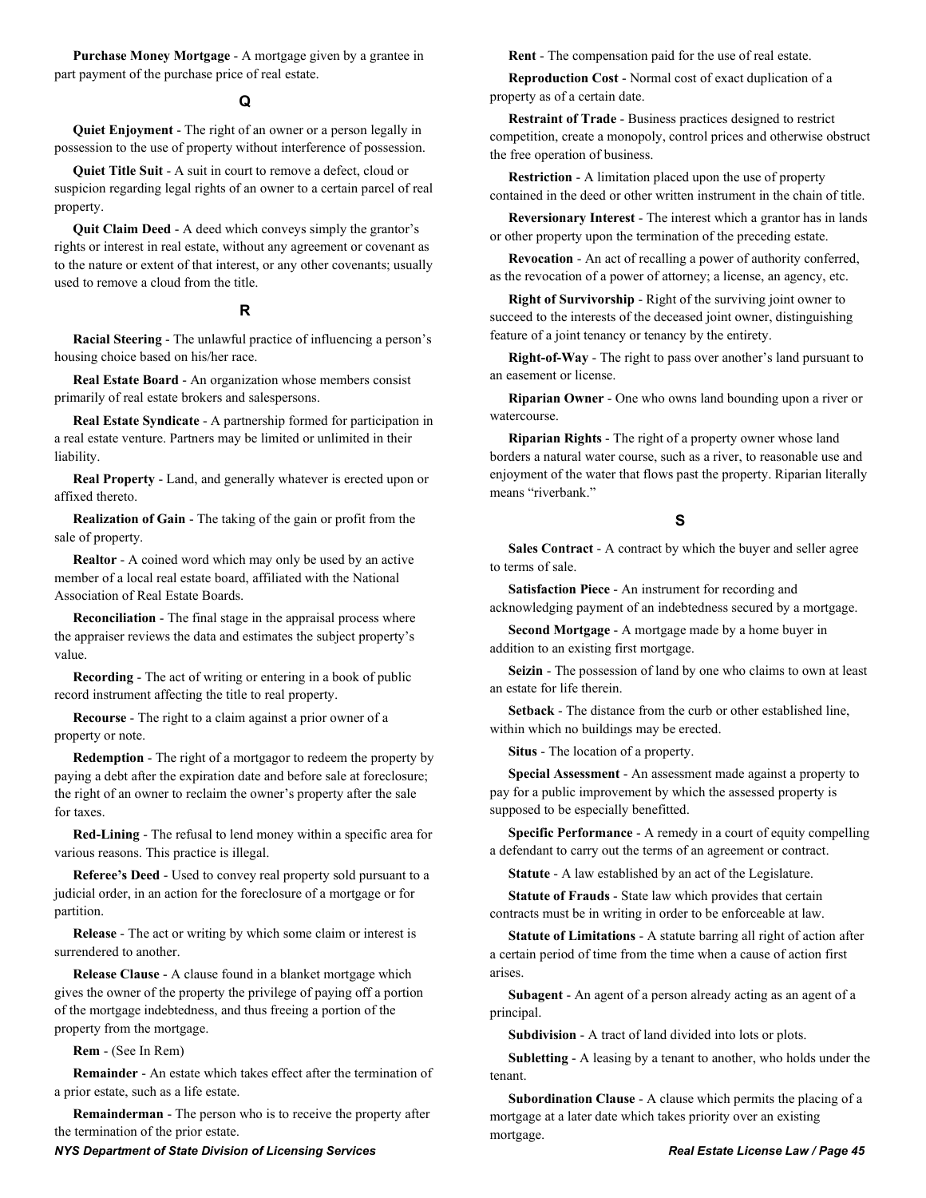**Purchase Money Mortgage** - A mortgage given by a grantee in part payment of the purchase price of real estate.

## Q

**Quiet Enjoyment** - The right of an owner or a person legally in possession to the use of property without interference of possession.

**Quiet Title Suit** - A suit in court to remove a defect, cloud or suspicion regarding legal rights of an owner to a certain parcel of real property.

**Quit Claim Deed** - A deed which conveys simply the grantor's rights or interest in real estate, without any agreement or covenant as to the nature or extent of that interest, or any other covenants; usually used to remove a cloud from the title.

## R

**Racial Steering** - The unlawful practice of influencing a person's housing choice based on his/her race.

**Real Estate Board** - An organization whose members consist primarily of real estate brokers and salespersons.

**Real Estate Syndicate** - A partnership formed for participation in a real estate venture. Partners may be limited or unlimited in their liability.

**Real Property** - Land, and generally whatever is erected upon or affixed thereto.

**Realization of Gain** - The taking of the gain or profit from the sale of property.

**Realtor** - A coined word which may only be used by an active member of a local real estate board, affiliated with the National Association of Real Estate Boards.

**Reconciliation** - The final stage in the appraisal process where the appraiser reviews the data and estimates the subject property's value.

**Recording** - The act of writing or entering in a book of public record instrument affecting the title to real property.

**Recourse** - The right to a claim against a prior owner of a property or note.

**Redemption** - The right of a mortgagor to redeem the property by paying a debt after the expiration date and before sale at foreclosure; the right of an owner to reclaim the owner's property after the sale for taxes.

**Red-Lining** - The refusal to lend money within a specific area for various reasons. This practice is illegal.

**Referee's Deed** - Used to convey real property sold pursuant to a judicial order, in an action for the foreclosure of a mortgage or for partition.

**Release** - The act or writing by which some claim or interest is surrendered to another.

**Release Clause** - A clause found in a blanket mortgage which gives the owner of the property the privilege of paying off a portion of the mortgage indebtedness, and thus freeing a portion of the property from the mortgage.

**Rem** - (See In Rem)

**Remainder** - An estate which takes effect after the termination of a prior estate, such as a life estate.

**Remainderman** - The person who is to receive the property after the termination of the prior estate.

**Rent** - The compensation paid for the use of real estate.

**Reproduction Cost** - Normal cost of exact duplication of a property as of a certain date.

**Restraint of Trade** - Business practices designed to restrict competition, create a monopoly, control prices and otherwise obstruct the free operation of business.

**Restriction** - A limitation placed upon the use of property contained in the deed or other written instrument in the chain of title.

**Reversionary Interest** - The interest which a grantor has in lands or other property upon the termination of the preceding estate.

**Revocation** - An act of recalling a power of authority conferred, as the revocation of a power of attorney; a license, an agency, etc.

**Right of Survivorship** - Right of the surviving joint owner to succeed to the interests of the deceased joint owner, distinguishing feature of a joint tenancy or tenancy by the entirety.

**Right-of-Way** - The right to pass over another's land pursuant to an easement or license.

**Riparian Owner** - One who owns land bounding upon a river or watercourse.

**Riparian Rights** - The right of a property owner whose land borders a natural water course, such as a river, to reasonable use and enjoyment of the water that flows past the property. Riparian literally means "riverbank."

## S

**Sales Contract** - A contract by which the buyer and seller agree to terms of sale.

**Satisfaction Piece** - An instrument for recording and acknowledging payment of an indebtedness secured by a mortgage.

**Second Mortgage** - A mortgage made by a home buyer in addition to an existing first mortgage.

**Seizin** - The possession of land by one who claims to own at least an estate for life therein.

**Setback** - The distance from the curb or other established line, within which no buildings may be erected.

**Situs** - The location of a property.

**Special Assessment** - An assessment made against a property to pay for a public improvement by which the assessed property is supposed to be especially benefitted.

**Specific Performance** - A remedy in a court of equity compelling a defendant to carry out the terms of an agreement or contract.

**Statute** - A law established by an act of the Legislature.

**Statute of Frauds** - State law which provides that certain contracts must be in writing in order to be enforceable at law.

**Statute of Limitations** - A statute barring all right of action after a certain period of time from the time when a cause of action first arises.

**Subagent** - An agent of a person already acting as an agent of a principal.

**Subdivision** - A tract of land divided into lots or plots.

**Subletting** - A leasing by a tenant to another, who holds under the tenant.

**Subordination Clause** - A clause which permits the placing of a mortgage at a later date which takes priority over an existing mortgage.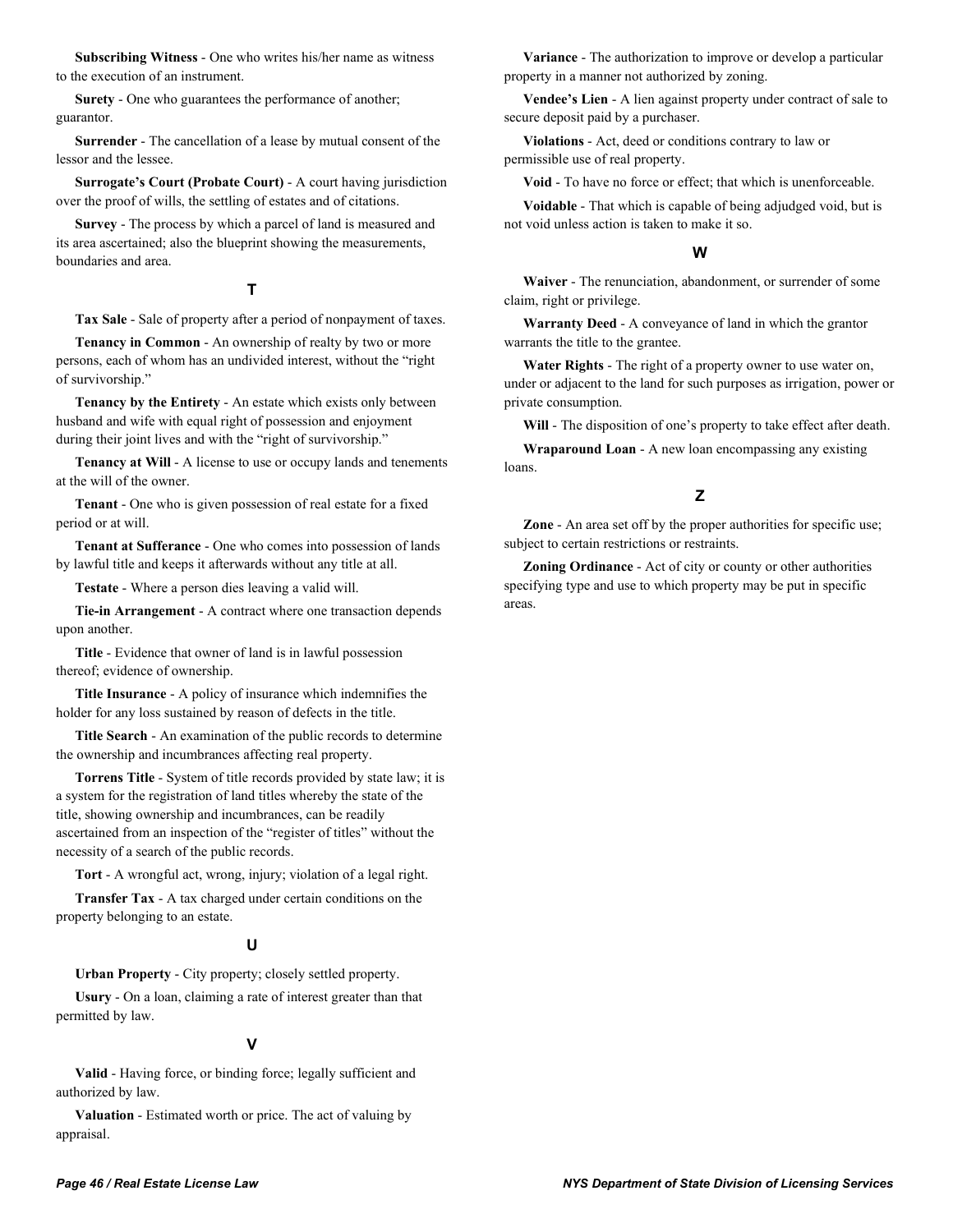**Subscribing Witness** - One who writes his/her name as witness to the execution of an instrument.

**Surety** - One who guarantees the performance of another; guarantor.

**Surrender** - The cancellation of a lease by mutual consent of the lessor and the lessee.

**Surrogate's Court (Probate Court)** - A court having jurisdiction over the proof of wills, the settling of estates and of citations.

**Survey** - The process by which a parcel of land is measured and its area ascertained; also the blueprint showing the measurements, boundaries and area.

### T

**Tax Sale** - Sale of property after a period of nonpayment of taxes.

**Tenancy in Common** - An ownership of realty by two or more persons, each of whom has an undivided interest, without the "right of survivorship."

**Tenancy by the Entirety** - An estate which exists only between husband and wife with equal right of possession and enjoyment during their joint lives and with the "right of survivorship."

**Tenancy at Will** - A license to use or occupy lands and tenements at the will of the owner.

**Tenant** - One who is given possession of real estate for a fixed period or at will.

**Tenant at Sufferance** - One who comes into possession of lands by lawful title and keeps it afterwards without any title at all.

**Testate** - Where a person dies leaving a valid will.

**Tie-in Arrangement** - A contract where one transaction depends upon another.

**Title** - Evidence that owner of land is in lawful possession thereof; evidence of ownership.

**Title Insurance** - A policy of insurance which indemnifies the holder for any loss sustained by reason of defects in the title.

**Title Search** - An examination of the public records to determine the ownership and incumbrances affecting real property.

**Torrens Title** - System of title records provided by state law; it is a system for the registration of land titles whereby the state of the title, showing ownership and incumbrances, can be readily ascertained from an inspection of the "register of titles" without the necessity of a search of the public records.

**Tort** - A wrongful act, wrong, injury; violation of a legal right.

**Transfer Tax** - A tax charged under certain conditions on the property belonging to an estate.

### U

**Urban Property** - City property; closely settled property.

**Usury** - On a loan, claiming a rate of interest greater than that permitted by law.

### V

**Valid** - Having force, or binding force; legally sufficient and authorized by law.

**Valuation** - Estimated worth or price. The act of valuing by appraisal.

**Variance** - The authorization to improve or develop a particular property in a manner not authorized by zoning.

**Vendee's Lien** - A lien against property under contract of sale to secure deposit paid by a purchaser.

**Violations** - Act, deed or conditions contrary to law or permissible use of real property.

**Void** - To have no force or effect; that which is unenforceable.

**Voidable** - That which is capable of being adjudged void, but is not void unless action is taken to make it so.

### W

**Waiver** - The renunciation, abandonment, or surrender of some claim, right or privilege.

**Warranty Deed** - A conveyance of land in which the grantor warrants the title to the grantee.

**Water Rights** - The right of a property owner to use water on, under or adjacent to the land for such purposes as irrigation, power or private consumption.

**Will** - The disposition of one's property to take effect after death.

**Wraparound Loan** - A new loan encompassing any existing loans.

### Z

**Zone** - An area set off by the proper authorities for specific use; subject to certain restrictions or restraints.

**Zoning Ordinance** - Act of city or county or other authorities specifying type and use to which property may be put in specific areas.